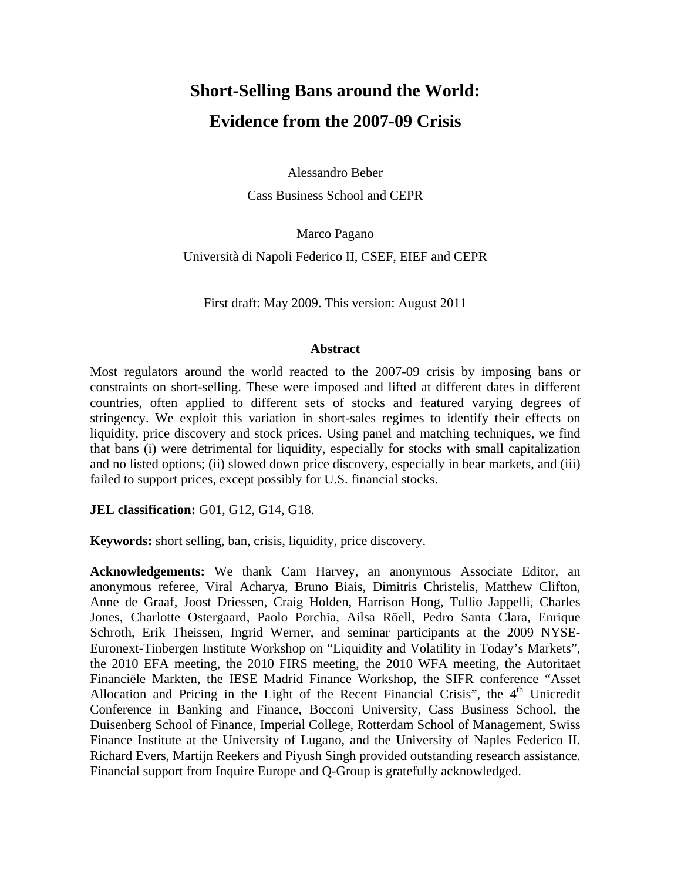# Short-Selling Bans around the World:
# Evidence from the 2007-09 Crisis

Alessandro Beber

Cass Business School and CEPR

Marco Pagano

Università di Napoli Federico II, CSEF, EIEF and CEPR

First draft: May 2009. This version: August 2011

### Abstract

Most regulators around the world reacted to the 2007-09 crisis by imposing bans or constraints on short-selling. These were imposed and lifted at different dates in different countries, often applied to different sets of stocks and featured varying degrees of stringency. We exploit this variation in short-sales regimes to identify their effects on liquidity, price discovery and stock prices. Using panel and matching techniques, we find that bans (i) were detrimental for liquidity, especially for stocks with small capitalization and no listed options; (ii) slowed down price discovery, especially in bear markets, and (iii) failed to support prices, except possibly for U.S. financial stocks.

**JEL classification:** G01, G12, G14, G18.

**Keywords:** short selling, ban, crisis, liquidity, price discovery.

**Acknowledgements:** We thank Cam Harvey, an anonymous Associate Editor, an anonymous referee, Viral Acharya, Bruno Biais, Dimitris Christelis, Matthew Clifton, Anne de Graaf, Joost Driessen, Craig Holden, Harrison Hong, Tullio Jappelli, Charles Jones, Charlotte Ostergaard, Paolo Porchia, Ailsa Röell, Pedro Santa Clara, Enrique Schroth, Erik Theissen, Ingrid Werner, and seminar participants at the 2009 NYSE-Euronext-Tinbergen Institute Workshop on "Liquidity and Volatility in Today's Markets", the 2010 EFA meeting, the 2010 FIRS meeting, the 2010 WFA meeting, the Autoritaet Financiële Markten, the IESE Madrid Finance Workshop, the SIFR conference "Asset Allocation and Pricing in the Light of the Recent Financial Crisis", the 4th Unicredit Conference in Banking and Finance, Bocconi University, Cass Business School, the Duisenberg School of Finance, Imperial College, Rotterdam School of Management, Swiss Finance Institute at the University of Lugano, and the University of Naples Federico II. Richard Evers, Martijn Reekers and Piyush Singh provided outstanding research assistance. Financial support from Inquire Europe and Q-Group is gratefully acknowledged.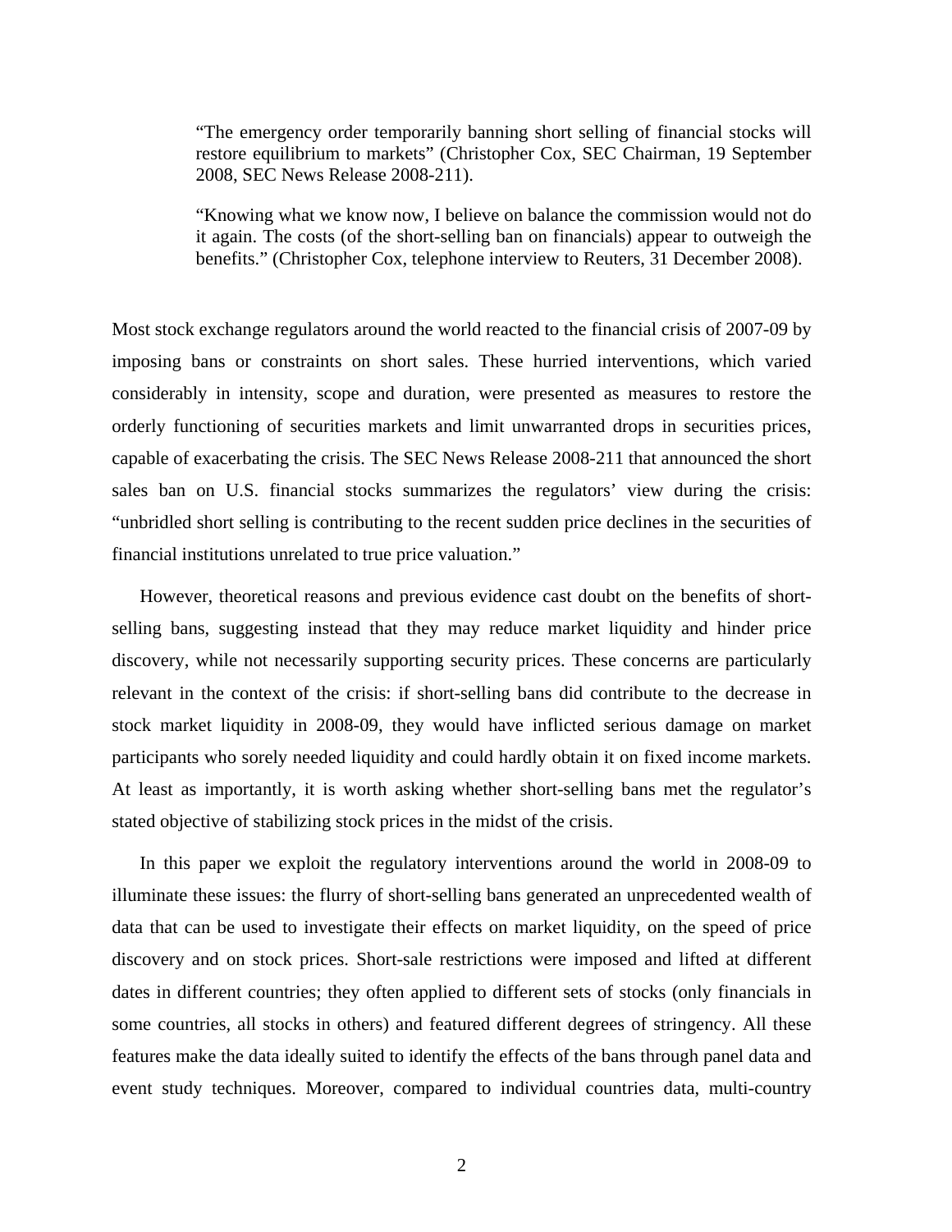> "The emergency order temporarily banning short selling of financial stocks will restore equilibrium to markets" (Christopher Cox, SEC Chairman, 19 September 2008, SEC News Release 2008-211).
>
> "Knowing what we know now, I believe on balance the commission would not do it again. The costs (of the short-selling ban on financials) appear to outweigh the benefits." (Christopher Cox, telephone interview to Reuters, 31 December 2008).

Most stock exchange regulators around the world reacted to the financial crisis of 2007-09 by imposing bans or constraints on short sales. These hurried interventions, which varied considerably in intensity, scope and duration, were presented as measures to restore the orderly functioning of securities markets and limit unwarranted drops in securities prices, capable of exacerbating the crisis. The SEC News Release 2008-211 that announced the short sales ban on U.S. financial stocks summarizes the regulators' view during the crisis: "unbridled short selling is contributing to the recent sudden price declines in the securities of financial institutions unrelated to true price valuation."

However, theoretical reasons and previous evidence cast doubt on the benefits of short-selling bans, suggesting instead that they may reduce market liquidity and hinder price discovery, while not necessarily supporting security prices. These concerns are particularly relevant in the context of the crisis: if short-selling bans did contribute to the decrease in stock market liquidity in 2008-09, they would have inflicted serious damage on market participants who sorely needed liquidity and could hardly obtain it on fixed income markets. At least as importantly, it is worth asking whether short-selling bans met the regulator's stated objective of stabilizing stock prices in the midst of the crisis.

In this paper we exploit the regulatory interventions around the world in 2008-09 to illuminate these issues: the flurry of short-selling bans generated an unprecedented wealth of data that can be used to investigate their effects on market liquidity, on the speed of price discovery and on stock prices. Short-sale restrictions were imposed and lifted at different dates in different countries; they often applied to different sets of stocks (only financials in some countries, all stocks in others) and featured different degrees of stringency. All these features make the data ideally suited to identify the effects of the bans through panel data and event study techniques. Moreover, compared to individual countries data, multi-country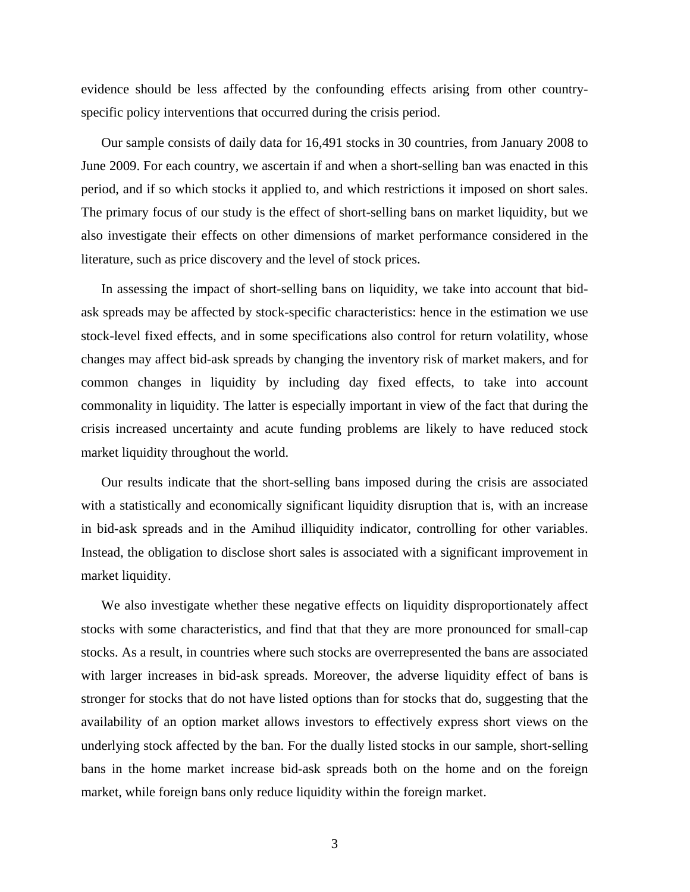evidence should be less affected by the confounding effects arising from other country-specific policy interventions that occurred during the crisis period.

Our sample consists of daily data for 16,491 stocks in 30 countries, from January 2008 to June 2009. For each country, we ascertain if and when a short-selling ban was enacted in this period, and if so which stocks it applied to, and which restrictions it imposed on short sales. The primary focus of our study is the effect of short-selling bans on market liquidity, but we also investigate their effects on other dimensions of market performance considered in the literature, such as price discovery and the level of stock prices.

In assessing the impact of short-selling bans on liquidity, we take into account that bid-ask spreads may be affected by stock-specific characteristics: hence in the estimation we use stock-level fixed effects, and in some specifications also control for return volatility, whose changes may affect bid-ask spreads by changing the inventory risk of market makers, and for common changes in liquidity by including day fixed effects, to take into account commonality in liquidity. The latter is especially important in view of the fact that during the crisis increased uncertainty and acute funding problems are likely to have reduced stock market liquidity throughout the world.

Our results indicate that the short-selling bans imposed during the crisis are associated with a statistically and economically significant liquidity disruption that is, with an increase in bid-ask spreads and in the Amihud illiquidity indicator, controlling for other variables. Instead, the obligation to disclose short sales is associated with a significant improvement in market liquidity.

We also investigate whether these negative effects on liquidity disproportionately affect stocks with some characteristics, and find that that they are more pronounced for small-cap stocks. As a result, in countries where such stocks are overrepresented the bans are associated with larger increases in bid-ask spreads. Moreover, the adverse liquidity effect of bans is stronger for stocks that do not have listed options than for stocks that do, suggesting that the availability of an option market allows investors to effectively express short views on the underlying stock affected by the ban. For the dually listed stocks in our sample, short-selling bans in the home market increase bid-ask spreads both on the home and on the foreign market, while foreign bans only reduce liquidity within the foreign market.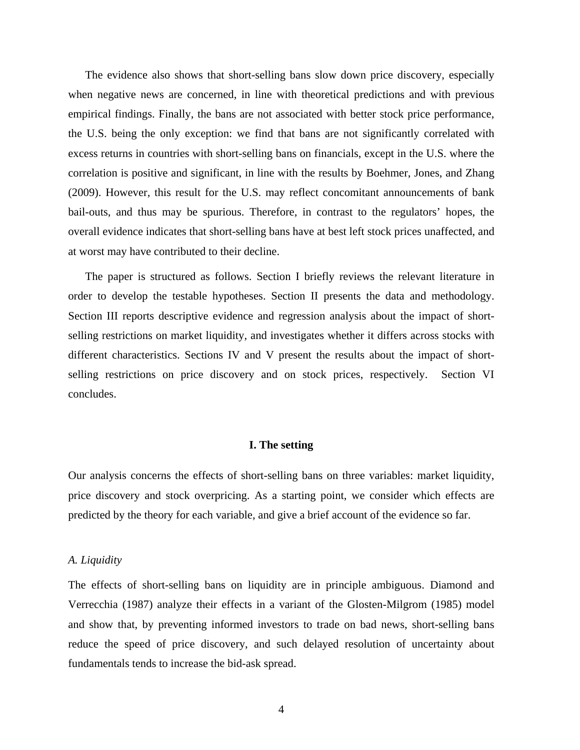The evidence also shows that short-selling bans slow down price discovery, especially when negative news are concerned, in line with theoretical predictions and with previous empirical findings. Finally, the bans are not associated with better stock price performance, the U.S. being the only exception: we find that bans are not significantly correlated with excess returns in countries with short-selling bans on financials, except in the U.S. where the correlation is positive and significant, in line with the results by Boehmer, Jones, and Zhang (2009). However, this result for the U.S. may reflect concomitant announcements of bank bail-outs, and thus may be spurious. Therefore, in contrast to the regulators' hopes, the overall evidence indicates that short-selling bans have at best left stock prices unaffected, and at worst may have contributed to their decline.

The paper is structured as follows. Section I briefly reviews the relevant literature in order to develop the testable hypotheses. Section II presents the data and methodology. Section III reports descriptive evidence and regression analysis about the impact of short-selling restrictions on market liquidity, and investigates whether it differs across stocks with different characteristics. Sections IV and V present the results about the impact of short-selling restrictions on price discovery and on stock prices, respectively. Section VI concludes.

## I. The setting

Our analysis concerns the effects of short-selling bans on three variables: market liquidity, price discovery and stock overpricing. As a starting point, we consider which effects are predicted by the theory for each variable, and give a brief account of the evidence so far.

### *A. Liquidity*

The effects of short-selling bans on liquidity are in principle ambiguous. Diamond and Verrecchia (1987) analyze their effects in a variant of the Glosten-Milgrom (1985) model and show that, by preventing informed investors to trade on bad news, short-selling bans reduce the speed of price discovery, and such delayed resolution of uncertainty about fundamentals tends to increase the bid-ask spread.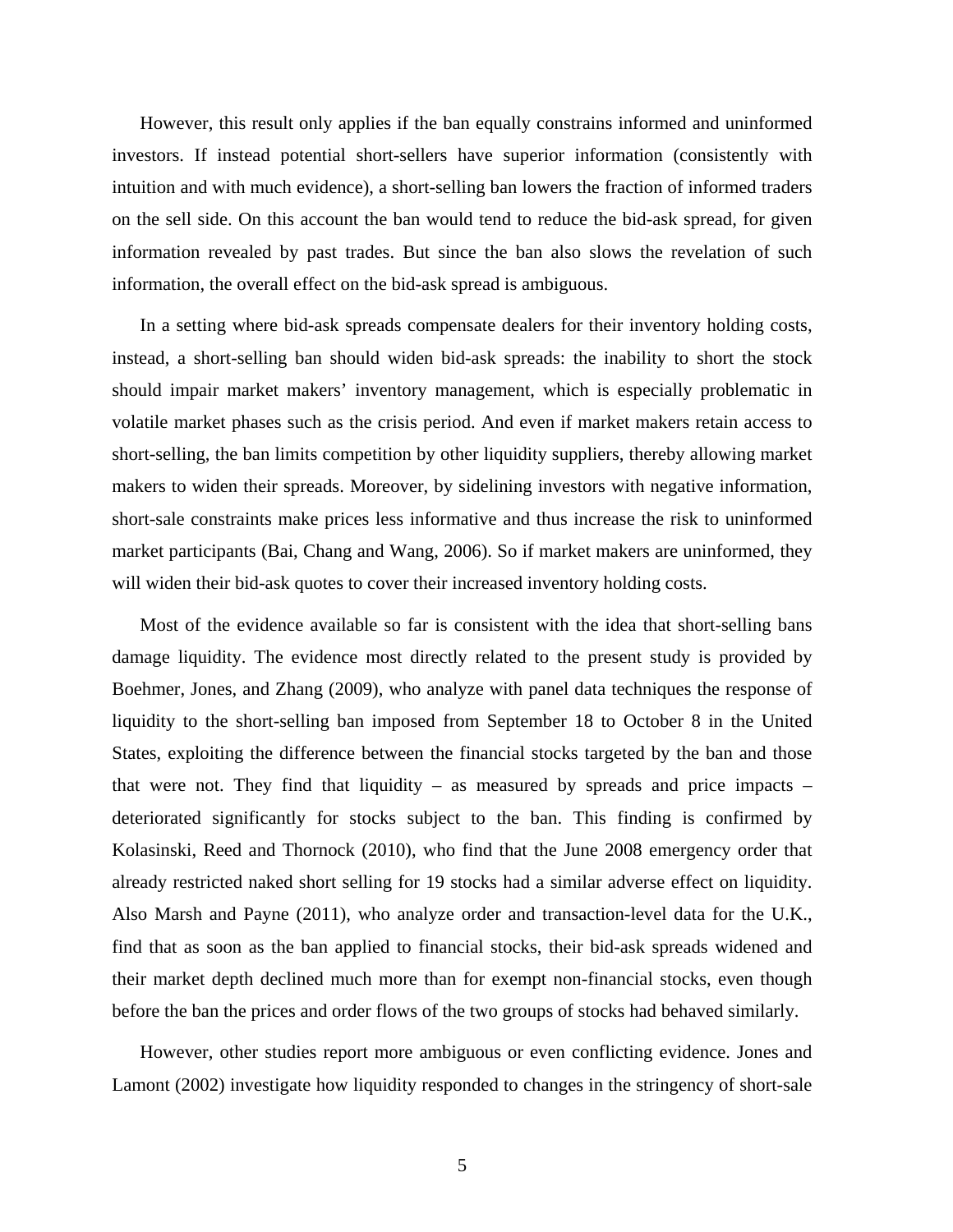However, this result only applies if the ban equally constrains informed and uninformed investors. If instead potential short-sellers have superior information (consistently with intuition and with much evidence), a short-selling ban lowers the fraction of informed traders on the sell side. On this account the ban would tend to reduce the bid-ask spread, for given information revealed by past trades. But since the ban also slows the revelation of such information, the overall effect on the bid-ask spread is ambiguous.

In a setting where bid-ask spreads compensate dealers for their inventory holding costs, instead, a short-selling ban should widen bid-ask spreads: the inability to short the stock should impair market makers' inventory management, which is especially problematic in volatile market phases such as the crisis period. And even if market makers retain access to short-selling, the ban limits competition by other liquidity suppliers, thereby allowing market makers to widen their spreads. Moreover, by sidelining investors with negative information, short-sale constraints make prices less informative and thus increase the risk to uninformed market participants (Bai, Chang and Wang, 2006). So if market makers are uninformed, they will widen their bid-ask quotes to cover their increased inventory holding costs.

Most of the evidence available so far is consistent with the idea that short-selling bans damage liquidity. The evidence most directly related to the present study is provided by Boehmer, Jones, and Zhang (2009), who analyze with panel data techniques the response of liquidity to the short-selling ban imposed from September 18 to October 8 in the United States, exploiting the difference between the financial stocks targeted by the ban and those that were not. They find that liquidity – as measured by spreads and price impacts – deteriorated significantly for stocks subject to the ban. This finding is confirmed by Kolasinski, Reed and Thornock (2010), who find that the June 2008 emergency order that already restricted naked short selling for 19 stocks had a similar adverse effect on liquidity. Also Marsh and Payne (2011), who analyze order and transaction-level data for the U.K., find that as soon as the ban applied to financial stocks, their bid-ask spreads widened and their market depth declined much more than for exempt non-financial stocks, even though before the ban the prices and order flows of the two groups of stocks had behaved similarly.

However, other studies report more ambiguous or even conflicting evidence. Jones and Lamont (2002) investigate how liquidity responded to changes in the stringency of short-sale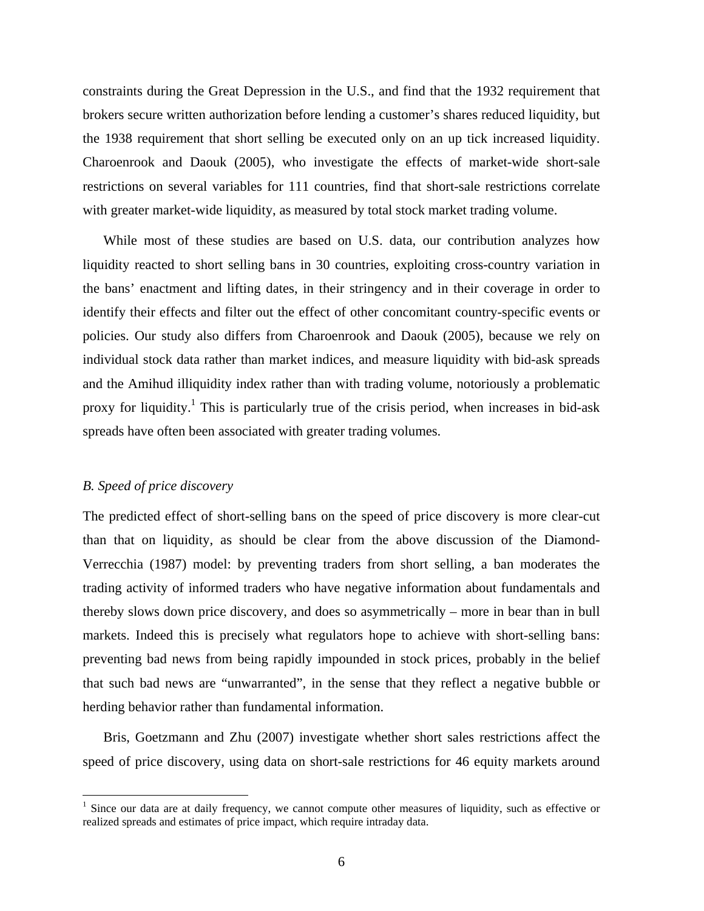constraints during the Great Depression in the U.S., and find that the 1932 requirement that brokers secure written authorization before lending a customer's shares reduced liquidity, but the 1938 requirement that short selling be executed only on an up tick increased liquidity. Charoenrook and Daouk (2005), who investigate the effects of market-wide short-sale restrictions on several variables for 111 countries, find that short-sale restrictions correlate with greater market-wide liquidity, as measured by total stock market trading volume.

While most of these studies are based on U.S. data, our contribution analyzes how liquidity reacted to short selling bans in 30 countries, exploiting cross-country variation in the bans' enactment and lifting dates, in their stringency and in their coverage in order to identify their effects and filter out the effect of other concomitant country-specific events or policies. Our study also differs from Charoenrook and Daouk (2005), because we rely on individual stock data rather than market indices, and measure liquidity with bid-ask spreads and the Amihud illiquidity index rather than with trading volume, notoriously a problematic proxy for liquidity.[1] This is particularly true of the crisis period, when increases in bid-ask spreads have often been associated with greater trading volumes.

### *B. Speed of price discovery*

The predicted effect of short-selling bans on the speed of price discovery is more clear-cut than that on liquidity, as should be clear from the above discussion of the Diamond-Verrecchia (1987) model: by preventing traders from short selling, a ban moderates the trading activity of informed traders who have negative information about fundamentals and thereby slows down price discovery, and does so asymmetrically – more in bear than in bull markets. Indeed this is precisely what regulators hope to achieve with short-selling bans: preventing bad news from being rapidly impounded in stock prices, probably in the belief that such bad news are "unwarranted", in the sense that they reflect a negative bubble or herding behavior rather than fundamental information.

Bris, Goetzmann and Zhu (2007) investigate whether short sales restrictions affect the speed of price discovery, using data on short-sale restrictions for 46 equity markets around

[1] Since our data are at daily frequency, we cannot compute other measures of liquidity, such as effective or realized spreads and estimates of price impact, which require intraday data.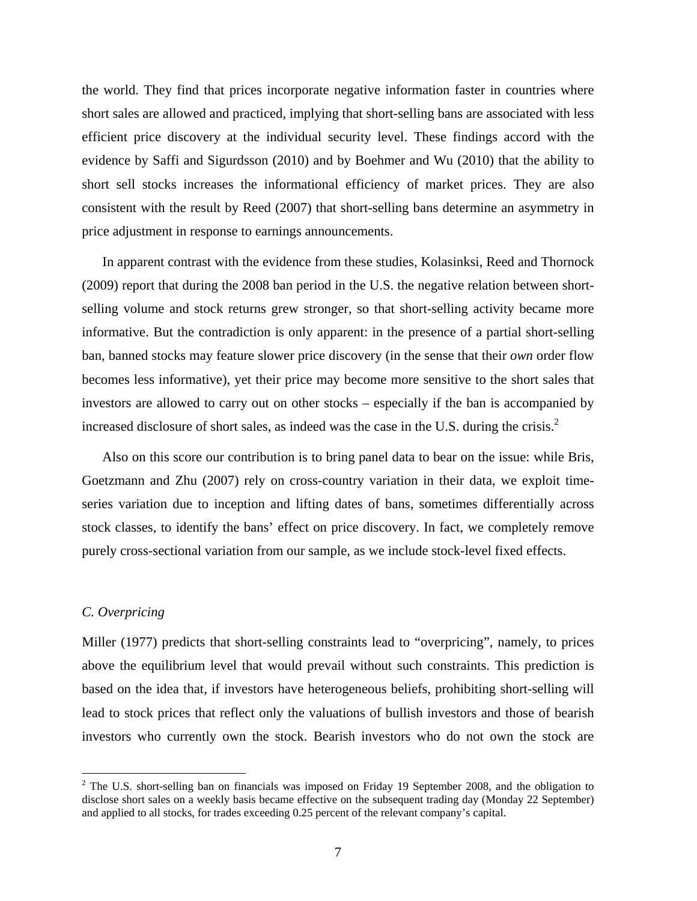the world. They find that prices incorporate negative information faster in countries where short sales are allowed and practiced, implying that short-selling bans are associated with less efficient price discovery at the individual security level. These findings accord with the evidence by Saffi and Sigurdsson (2010) and by Boehmer and Wu (2010) that the ability to short sell stocks increases the informational efficiency of market prices. They are also consistent with the result by Reed (2007) that short-selling bans determine an asymmetry in price adjustment in response to earnings announcements.

In apparent contrast with the evidence from these studies, Kolasinksi, Reed and Thornock (2009) report that during the 2008 ban period in the U.S. the negative relation between short-selling volume and stock returns grew stronger, so that short-selling activity became more informative. But the contradiction is only apparent: in the presence of a partial short-selling ban, banned stocks may feature slower price discovery (in the sense that their *own* order flow becomes less informative), yet their price may become more sensitive to the short sales that investors are allowed to carry out on other stocks – especially if the ban is accompanied by increased disclosure of short sales, as indeed was the case in the U.S. during the crisis.[2]

Also on this score our contribution is to bring panel data to bear on the issue: while Bris, Goetzmann and Zhu (2007) rely on cross-country variation in their data, we exploit time-series variation due to inception and lifting dates of bans, sometimes differentially across stock classes, to identify the bans' effect on price discovery. In fact, we completely remove purely cross-sectional variation from our sample, as we include stock-level fixed effects.

### *C. Overpricing*

Miller (1977) predicts that short-selling constraints lead to "overpricing", namely, to prices above the equilibrium level that would prevail without such constraints. This prediction is based on the idea that, if investors have heterogeneous beliefs, prohibiting short-selling will lead to stock prices that reflect only the valuations of bullish investors and those of bearish investors who currently own the stock. Bearish investors who do not own the stock are

[2] The U.S. short-selling ban on financials was imposed on Friday 19 September 2008, and the obligation to disclose short sales on a weekly basis became effective on the subsequent trading day (Monday 22 September) and applied to all stocks, for trades exceeding 0.25 percent of the relevant company's capital.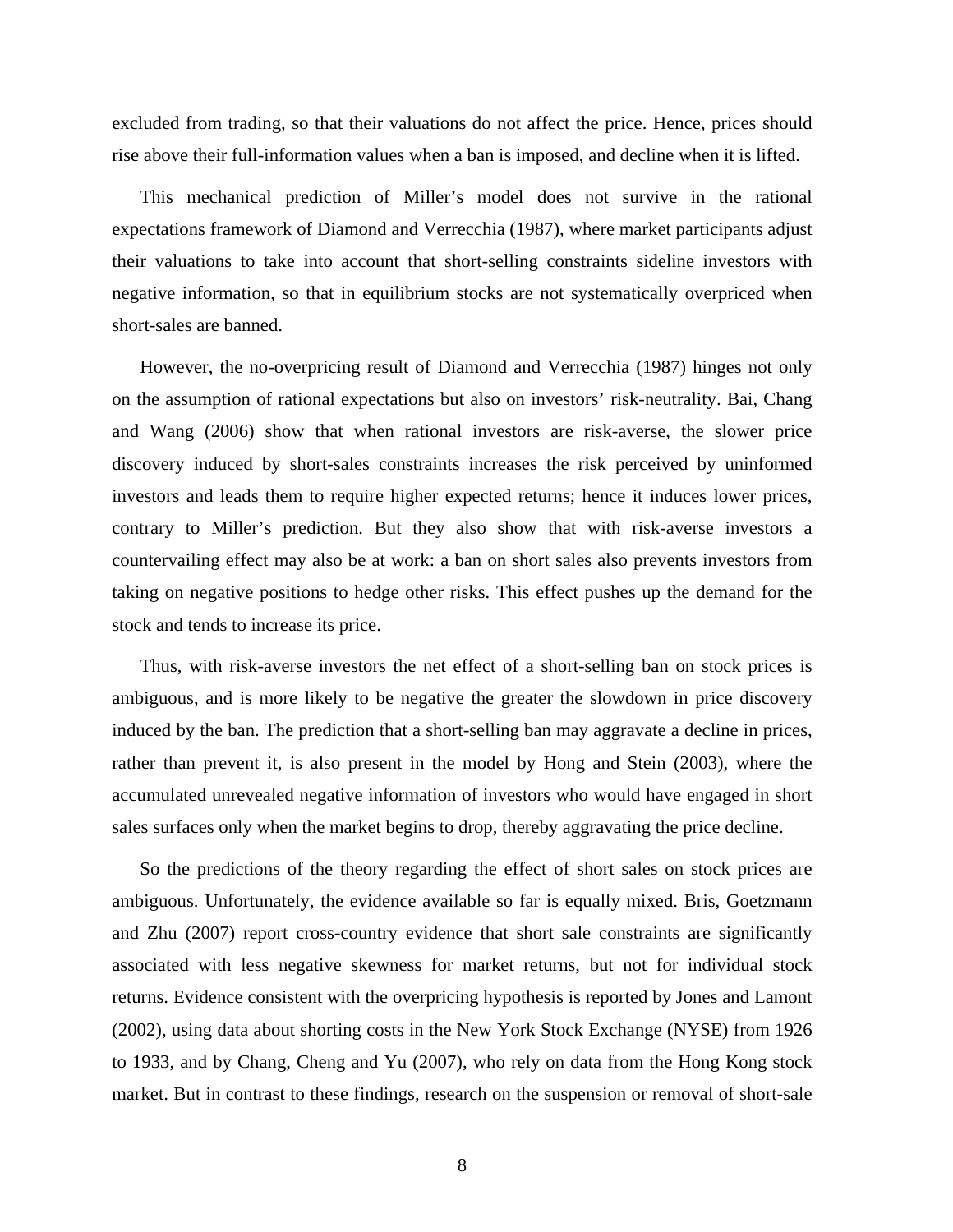excluded from trading, so that their valuations do not affect the price. Hence, prices should rise above their full-information values when a ban is imposed, and decline when it is lifted.

This mechanical prediction of Miller's model does not survive in the rational expectations framework of Diamond and Verrecchia (1987), where market participants adjust their valuations to take into account that short-selling constraints sideline investors with negative information, so that in equilibrium stocks are not systematically overpriced when short-sales are banned.

However, the no-overpricing result of Diamond and Verrecchia (1987) hinges not only on the assumption of rational expectations but also on investors' risk-neutrality. Bai, Chang and Wang (2006) show that when rational investors are risk-averse, the slower price discovery induced by short-sales constraints increases the risk perceived by uninformed investors and leads them to require higher expected returns; hence it induces lower prices, contrary to Miller's prediction. But they also show that with risk-averse investors a countervailing effect may also be at work: a ban on short sales also prevents investors from taking on negative positions to hedge other risks. This effect pushes up the demand for the stock and tends to increase its price.

Thus, with risk-averse investors the net effect of a short-selling ban on stock prices is ambiguous, and is more likely to be negative the greater the slowdown in price discovery induced by the ban. The prediction that a short-selling ban may aggravate a decline in prices, rather than prevent it, is also present in the model by Hong and Stein (2003), where the accumulated unrevealed negative information of investors who would have engaged in short sales surfaces only when the market begins to drop, thereby aggravating the price decline.

So the predictions of the theory regarding the effect of short sales on stock prices are ambiguous. Unfortunately, the evidence available so far is equally mixed. Bris, Goetzmann and Zhu (2007) report cross-country evidence that short sale constraints are significantly associated with less negative skewness for market returns, but not for individual stock returns. Evidence consistent with the overpricing hypothesis is reported by Jones and Lamont (2002), using data about shorting costs in the New York Stock Exchange (NYSE) from 1926 to 1933, and by Chang, Cheng and Yu (2007), who rely on data from the Hong Kong stock market. But in contrast to these findings, research on the suspension or removal of short-sale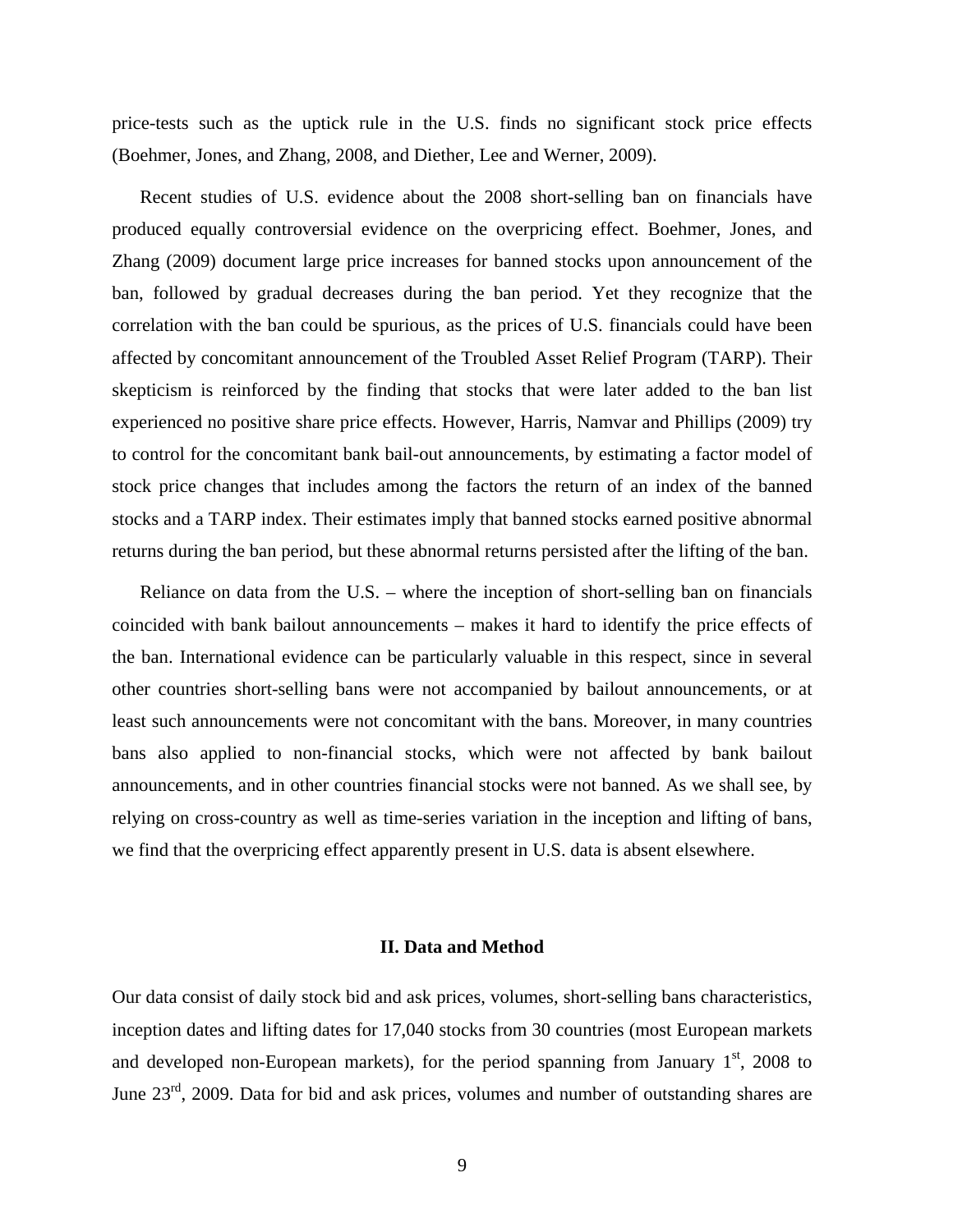price-tests such as the uptick rule in the U.S. finds no significant stock price effects (Boehmer, Jones, and Zhang, 2008, and Diether, Lee and Werner, 2009).

Recent studies of U.S. evidence about the 2008 short-selling ban on financials have produced equally controversial evidence on the overpricing effect. Boehmer, Jones, and Zhang (2009) document large price increases for banned stocks upon announcement of the ban, followed by gradual decreases during the ban period. Yet they recognize that the correlation with the ban could be spurious, as the prices of U.S. financials could have been affected by concomitant announcement of the Troubled Asset Relief Program (TARP). Their skepticism is reinforced by the finding that stocks that were later added to the ban list experienced no positive share price effects. However, Harris, Namvar and Phillips (2009) try to control for the concomitant bank bail-out announcements, by estimating a factor model of stock price changes that includes among the factors the return of an index of the banned stocks and a TARP index. Their estimates imply that banned stocks earned positive abnormal returns during the ban period, but these abnormal returns persisted after the lifting of the ban.

Reliance on data from the U.S. – where the inception of short-selling ban on financials coincided with bank bailout announcements – makes it hard to identify the price effects of the ban. International evidence can be particularly valuable in this respect, since in several other countries short-selling bans were not accompanied by bailout announcements, or at least such announcements were not concomitant with the bans. Moreover, in many countries bans also applied to non-financial stocks, which were not affected by bank bailout announcements, and in other countries financial stocks were not banned. As we shall see, by relying on cross-country as well as time-series variation in the inception and lifting of bans, we find that the overpricing effect apparently present in U.S. data is absent elsewhere.

## II. Data and Method

Our data consist of daily stock bid and ask prices, volumes, short-selling bans characteristics, inception dates and lifting dates for 17,040 stocks from 30 countries (most European markets and developed non-European markets), for the period spanning from January 1st, 2008 to June 23rd, 2009. Data for bid and ask prices, volumes and number of outstanding shares are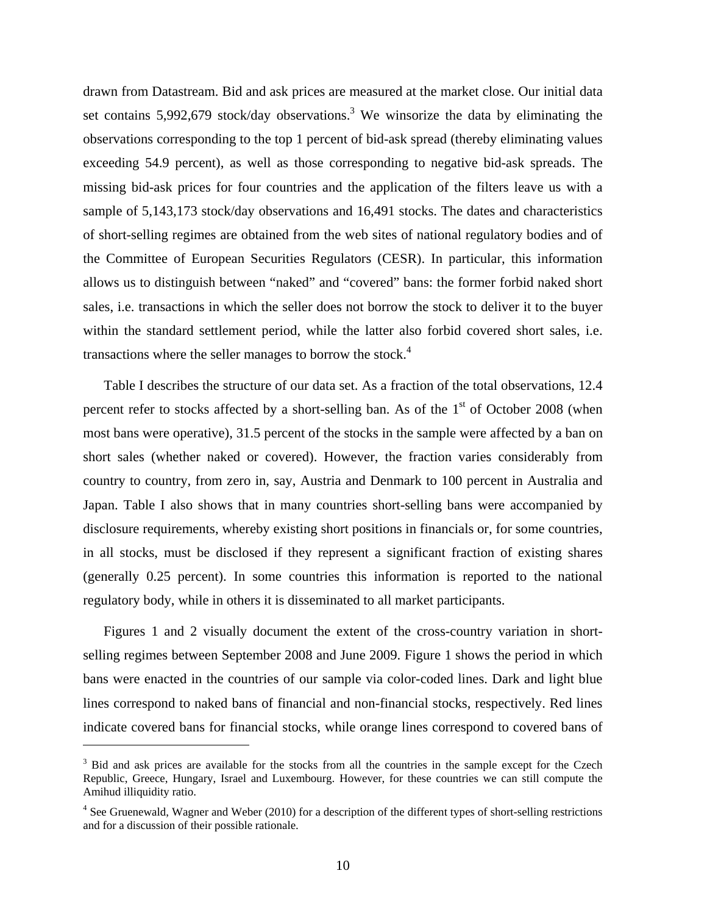drawn from Datastream. Bid and ask prices are measured at the market close. Our initial data set contains 5,992,679 stock/day observations.[3] We winsorize the data by eliminating the observations corresponding to the top 1 percent of bid-ask spread (thereby eliminating values exceeding 54.9 percent), as well as those corresponding to negative bid-ask spreads. The missing bid-ask prices for four countries and the application of the filters leave us with a sample of 5,143,173 stock/day observations and 16,491 stocks. The dates and characteristics of short-selling regimes are obtained from the web sites of national regulatory bodies and of the Committee of European Securities Regulators (CESR). In particular, this information allows us to distinguish between "naked" and "covered" bans: the former forbid naked short sales, i.e. transactions in which the seller does not borrow the stock to deliver it to the buyer within the standard settlement period, while the latter also forbid covered short sales, i.e. transactions where the seller manages to borrow the stock.[4]

Table I describes the structure of our data set. As a fraction of the total observations, 12.4 percent refer to stocks affected by a short-selling ban. As of the 1st of October 2008 (when most bans were operative), 31.5 percent of the stocks in the sample were affected by a ban on short sales (whether naked or covered). However, the fraction varies considerably from country to country, from zero in, say, Austria and Denmark to 100 percent in Australia and Japan. Table I also shows that in many countries short-selling bans were accompanied by disclosure requirements, whereby existing short positions in financials or, for some countries, in all stocks, must be disclosed if they represent a significant fraction of existing shares (generally 0.25 percent). In some countries this information is reported to the national regulatory body, while in others it is disseminated to all market participants.

Figures 1 and 2 visually document the extent of the cross-country variation in short-selling regimes between September 2008 and June 2009. Figure 1 shows the period in which bans were enacted in the countries of our sample via color-coded lines. Dark and light blue lines correspond to naked bans of financial and non-financial stocks, respectively. Red lines indicate covered bans for financial stocks, while orange lines correspond to covered bans of

---

[3] Bid and ask prices are available for the stocks from all the countries in the sample except for the Czech Republic, Greece, Hungary, Israel and Luxembourg. However, for these countries we can still compute the Amihud illiquidity ratio.

[4] See Gruenewald, Wagner and Weber (2010) for a description of the different types of short-selling restrictions and for a discussion of their possible rationale.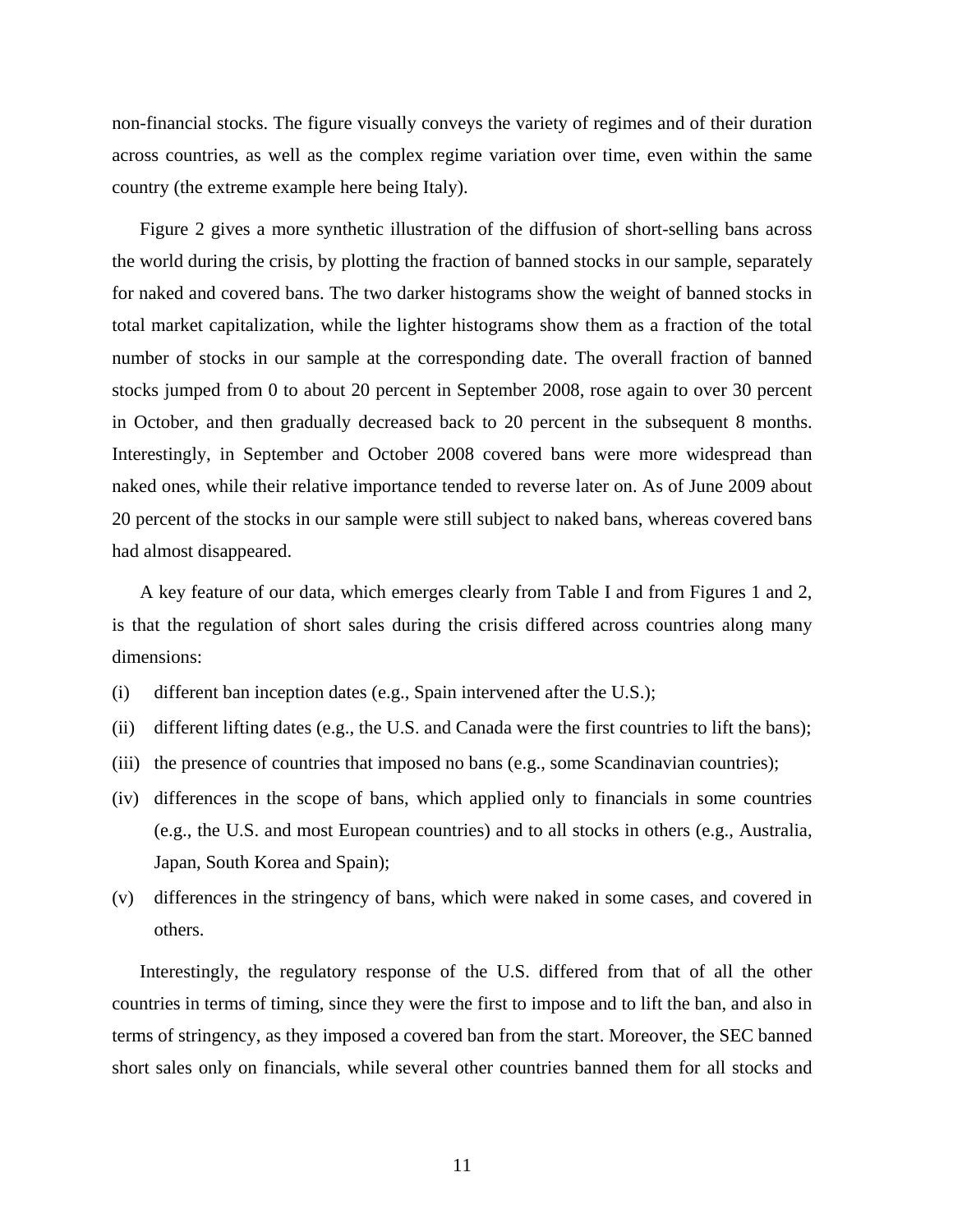non-financial stocks. The figure visually conveys the variety of regimes and of their duration across countries, as well as the complex regime variation over time, even within the same country (the extreme example here being Italy).

Figure 2 gives a more synthetic illustration of the diffusion of short-selling bans across the world during the crisis, by plotting the fraction of banned stocks in our sample, separately for naked and covered bans. The two darker histograms show the weight of banned stocks in total market capitalization, while the lighter histograms show them as a fraction of the total number of stocks in our sample at the corresponding date. The overall fraction of banned stocks jumped from 0 to about 20 percent in September 2008, rose again to over 30 percent in October, and then gradually decreased back to 20 percent in the subsequent 8 months. Interestingly, in September and October 2008 covered bans were more widespread than naked ones, while their relative importance tended to reverse later on. As of June 2009 about 20 percent of the stocks in our sample were still subject to naked bans, whereas covered bans had almost disappeared.

A key feature of our data, which emerges clearly from Table I and from Figures 1 and 2, is that the regulation of short sales during the crisis differed across countries along many dimensions:

(i) different ban inception dates (e.g., Spain intervened after the U.S.);

(ii) different lifting dates (e.g., the U.S. and Canada were the first countries to lift the bans);

(iii) the presence of countries that imposed no bans (e.g., some Scandinavian countries);

(iv) differences in the scope of bans, which applied only to financials in some countries (e.g., the U.S. and most European countries) and to all stocks in others (e.g., Australia, Japan, South Korea and Spain);

(v) differences in the stringency of bans, which were naked in some cases, and covered in others.

Interestingly, the regulatory response of the U.S. differed from that of all the other countries in terms of timing, since they were the first to impose and to lift the ban, and also in terms of stringency, as they imposed a covered ban from the start. Moreover, the SEC banned short sales only on financials, while several other countries banned them for all stocks and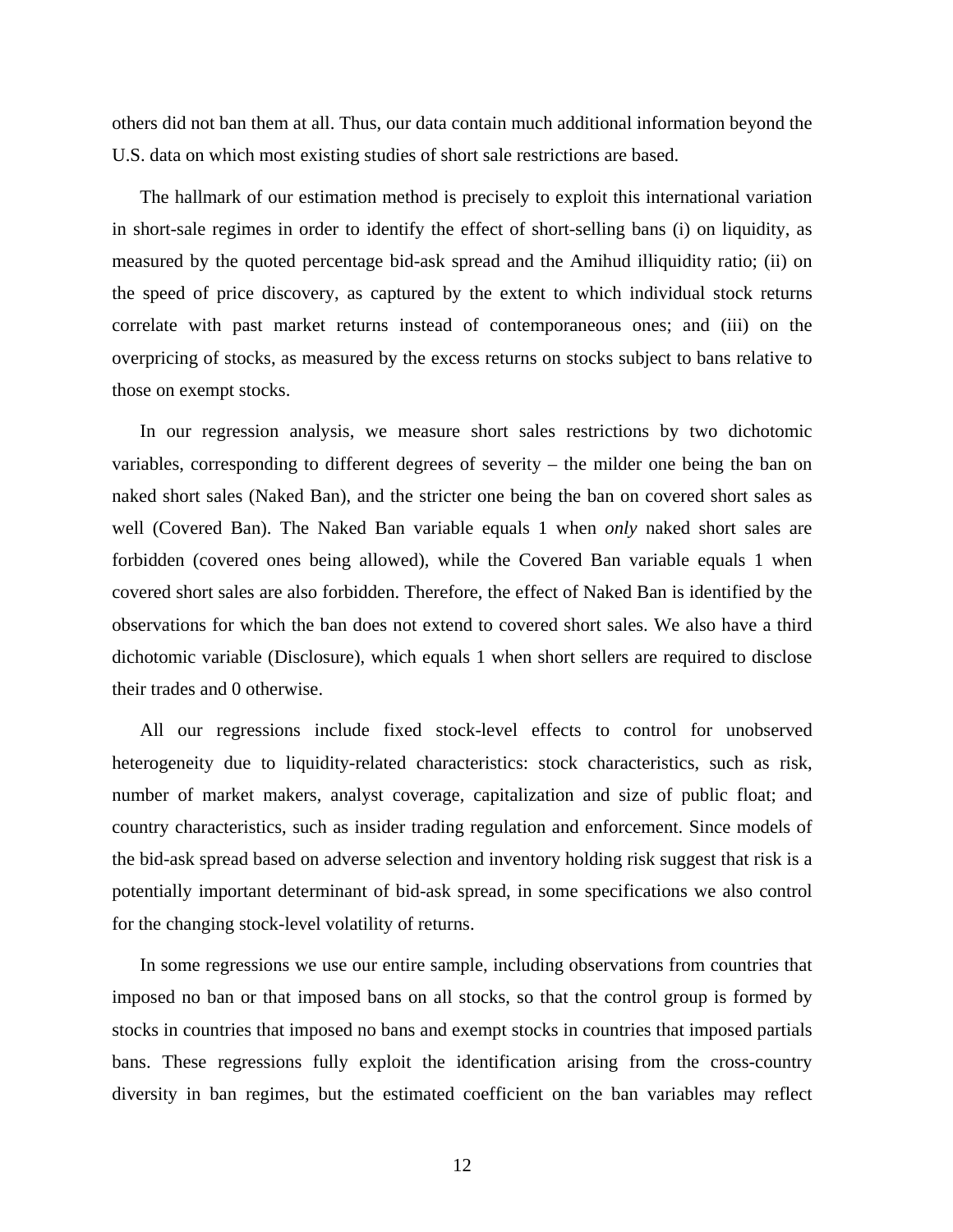others did not ban them at all. Thus, our data contain much additional information beyond the U.S. data on which most existing studies of short sale restrictions are based.

The hallmark of our estimation method is precisely to exploit this international variation in short-sale regimes in order to identify the effect of short-selling bans (i) on liquidity, as measured by the quoted percentage bid-ask spread and the Amihud illiquidity ratio; (ii) on the speed of price discovery, as captured by the extent to which individual stock returns correlate with past market returns instead of contemporaneous ones; and (iii) on the overpricing of stocks, as measured by the excess returns on stocks subject to bans relative to those on exempt stocks.

In our regression analysis, we measure short sales restrictions by two dichotomic variables, corresponding to different degrees of severity – the milder one being the ban on naked short sales (Naked Ban), and the stricter one being the ban on covered short sales as well (Covered Ban). The Naked Ban variable equals 1 when *only* naked short sales are forbidden (covered ones being allowed), while the Covered Ban variable equals 1 when covered short sales are also forbidden. Therefore, the effect of Naked Ban is identified by the observations for which the ban does not extend to covered short sales. We also have a third dichotomic variable (Disclosure), which equals 1 when short sellers are required to disclose their trades and 0 otherwise.

All our regressions include fixed stock-level effects to control for unobserved heterogeneity due to liquidity-related characteristics: stock characteristics, such as risk, number of market makers, analyst coverage, capitalization and size of public float; and country characteristics, such as insider trading regulation and enforcement. Since models of the bid-ask spread based on adverse selection and inventory holding risk suggest that risk is a potentially important determinant of bid-ask spread, in some specifications we also control for the changing stock-level volatility of returns.

In some regressions we use our entire sample, including observations from countries that imposed no ban or that imposed bans on all stocks, so that the control group is formed by stocks in countries that imposed no bans and exempt stocks in countries that imposed partials bans. These regressions fully exploit the identification arising from the cross-country diversity in ban regimes, but the estimated coefficient on the ban variables may reflect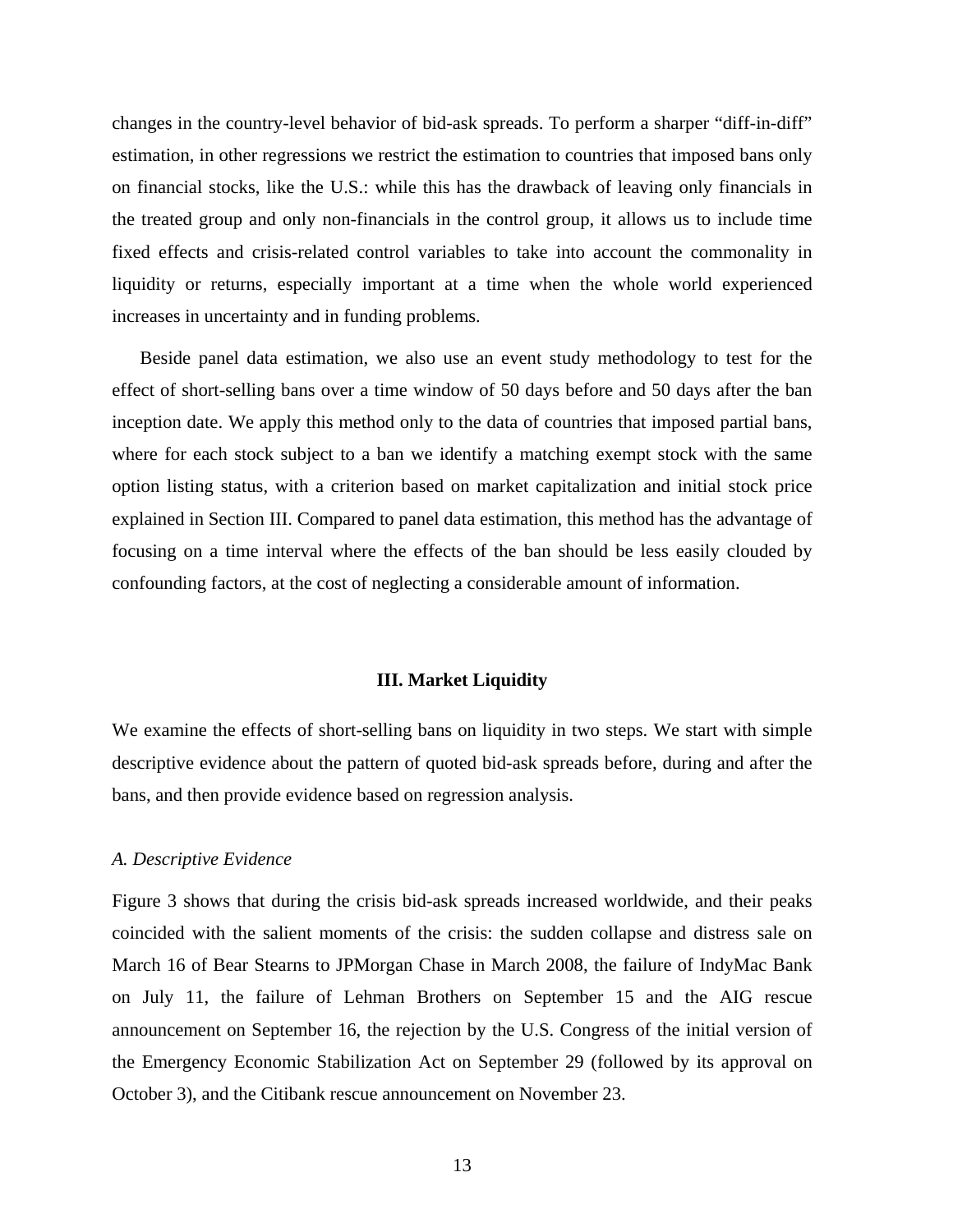changes in the country-level behavior of bid-ask spreads. To perform a sharper "diff-in-diff" estimation, in other regressions we restrict the estimation to countries that imposed bans only on financial stocks, like the U.S.: while this has the drawback of leaving only financials in the treated group and only non-financials in the control group, it allows us to include time fixed effects and crisis-related control variables to take into account the commonality in liquidity or returns, especially important at a time when the whole world experienced increases in uncertainty and in funding problems.

Beside panel data estimation, we also use an event study methodology to test for the effect of short-selling bans over a time window of 50 days before and 50 days after the ban inception date. We apply this method only to the data of countries that imposed partial bans, where for each stock subject to a ban we identify a matching exempt stock with the same option listing status, with a criterion based on market capitalization and initial stock price explained in Section III. Compared to panel data estimation, this method has the advantage of focusing on a time interval where the effects of the ban should be less easily clouded by confounding factors, at the cost of neglecting a considerable amount of information.

## III. Market Liquidity

We examine the effects of short-selling bans on liquidity in two steps. We start with simple descriptive evidence about the pattern of quoted bid-ask spreads before, during and after the bans, and then provide evidence based on regression analysis.

### *A. Descriptive Evidence*

Figure 3 shows that during the crisis bid-ask spreads increased worldwide, and their peaks coincided with the salient moments of the crisis: the sudden collapse and distress sale on March 16 of Bear Stearns to JPMorgan Chase in March 2008, the failure of IndyMac Bank on July 11, the failure of Lehman Brothers on September 15 and the AIG rescue announcement on September 16, the rejection by the U.S. Congress of the initial version of the Emergency Economic Stabilization Act on September 29 (followed by its approval on October 3), and the Citibank rescue announcement on November 23.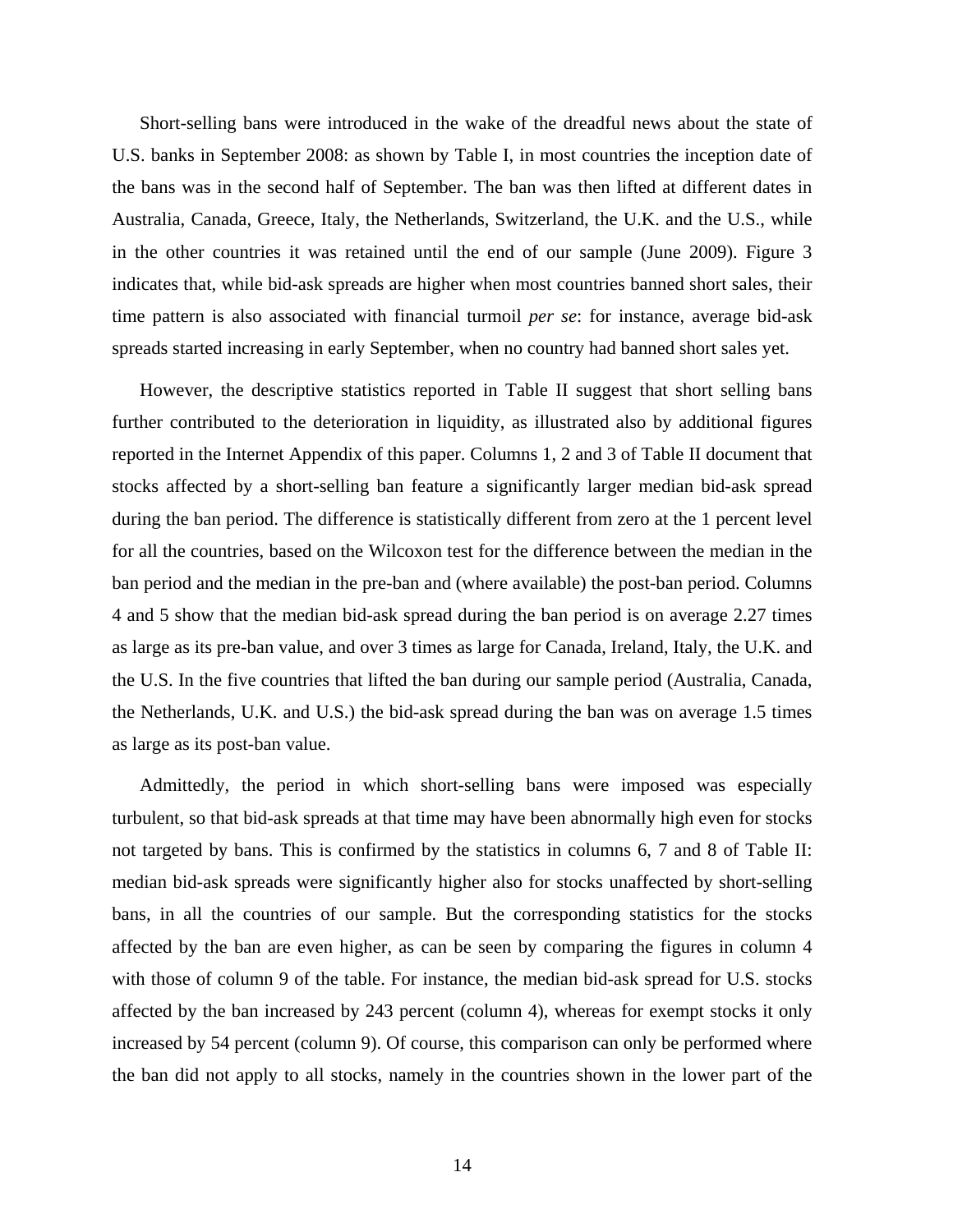Short-selling bans were introduced in the wake of the dreadful news about the state of U.S. banks in September 2008: as shown by Table I, in most countries the inception date of the bans was in the second half of September. The ban was then lifted at different dates in Australia, Canada, Greece, Italy, the Netherlands, Switzerland, the U.K. and the U.S., while in the other countries it was retained until the end of our sample (June 2009). Figure 3 indicates that, while bid-ask spreads are higher when most countries banned short sales, their time pattern is also associated with financial turmoil *per se*: for instance, average bid-ask spreads started increasing in early September, when no country had banned short sales yet.

However, the descriptive statistics reported in Table II suggest that short selling bans further contributed to the deterioration in liquidity, as illustrated also by additional figures reported in the Internet Appendix of this paper. Columns 1, 2 and 3 of Table II document that stocks affected by a short-selling ban feature a significantly larger median bid-ask spread during the ban period. The difference is statistically different from zero at the 1 percent level for all the countries, based on the Wilcoxon test for the difference between the median in the ban period and the median in the pre-ban and (where available) the post-ban period. Columns 4 and 5 show that the median bid-ask spread during the ban period is on average 2.27 times as large as its pre-ban value, and over 3 times as large for Canada, Ireland, Italy, the U.K. and the U.S. In the five countries that lifted the ban during our sample period (Australia, Canada, the Netherlands, U.K. and U.S.) the bid-ask spread during the ban was on average 1.5 times as large as its post-ban value.

Admittedly, the period in which short-selling bans were imposed was especially turbulent, so that bid-ask spreads at that time may have been abnormally high even for stocks not targeted by bans. This is confirmed by the statistics in columns 6, 7 and 8 of Table II: median bid-ask spreads were significantly higher also for stocks unaffected by short-selling bans, in all the countries of our sample. But the corresponding statistics for the stocks affected by the ban are even higher, as can be seen by comparing the figures in column 4 with those of column 9 of the table. For instance, the median bid-ask spread for U.S. stocks affected by the ban increased by 243 percent (column 4), whereas for exempt stocks it only increased by 54 percent (column 9). Of course, this comparison can only be performed where the ban did not apply to all stocks, namely in the countries shown in the lower part of the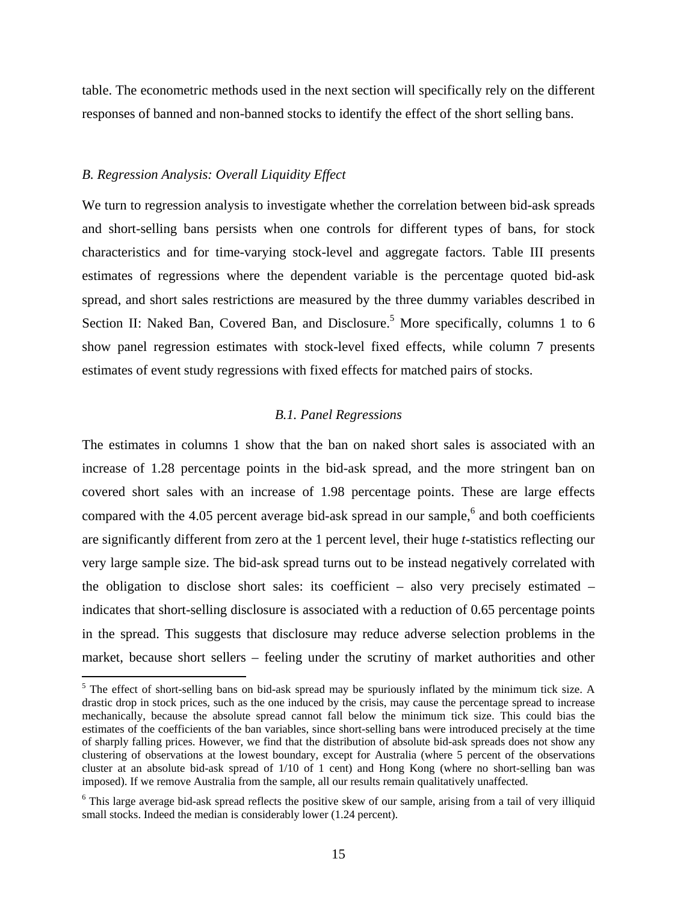table. The econometric methods used in the next section will specifically rely on the different responses of banned and non-banned stocks to identify the effect of the short selling bans.

### *B. Regression Analysis: Overall Liquidity Effect*

We turn to regression analysis to investigate whether the correlation between bid-ask spreads and short-selling bans persists when one controls for different types of bans, for stock characteristics and for time-varying stock-level and aggregate factors. Table III presents estimates of regressions where the dependent variable is the percentage quoted bid-ask spread, and short sales restrictions are measured by the three dummy variables described in Section II: Naked Ban, Covered Ban, and Disclosure.[5] More specifically, columns 1 to 6 show panel regression estimates with stock-level fixed effects, while column 7 presents estimates of event study regressions with fixed effects for matched pairs of stocks.

#### *B.1. Panel Regressions*

The estimates in columns 1 show that the ban on naked short sales is associated with an increase of 1.28 percentage points in the bid-ask spread, and the more stringent ban on covered short sales with an increase of 1.98 percentage points. These are large effects compared with the 4.05 percent average bid-ask spread in our sample,[6] and both coefficients are significantly different from zero at the 1 percent level, their huge *t*-statistics reflecting our very large sample size. The bid-ask spread turns out to be instead negatively correlated with the obligation to disclose short sales: its coefficient – also very precisely estimated – indicates that short-selling disclosure is associated with a reduction of 0.65 percentage points in the spread. This suggests that disclosure may reduce adverse selection problems in the market, because short sellers – feeling under the scrutiny of market authorities and other

---

[5] The effect of short-selling bans on bid-ask spread may be spuriously inflated by the minimum tick size. A drastic drop in stock prices, such as the one induced by the crisis, may cause the percentage spread to increase mechanically, because the absolute spread cannot fall below the minimum tick size. This could bias the estimates of the coefficients of the ban variables, since short-selling bans were introduced precisely at the time of sharply falling prices. However, we find that the distribution of absolute bid-ask spreads does not show any clustering of observations at the lowest boundary, except for Australia (where 5 percent of the observations cluster at an absolute bid-ask spread of 1/10 of 1 cent) and Hong Kong (where no short-selling ban was imposed). If we remove Australia from the sample, all our results remain qualitatively unaffected.

[6] This large average bid-ask spread reflects the positive skew of our sample, arising from a tail of very illiquid small stocks. Indeed the median is considerably lower (1.24 percent).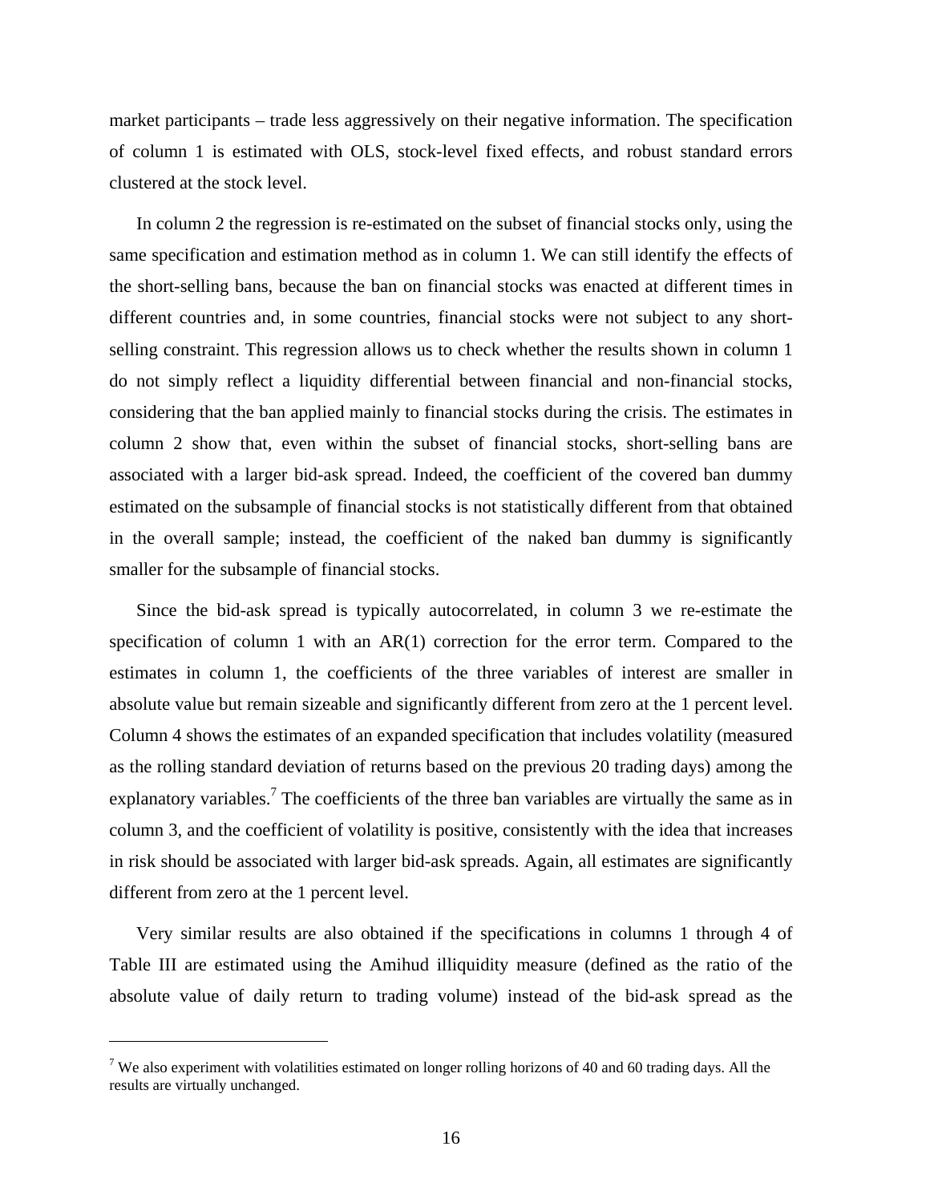market participants – trade less aggressively on their negative information. The specification of column 1 is estimated with OLS, stock-level fixed effects, and robust standard errors clustered at the stock level.

In column 2 the regression is re-estimated on the subset of financial stocks only, using the same specification and estimation method as in column 1. We can still identify the effects of the short-selling bans, because the ban on financial stocks was enacted at different times in different countries and, in some countries, financial stocks were not subject to any short-selling constraint. This regression allows us to check whether the results shown in column 1 do not simply reflect a liquidity differential between financial and non-financial stocks, considering that the ban applied mainly to financial stocks during the crisis. The estimates in column 2 show that, even within the subset of financial stocks, short-selling bans are associated with a larger bid-ask spread. Indeed, the coefficient of the covered ban dummy estimated on the subsample of financial stocks is not statistically different from that obtained in the overall sample; instead, the coefficient of the naked ban dummy is significantly smaller for the subsample of financial stocks.

Since the bid-ask spread is typically autocorrelated, in column 3 we re-estimate the specification of column 1 with an AR(1) correction for the error term. Compared to the estimates in column 1, the coefficients of the three variables of interest are smaller in absolute value but remain sizeable and significantly different from zero at the 1 percent level. Column 4 shows the estimates of an expanded specification that includes volatility (measured as the rolling standard deviation of returns based on the previous 20 trading days) among the explanatory variables.[7] The coefficients of the three ban variables are virtually the same as in column 3, and the coefficient of volatility is positive, consistently with the idea that increases in risk should be associated with larger bid-ask spreads. Again, all estimates are significantly different from zero at the 1 percent level.

Very similar results are also obtained if the specifications in columns 1 through 4 of Table III are estimated using the Amihud illiquidity measure (defined as the ratio of the absolute value of daily return to trading volume) instead of the bid-ask spread as the

[7] We also experiment with volatilities estimated on longer rolling horizons of 40 and 60 trading days. All the results are virtually unchanged.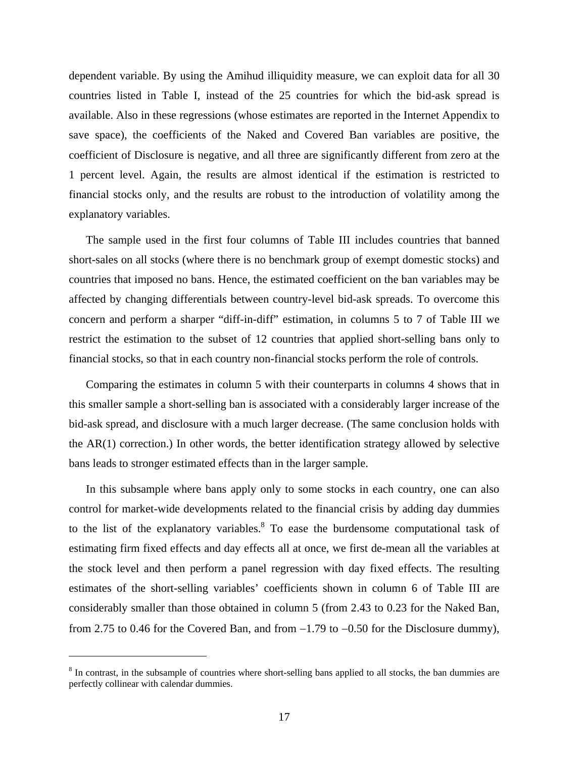dependent variable. By using the Amihud illiquidity measure, we can exploit data for all 30 countries listed in Table I, instead of the 25 countries for which the bid-ask spread is available. Also in these regressions (whose estimates are reported in the Internet Appendix to save space), the coefficients of the Naked and Covered Ban variables are positive, the coefficient of Disclosure is negative, and all three are significantly different from zero at the 1 percent level. Again, the results are almost identical if the estimation is restricted to financial stocks only, and the results are robust to the introduction of volatility among the explanatory variables.

The sample used in the first four columns of Table III includes countries that banned short-sales on all stocks (where there is no benchmark group of exempt domestic stocks) and countries that imposed no bans. Hence, the estimated coefficient on the ban variables may be affected by changing differentials between country-level bid-ask spreads. To overcome this concern and perform a sharper "diff-in-diff" estimation, in columns 5 to 7 of Table III we restrict the estimation to the subset of 12 countries that applied short-selling bans only to financial stocks, so that in each country non-financial stocks perform the role of controls.

Comparing the estimates in column 5 with their counterparts in columns 4 shows that in this smaller sample a short-selling ban is associated with a considerably larger increase of the bid-ask spread, and disclosure with a much larger decrease. (The same conclusion holds with the AR(1) correction.) In other words, the better identification strategy allowed by selective bans leads to stronger estimated effects than in the larger sample.

In this subsample where bans apply only to some stocks in each country, one can also control for market-wide developments related to the financial crisis by adding day dummies to the list of the explanatory variables.[8] To ease the burdensome computational task of estimating firm fixed effects and day effects all at once, we first de-mean all the variables at the stock level and then perform a panel regression with day fixed effects. The resulting estimates of the short-selling variables' coefficients shown in column 6 of Table III are considerably smaller than those obtained in column 5 (from 2.43 to 0.23 for the Naked Ban, from 2.75 to 0.46 for the Covered Ban, and from −1.79 to −0.50 for the Disclosure dummy),

[8] In contrast, in the subsample of countries where short-selling bans applied to all stocks, the ban dummies are perfectly collinear with calendar dummies.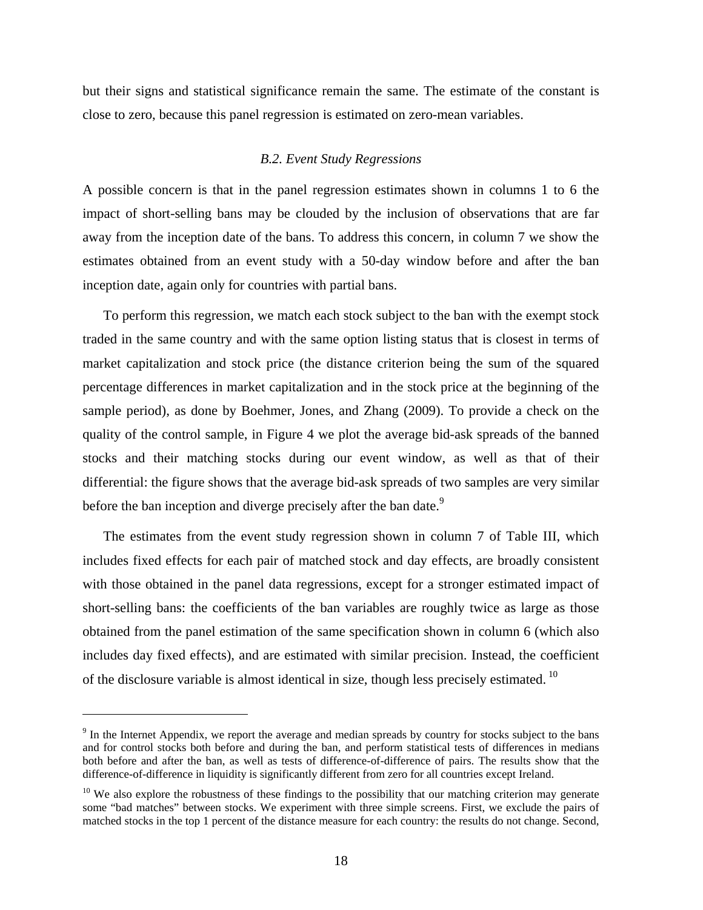but their signs and statistical significance remain the same. The estimate of the constant is close to zero, because this panel regression is estimated on zero-mean variables.

### *B.2. Event Study Regressions*

A possible concern is that in the panel regression estimates shown in columns 1 to 6 the impact of short-selling bans may be clouded by the inclusion of observations that are far away from the inception date of the bans. To address this concern, in column 7 we show the estimates obtained from an event study with a 50-day window before and after the ban inception date, again only for countries with partial bans.

To perform this regression, we match each stock subject to the ban with the exempt stock traded in the same country and with the same option listing status that is closest in terms of market capitalization and stock price (the distance criterion being the sum of the squared percentage differences in market capitalization and in the stock price at the beginning of the sample period), as done by Boehmer, Jones, and Zhang (2009). To provide a check on the quality of the control sample, in Figure 4 we plot the average bid-ask spreads of the banned stocks and their matching stocks during our event window, as well as that of their differential: the figure shows that the average bid-ask spreads of two samples are very similar before the ban inception and diverge precisely after the ban date.[9]

The estimates from the event study regression shown in column 7 of Table III, which includes fixed effects for each pair of matched stock and day effects, are broadly consistent with those obtained in the panel data regressions, except for a stronger estimated impact of short-selling bans: the coefficients of the ban variables are roughly twice as large as those obtained from the panel estimation of the same specification shown in column 6 (which also includes day fixed effects), and are estimated with similar precision. Instead, the coefficient of the disclosure variable is almost identical in size, though less precisely estimated.[10]

---

[9] In the Internet Appendix, we report the average and median spreads by country for stocks subject to the bans and for control stocks both before and during the ban, and perform statistical tests of differences in medians both before and after the ban, as well as tests of difference-of-difference of pairs. The results show that the difference-of-difference in liquidity is significantly different from zero for all countries except Ireland.

[10] We also explore the robustness of these findings to the possibility that our matching criterion may generate some "bad matches" between stocks. We experiment with three simple screens. First, we exclude the pairs of matched stocks in the top 1 percent of the distance measure for each country: the results do not change. Second,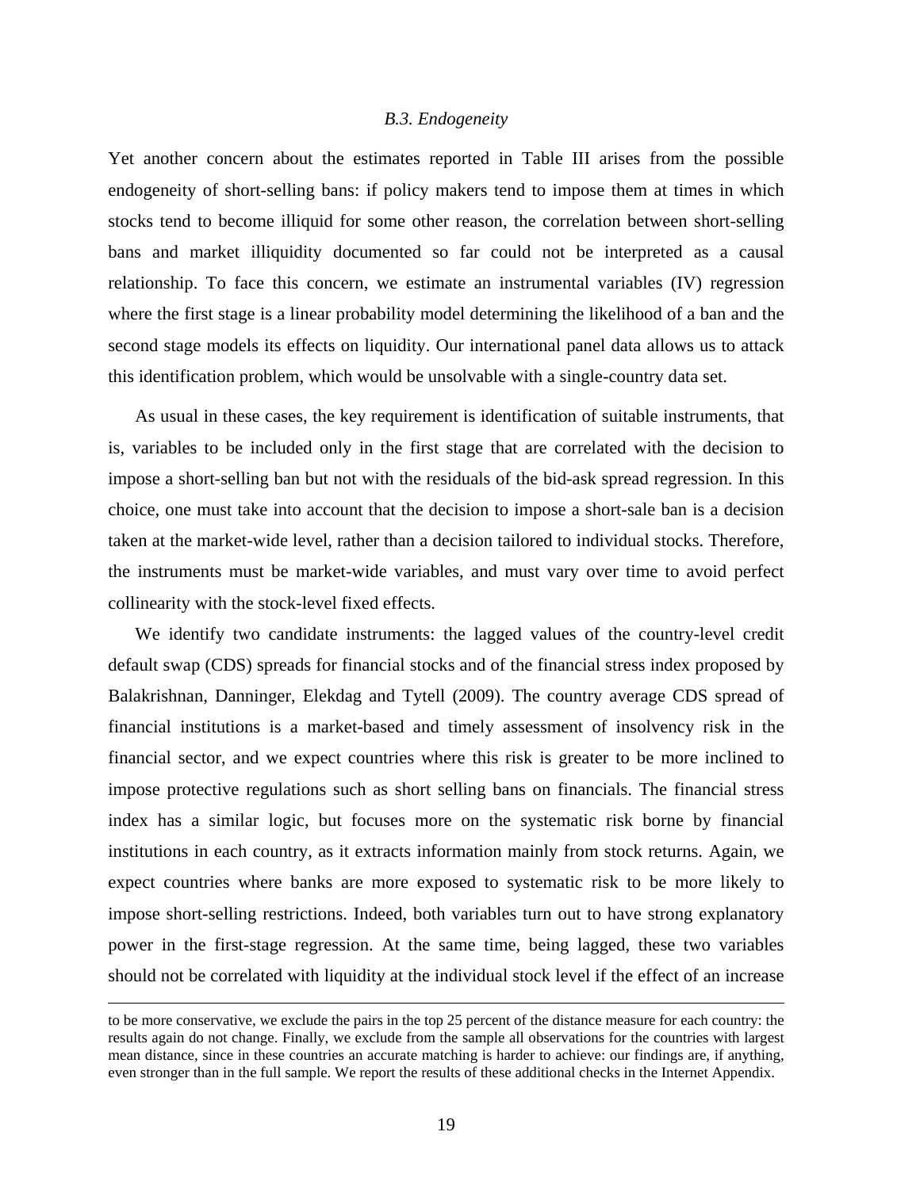### *B.3. Endogeneity*

Yet another concern about the estimates reported in Table III arises from the possible endogeneity of short-selling bans: if policy makers tend to impose them at times in which stocks tend to become illiquid for some other reason, the correlation between short-selling bans and market illiquidity documented so far could not be interpreted as a causal relationship. To face this concern, we estimate an instrumental variables (IV) regression where the first stage is a linear probability model determining the likelihood of a ban and the second stage models its effects on liquidity. Our international panel data allows us to attack this identification problem, which would be unsolvable with a single-country data set.

As usual in these cases, the key requirement is identification of suitable instruments, that is, variables to be included only in the first stage that are correlated with the decision to impose a short-selling ban but not with the residuals of the bid-ask spread regression. In this choice, one must take into account that the decision to impose a short-sale ban is a decision taken at the market-wide level, rather than a decision tailored to individual stocks. Therefore, the instruments must be market-wide variables, and must vary over time to avoid perfect collinearity with the stock-level fixed effects.

We identify two candidate instruments: the lagged values of the country-level credit default swap (CDS) spreads for financial stocks and of the financial stress index proposed by Balakrishnan, Danninger, Elekdag and Tytell (2009). The country average CDS spread of financial institutions is a market-based and timely assessment of insolvency risk in the financial sector, and we expect countries where this risk is greater to be more inclined to impose protective regulations such as short selling bans on financials. The financial stress index has a similar logic, but focuses more on the systematic risk borne by financial institutions in each country, as it extracts information mainly from stock returns. Again, we expect countries where banks are more exposed to systematic risk to be more likely to impose short-selling restrictions. Indeed, both variables turn out to have strong explanatory power in the first-stage regression. At the same time, being lagged, these two variables should not be correlated with liquidity at the individual stock level if the effect of an increase

to be more conservative, we exclude the pairs in the top 25 percent of the distance measure for each country: the results again do not change. Finally, we exclude from the sample all observations for the countries with largest mean distance, since in these countries an accurate matching is harder to achieve: our findings are, if anything, even stronger than in the full sample. We report the results of these additional checks in the Internet Appendix.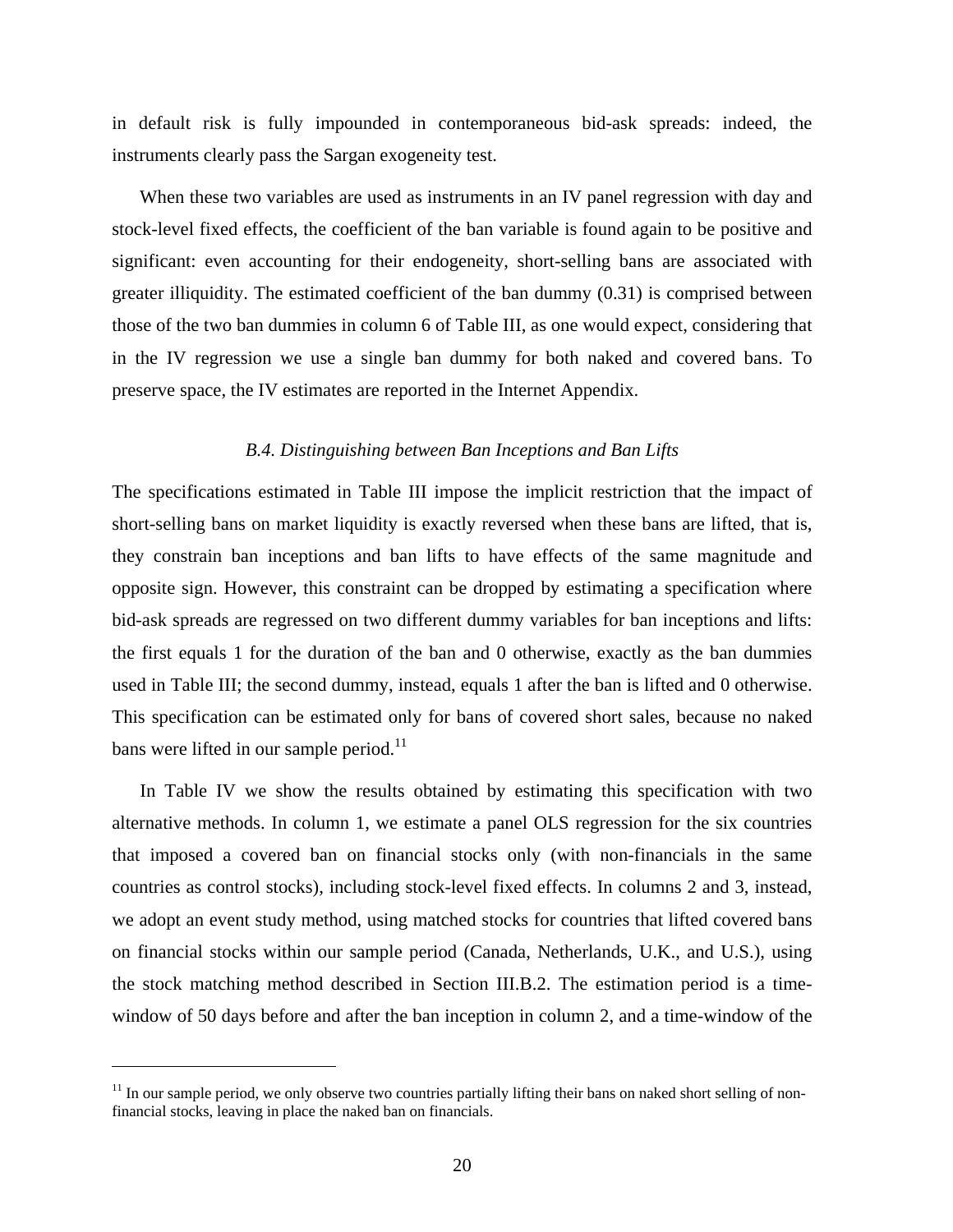in default risk is fully impounded in contemporaneous bid-ask spreads: indeed, the instruments clearly pass the Sargan exogeneity test.

When these two variables are used as instruments in an IV panel regression with day and stock-level fixed effects, the coefficient of the ban variable is found again to be positive and significant: even accounting for their endogeneity, short-selling bans are associated with greater illiquidity. The estimated coefficient of the ban dummy (0.31) is comprised between those of the two ban dummies in column 6 of Table III, as one would expect, considering that in the IV regression we use a single ban dummy for both naked and covered bans. To preserve space, the IV estimates are reported in the Internet Appendix.

### *B.4. Distinguishing between Ban Inceptions and Ban Lifts*

The specifications estimated in Table III impose the implicit restriction that the impact of short-selling bans on market liquidity is exactly reversed when these bans are lifted, that is, they constrain ban inceptions and ban lifts to have effects of the same magnitude and opposite sign. However, this constraint can be dropped by estimating a specification where bid-ask spreads are regressed on two different dummy variables for ban inceptions and lifts: the first equals 1 for the duration of the ban and 0 otherwise, exactly as the ban dummies used in Table III; the second dummy, instead, equals 1 after the ban is lifted and 0 otherwise. This specification can be estimated only for bans of covered short sales, because no naked bans were lifted in our sample period.[11]

In Table IV we show the results obtained by estimating this specification with two alternative methods. In column 1, we estimate a panel OLS regression for the six countries that imposed a covered ban on financial stocks only (with non-financials in the same countries as control stocks), including stock-level fixed effects. In columns 2 and 3, instead, we adopt an event study method, using matched stocks for countries that lifted covered bans on financial stocks within our sample period (Canada, Netherlands, U.K., and U.S.), using the stock matching method described in Section III.B.2. The estimation period is a time-window of 50 days before and after the ban inception in column 2, and a time-window of the

[11] In our sample period, we only observe two countries partially lifting their bans on naked short selling of non-financial stocks, leaving in place the naked ban on financials.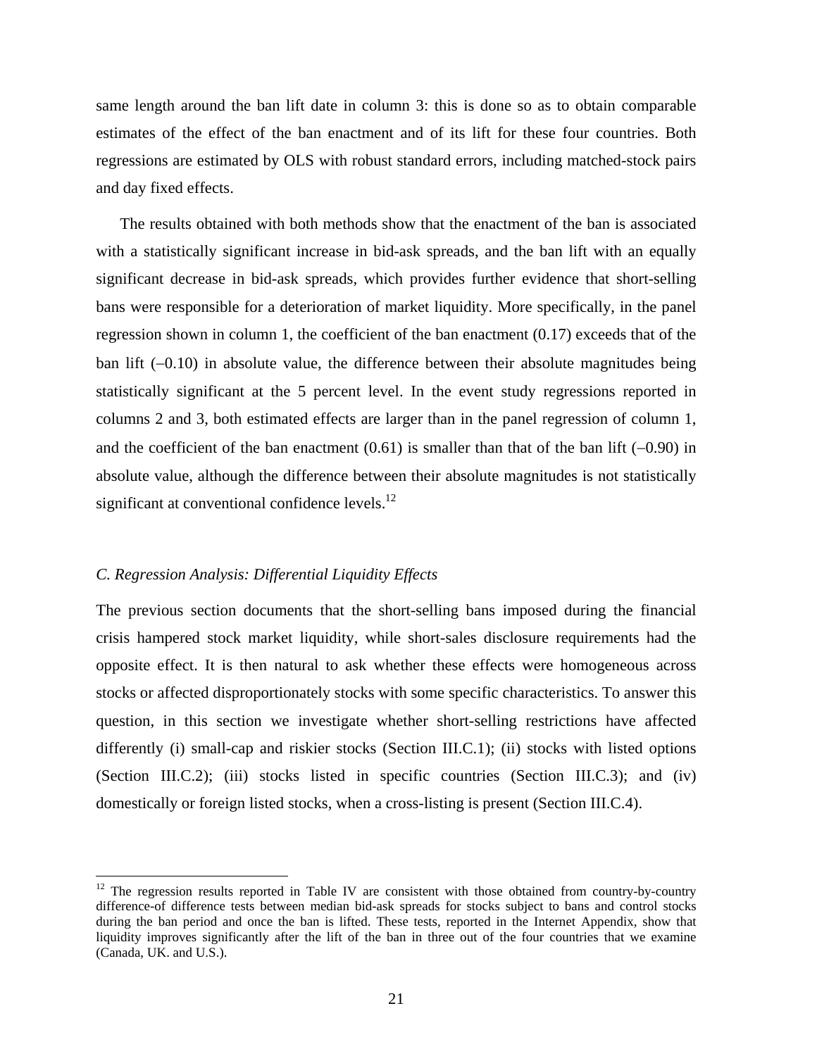same length around the ban lift date in column 3: this is done so as to obtain comparable estimates of the effect of the ban enactment and of its lift for these four countries. Both regressions are estimated by OLS with robust standard errors, including matched-stock pairs and day fixed effects.

The results obtained with both methods show that the enactment of the ban is associated with a statistically significant increase in bid-ask spreads, and the ban lift with an equally significant decrease in bid-ask spreads, which provides further evidence that short-selling bans were responsible for a deterioration of market liquidity. More specifically, in the panel regression shown in column 1, the coefficient of the ban enactment (0.17) exceeds that of the ban lift (–0.10) in absolute value, the difference between their absolute magnitudes being statistically significant at the 5 percent level. In the event study regressions reported in columns 2 and 3, both estimated effects are larger than in the panel regression of column 1, and the coefficient of the ban enactment (0.61) is smaller than that of the ban lift (–0.90) in absolute value, although the difference between their absolute magnitudes is not statistically significant at conventional confidence levels.[12]

### *C. Regression Analysis: Differential Liquidity Effects*

The previous section documents that the short-selling bans imposed during the financial crisis hampered stock market liquidity, while short-sales disclosure requirements had the opposite effect. It is then natural to ask whether these effects were homogeneous across stocks or affected disproportionately stocks with some specific characteristics. To answer this question, in this section we investigate whether short-selling restrictions have affected differently (i) small-cap and riskier stocks (Section III.C.1); (ii) stocks with listed options (Section III.C.2); (iii) stocks listed in specific countries (Section III.C.3); and (iv) domestically or foreign listed stocks, when a cross-listing is present (Section III.C.4).

---

[12] The regression results reported in Table IV are consistent with those obtained from country-by-country difference-of difference tests between median bid-ask spreads for stocks subject to bans and control stocks during the ban period and once the ban is lifted. These tests, reported in the Internet Appendix, show that liquidity improves significantly after the lift of the ban in three out of the four countries that we examine (Canada, UK. and U.S.).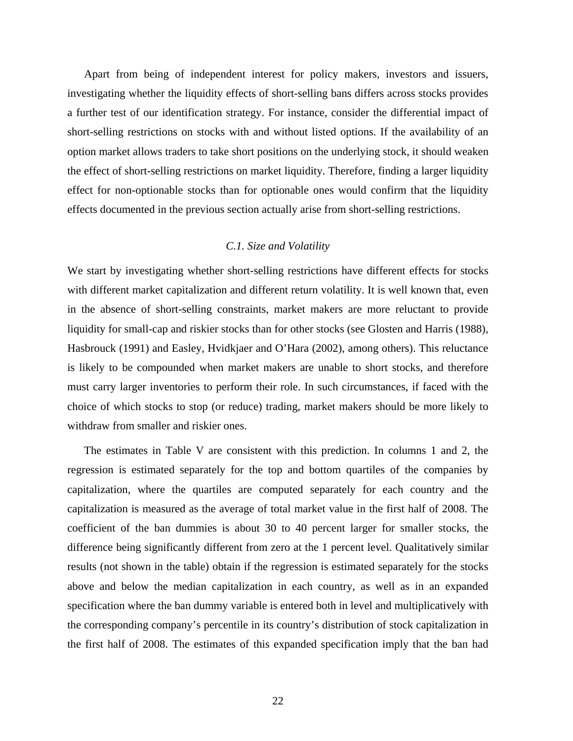Apart from being of independent interest for policy makers, investors and issuers, investigating whether the liquidity effects of short-selling bans differs across stocks provides a further test of our identification strategy. For instance, consider the differential impact of short-selling restrictions on stocks with and without listed options. If the availability of an option market allows traders to take short positions on the underlying stock, it should weaken the effect of short-selling restrictions on market liquidity. Therefore, finding a larger liquidity effect for non-optionable stocks than for optionable ones would confirm that the liquidity effects documented in the previous section actually arise from short-selling restrictions.

### *C.1. Size and Volatility*

We start by investigating whether short-selling restrictions have different effects for stocks with different market capitalization and different return volatility. It is well known that, even in the absence of short-selling constraints, market makers are more reluctant to provide liquidity for small-cap and riskier stocks than for other stocks (see Glosten and Harris (1988), Hasbrouck (1991) and Easley, Hvidkjaer and O'Hara (2002), among others). This reluctance is likely to be compounded when market makers are unable to short stocks, and therefore must carry larger inventories to perform their role. In such circumstances, if faced with the choice of which stocks to stop (or reduce) trading, market makers should be more likely to withdraw from smaller and riskier ones.

The estimates in Table V are consistent with this prediction. In columns 1 and 2, the regression is estimated separately for the top and bottom quartiles of the companies by capitalization, where the quartiles are computed separately for each country and the capitalization is measured as the average of total market value in the first half of 2008. The coefficient of the ban dummies is about 30 to 40 percent larger for smaller stocks, the difference being significantly different from zero at the 1 percent level. Qualitatively similar results (not shown in the table) obtain if the regression is estimated separately for the stocks above and below the median capitalization in each country, as well as in an expanded specification where the ban dummy variable is entered both in level and multiplicatively with the corresponding company's percentile in its country's distribution of stock capitalization in the first half of 2008. The estimates of this expanded specification imply that the ban had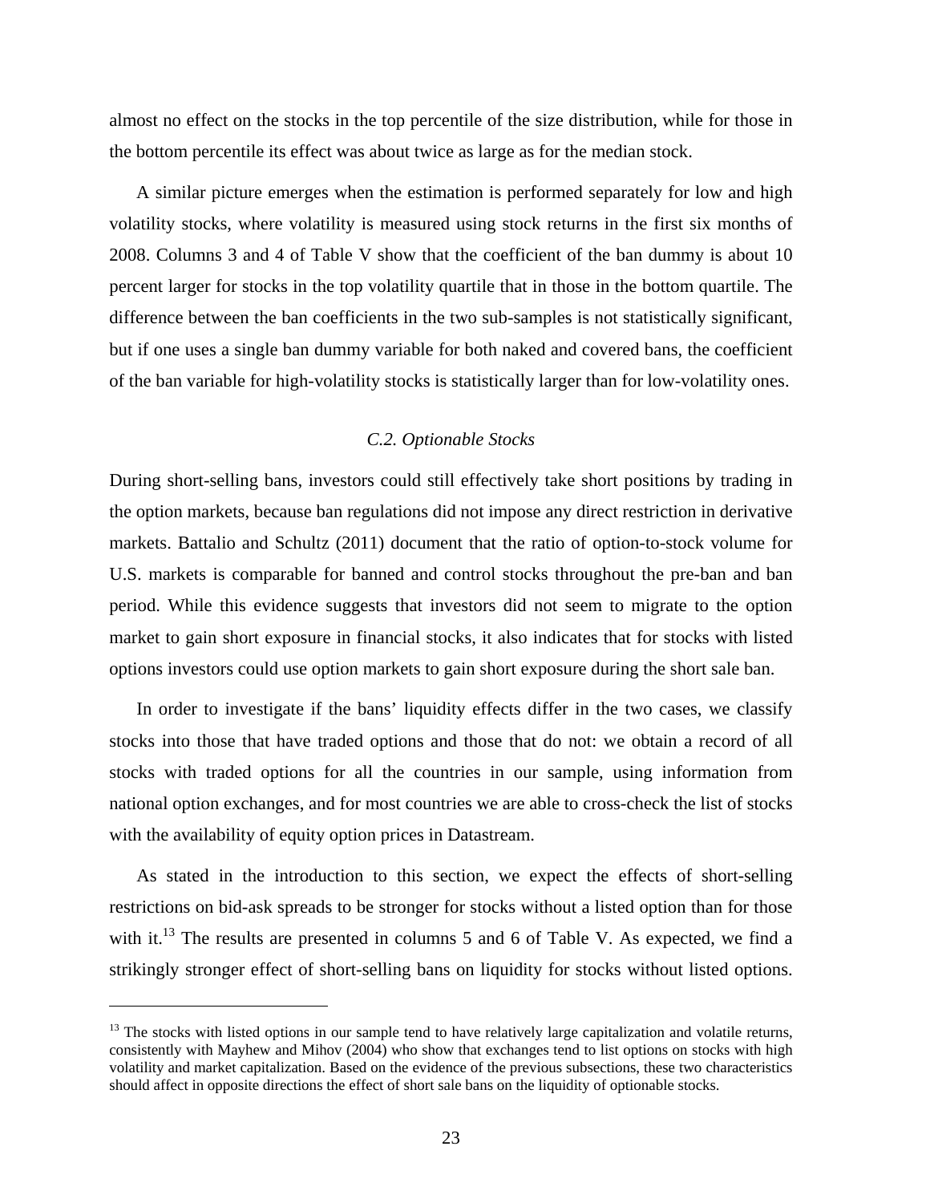almost no effect on the stocks in the top percentile of the size distribution, while for those in the bottom percentile its effect was about twice as large as for the median stock.

A similar picture emerges when the estimation is performed separately for low and high volatility stocks, where volatility is measured using stock returns in the first six months of 2008. Columns 3 and 4 of Table V show that the coefficient of the ban dummy is about 10 percent larger for stocks in the top volatility quartile that in those in the bottom quartile. The difference between the ban coefficients in the two sub-samples is not statistically significant, but if one uses a single ban dummy variable for both naked and covered bans, the coefficient of the ban variable for high-volatility stocks is statistically larger than for low-volatility ones.

### *C.2. Optionable Stocks*

During short-selling bans, investors could still effectively take short positions by trading in the option markets, because ban regulations did not impose any direct restriction in derivative markets. Battalio and Schultz (2011) document that the ratio of option-to-stock volume for U.S. markets is comparable for banned and control stocks throughout the pre-ban and ban period. While this evidence suggests that investors did not seem to migrate to the option market to gain short exposure in financial stocks, it also indicates that for stocks with listed options investors could use option markets to gain short exposure during the short sale ban.

In order to investigate if the bans' liquidity effects differ in the two cases, we classify stocks into those that have traded options and those that do not: we obtain a record of all stocks with traded options for all the countries in our sample, using information from national option exchanges, and for most countries we are able to cross-check the list of stocks with the availability of equity option prices in Datastream.

As stated in the introduction to this section, we expect the effects of short-selling restrictions on bid-ask spreads to be stronger for stocks without a listed option than for those with it.[13] The results are presented in columns 5 and 6 of Table V. As expected, we find a strikingly stronger effect of short-selling bans on liquidity for stocks without listed options.

[13] The stocks with listed options in our sample tend to have relatively large capitalization and volatile returns, consistently with Mayhew and Mihov (2004) who show that exchanges tend to list options on stocks with high volatility and market capitalization. Based on the evidence of the previous subsections, these two characteristics should affect in opposite directions the effect of short sale bans on the liquidity of optionable stocks.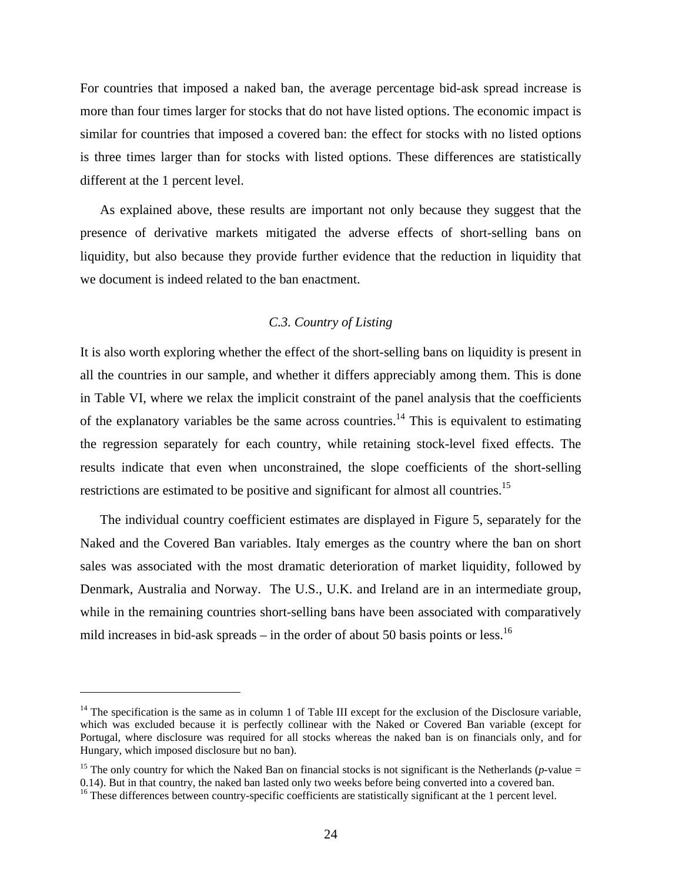For countries that imposed a naked ban, the average percentage bid-ask spread increase is more than four times larger for stocks that do not have listed options. The economic impact is similar for countries that imposed a covered ban: the effect for stocks with no listed options is three times larger than for stocks with listed options. These differences are statistically different at the 1 percent level.

As explained above, these results are important not only because they suggest that the presence of derivative markets mitigated the adverse effects of short-selling bans on liquidity, but also because they provide further evidence that the reduction in liquidity that we document is indeed related to the ban enactment.

### *C.3. Country of Listing*

It is also worth exploring whether the effect of the short-selling bans on liquidity is present in all the countries in our sample, and whether it differs appreciably among them. This is done in Table VI, where we relax the implicit constraint of the panel analysis that the coefficients of the explanatory variables be the same across countries.[14] This is equivalent to estimating the regression separately for each country, while retaining stock-level fixed effects. The results indicate that even when unconstrained, the slope coefficients of the short-selling restrictions are estimated to be positive and significant for almost all countries.[15]

The individual country coefficient estimates are displayed in Figure 5, separately for the Naked and the Covered Ban variables. Italy emerges as the country where the ban on short sales was associated with the most dramatic deterioration of market liquidity, followed by Denmark, Australia and Norway. The U.S., U.K. and Ireland are in an intermediate group, while in the remaining countries short-selling bans have been associated with comparatively mild increases in bid-ask spreads – in the order of about 50 basis points or less.[16]

---

[14] The specification is the same as in column 1 of Table III except for the exclusion of the Disclosure variable, which was excluded because it is perfectly collinear with the Naked or Covered Ban variable (except for Portugal, where disclosure was required for all stocks whereas the naked ban is on financials only, and for Hungary, which imposed disclosure but no ban).

[15] The only country for which the Naked Ban on financial stocks is not significant is the Netherlands ($p$-value = 0.14). But in that country, the naked ban lasted only two weeks before being converted into a covered ban.

[16] These differences between country-specific coefficients are statistically significant at the 1 percent level.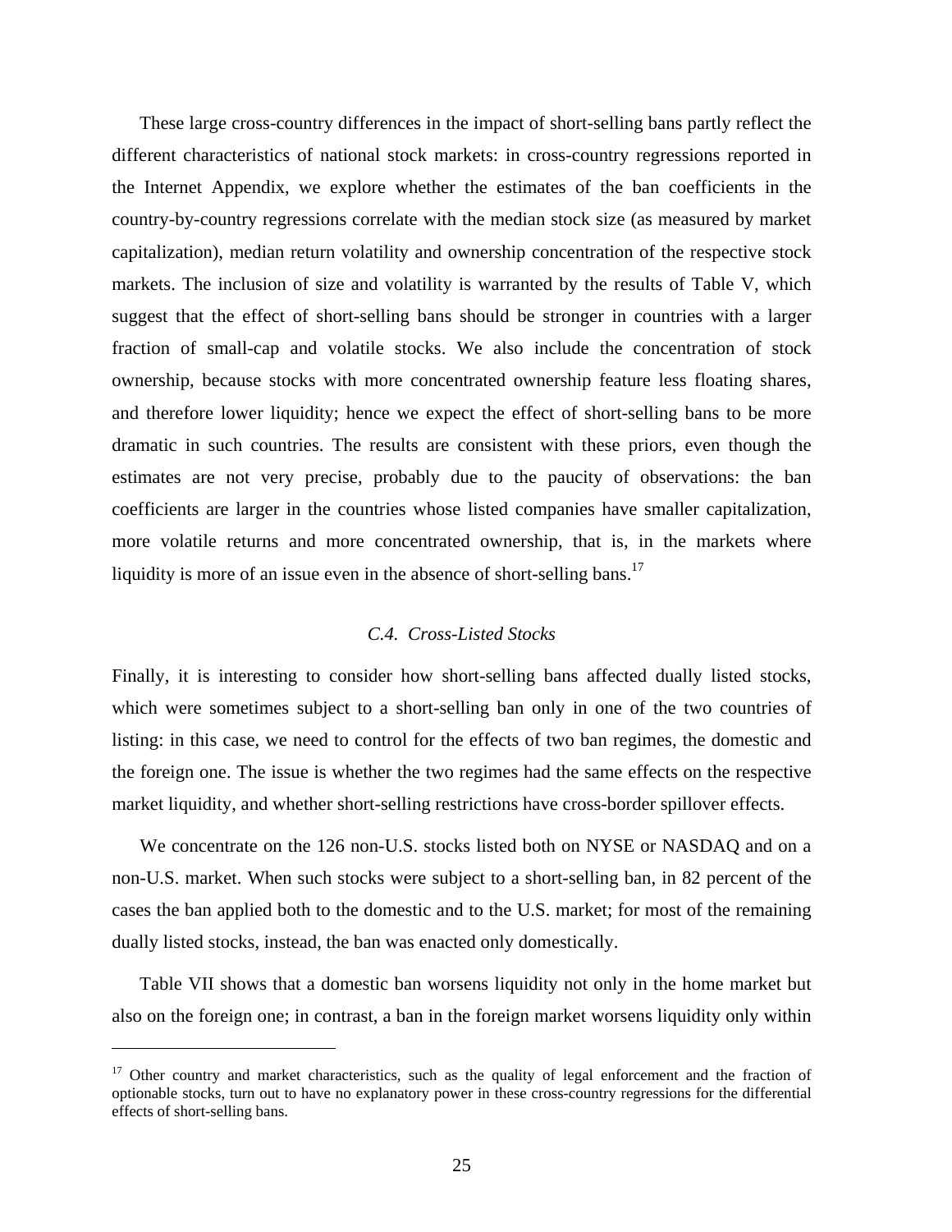These large cross-country differences in the impact of short-selling bans partly reflect the different characteristics of national stock markets: in cross-country regressions reported in the Internet Appendix, we explore whether the estimates of the ban coefficients in the country-by-country regressions correlate with the median stock size (as measured by market capitalization), median return volatility and ownership concentration of the respective stock markets. The inclusion of size and volatility is warranted by the results of Table V, which suggest that the effect of short-selling bans should be stronger in countries with a larger fraction of small-cap and volatile stocks. We also include the concentration of stock ownership, because stocks with more concentrated ownership feature less floating shares, and therefore lower liquidity; hence we expect the effect of short-selling bans to be more dramatic in such countries. The results are consistent with these priors, even though the estimates are not very precise, probably due to the paucity of observations: the ban coefficients are larger in the countries whose listed companies have smaller capitalization, more volatile returns and more concentrated ownership, that is, in the markets where liquidity is more of an issue even in the absence of short-selling bans.[17]

### *C.4. Cross-Listed Stocks*

Finally, it is interesting to consider how short-selling bans affected dually listed stocks, which were sometimes subject to a short-selling ban only in one of the two countries of listing: in this case, we need to control for the effects of two ban regimes, the domestic and the foreign one. The issue is whether the two regimes had the same effects on the respective market liquidity, and whether short-selling restrictions have cross-border spillover effects.

We concentrate on the 126 non-U.S. stocks listed both on NYSE or NASDAQ and on a non-U.S. market. When such stocks were subject to a short-selling ban, in 82 percent of the cases the ban applied both to the domestic and to the U.S. market; for most of the remaining dually listed stocks, instead, the ban was enacted only domestically.

Table VII shows that a domestic ban worsens liquidity not only in the home market but also on the foreign one; in contrast, a ban in the foreign market worsens liquidity only within

[17] Other country and market characteristics, such as the quality of legal enforcement and the fraction of optionable stocks, turn out to have no explanatory power in these cross-country regressions for the differential effects of short-selling bans.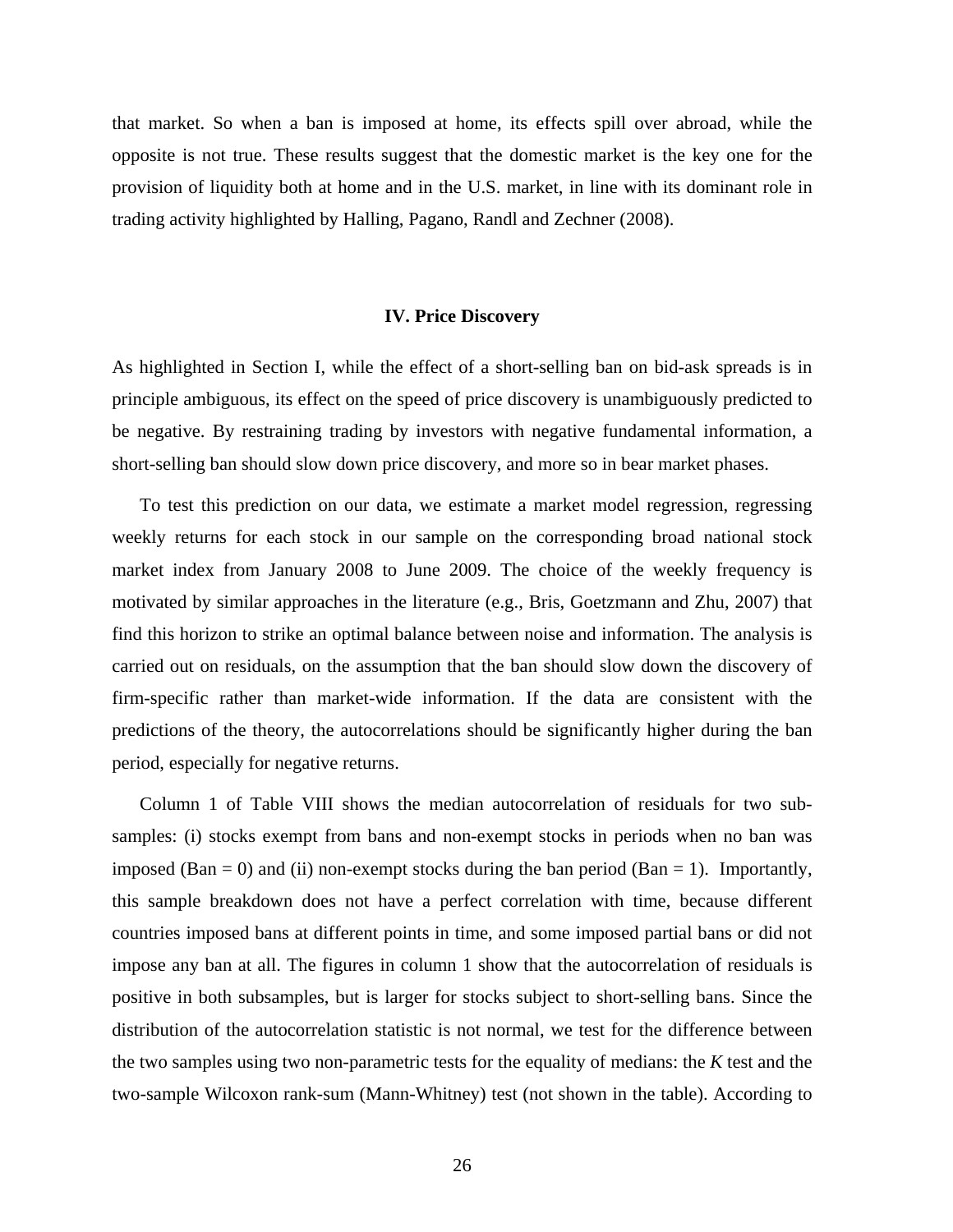that market. So when a ban is imposed at home, its effects spill over abroad, while the opposite is not true. These results suggest that the domestic market is the key one for the provision of liquidity both at home and in the U.S. market, in line with its dominant role in trading activity highlighted by Halling, Pagano, Randl and Zechner (2008).

## IV. Price Discovery

As highlighted in Section I, while the effect of a short-selling ban on bid-ask spreads is in principle ambiguous, its effect on the speed of price discovery is unambiguously predicted to be negative. By restraining trading by investors with negative fundamental information, a short-selling ban should slow down price discovery, and more so in bear market phases.

To test this prediction on our data, we estimate a market model regression, regressing weekly returns for each stock in our sample on the corresponding broad national stock market index from January 2008 to June 2009. The choice of the weekly frequency is motivated by similar approaches in the literature (e.g., Bris, Goetzmann and Zhu, 2007) that find this horizon to strike an optimal balance between noise and information. The analysis is carried out on residuals, on the assumption that the ban should slow down the discovery of firm-specific rather than market-wide information. If the data are consistent with the predictions of the theory, the autocorrelations should be significantly higher during the ban period, especially for negative returns.

Column 1 of Table VIII shows the median autocorrelation of residuals for two sub-samples: (i) stocks exempt from bans and non-exempt stocks in periods when no ban was imposed (Ban = 0) and (ii) non-exempt stocks during the ban period (Ban = 1). Importantly, this sample breakdown does not have a perfect correlation with time, because different countries imposed bans at different points in time, and some imposed partial bans or did not impose any ban at all. The figures in column 1 show that the autocorrelation of residuals is positive in both subsamples, but is larger for stocks subject to short-selling bans. Since the distribution of the autocorrelation statistic is not normal, we test for the difference between the two samples using two non-parametric tests for the equality of medians: the *K* test and the two-sample Wilcoxon rank-sum (Mann-Whitney) test (not shown in the table). According to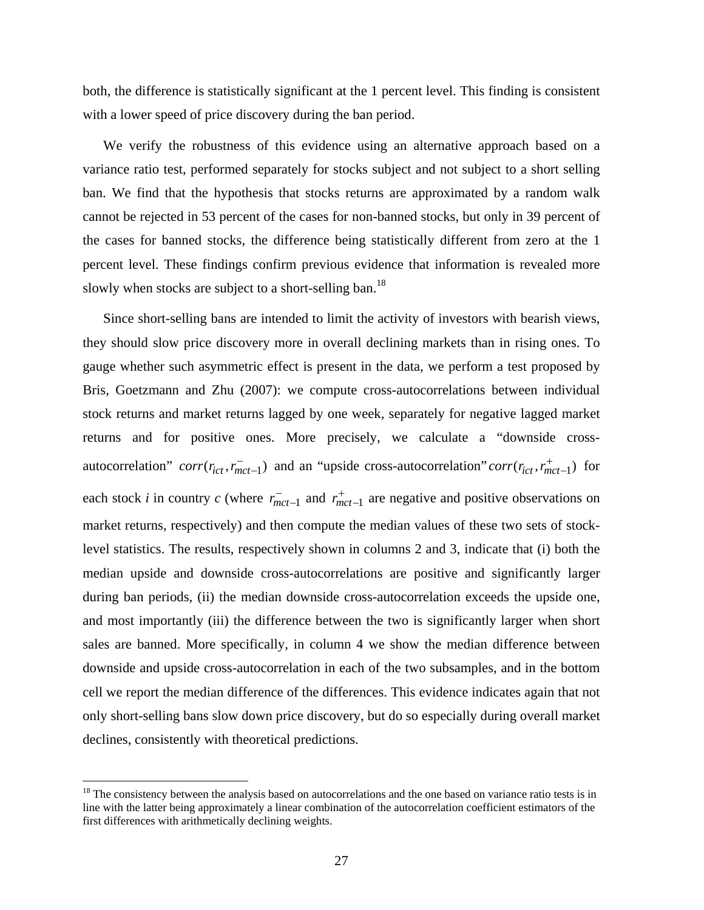both, the difference is statistically significant at the 1 percent level. This finding is consistent with a lower speed of price discovery during the ban period.

We verify the robustness of this evidence using an alternative approach based on a variance ratio test, performed separately for stocks subject and not subject to a short selling ban. We find that the hypothesis that stocks returns are approximated by a random walk cannot be rejected in 53 percent of the cases for non-banned stocks, but only in 39 percent of the cases for banned stocks, the difference being statistically different from zero at the 1 percent level. These findings confirm previous evidence that information is revealed more slowly when stocks are subject to a short-selling ban.[18]

Since short-selling bans are intended to limit the activity of investors with bearish views, they should slow price discovery more in overall declining markets than in rising ones. To gauge whether such asymmetric effect is present in the data, we perform a test proposed by Bris, Goetzmann and Zhu (2007): we compute cross-autocorrelations between individual stock returns and market returns lagged by one week, separately for negative lagged market returns and for positive ones. More precisely, we calculate a "downside cross-autocorrelation" $corr(r_{ict}, r^{-}_{mct-1})$ and an "upside cross-autocorrelation" $corr(r_{ict}, r^{+}_{mct-1})$ for each stock *i* in country *c* (where $r^{-}_{mct-1}$ and $r^{+}_{mct-1}$ are negative and positive observations on market returns, respectively) and then compute the median values of these two sets of stock-level statistics. The results, respectively shown in columns 2 and 3, indicate that (i) both the median upside and downside cross-autocorrelations are positive and significantly larger during ban periods, (ii) the median downside cross-autocorrelation exceeds the upside one, and most importantly (iii) the difference between the two is significantly larger when short sales are banned. More specifically, in column 4 we show the median difference between downside and upside cross-autocorrelation in each of the two subsamples, and in the bottom cell we report the median difference of the differences. This evidence indicates again that not only short-selling bans slow down price discovery, but do so especially during overall market declines, consistently with theoretical predictions.

[18] The consistency between the analysis based on autocorrelations and the one based on variance ratio tests is in line with the latter being approximately a linear combination of the autocorrelation coefficient estimators of the first differences with arithmetically declining weights.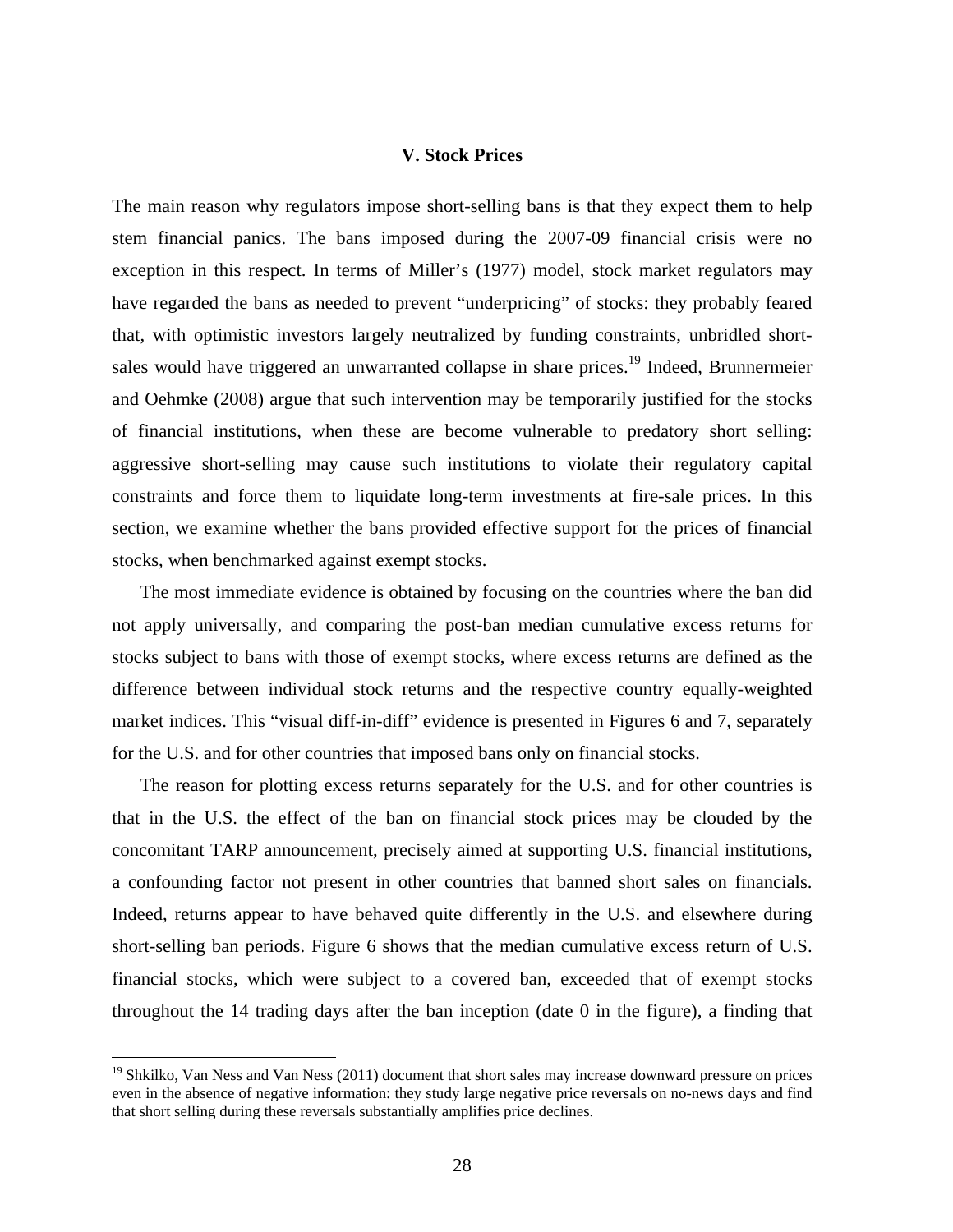## V. Stock Prices

The main reason why regulators impose short-selling bans is that they expect them to help stem financial panics. The bans imposed during the 2007-09 financial crisis were no exception in this respect. In terms of Miller's (1977) model, stock market regulators may have regarded the bans as needed to prevent "underpricing" of stocks: they probably feared that, with optimistic investors largely neutralized by funding constraints, unbridled short-sales would have triggered an unwarranted collapse in share prices.[19] Indeed, Brunnermeier and Oehmke (2008) argue that such intervention may be temporarily justified for the stocks of financial institutions, when these are become vulnerable to predatory short selling: aggressive short-selling may cause such institutions to violate their regulatory capital constraints and force them to liquidate long-term investments at fire-sale prices. In this section, we examine whether the bans provided effective support for the prices of financial stocks, when benchmarked against exempt stocks.

The most immediate evidence is obtained by focusing on the countries where the ban did not apply universally, and comparing the post-ban median cumulative excess returns for stocks subject to bans with those of exempt stocks, where excess returns are defined as the difference between individual stock returns and the respective country equally-weighted market indices. This "visual diff-in-diff" evidence is presented in Figures 6 and 7, separately for the U.S. and for other countries that imposed bans only on financial stocks.

The reason for plotting excess returns separately for the U.S. and for other countries is that in the U.S. the effect of the ban on financial stock prices may be clouded by the concomitant TARP announcement, precisely aimed at supporting U.S. financial institutions, a confounding factor not present in other countries that banned short sales on financials. Indeed, returns appear to have behaved quite differently in the U.S. and elsewhere during short-selling ban periods. Figure 6 shows that the median cumulative excess return of U.S. financial stocks, which were subject to a covered ban, exceeded that of exempt stocks throughout the 14 trading days after the ban inception (date 0 in the figure), a finding that

[19] Shkilko, Van Ness and Van Ness (2011) document that short sales may increase downward pressure on prices even in the absence of negative information: they study large negative price reversals on no-news days and find that short selling during these reversals substantially amplifies price declines.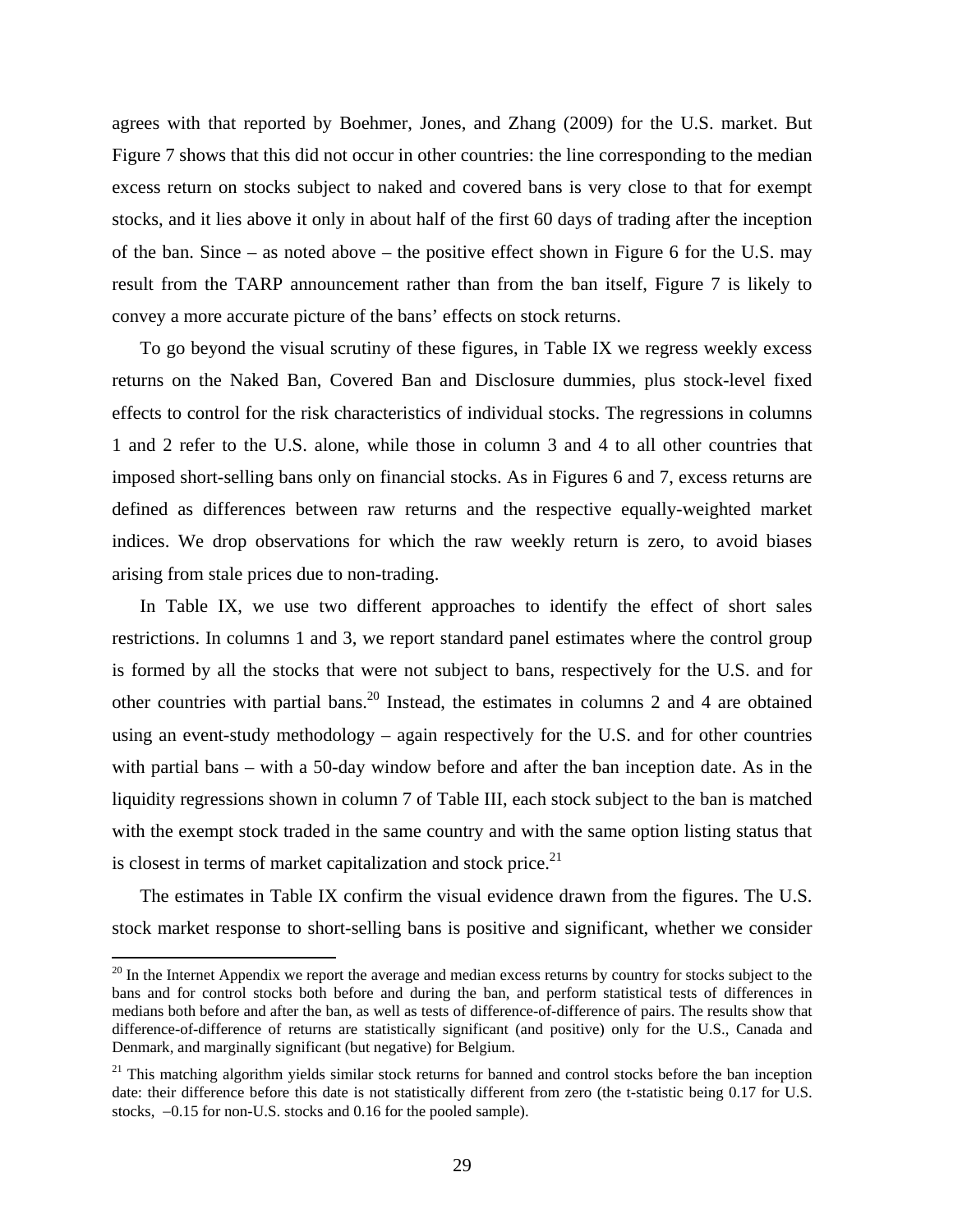agrees with that reported by Boehmer, Jones, and Zhang (2009) for the U.S. market. But Figure 7 shows that this did not occur in other countries: the line corresponding to the median excess return on stocks subject to naked and covered bans is very close to that for exempt stocks, and it lies above it only in about half of the first 60 days of trading after the inception of the ban. Since – as noted above – the positive effect shown in Figure 6 for the U.S. may result from the TARP announcement rather than from the ban itself, Figure 7 is likely to convey a more accurate picture of the bans' effects on stock returns.

To go beyond the visual scrutiny of these figures, in Table IX we regress weekly excess returns on the Naked Ban, Covered Ban and Disclosure dummies, plus stock-level fixed effects to control for the risk characteristics of individual stocks. The regressions in columns 1 and 2 refer to the U.S. alone, while those in column 3 and 4 to all other countries that imposed short-selling bans only on financial stocks. As in Figures 6 and 7, excess returns are defined as differences between raw returns and the respective equally-weighted market indices. We drop observations for which the raw weekly return is zero, to avoid biases arising from stale prices due to non-trading.

In Table IX, we use two different approaches to identify the effect of short sales restrictions. In columns 1 and 3, we report standard panel estimates where the control group is formed by all the stocks that were not subject to bans, respectively for the U.S. and for other countries with partial bans.[20] Instead, the estimates in columns 2 and 4 are obtained using an event-study methodology – again respectively for the U.S. and for other countries with partial bans – with a 50-day window before and after the ban inception date. As in the liquidity regressions shown in column 7 of Table III, each stock subject to the ban is matched with the exempt stock traded in the same country and with the same option listing status that is closest in terms of market capitalization and stock price.[21]

The estimates in Table IX confirm the visual evidence drawn from the figures. The U.S. stock market response to short-selling bans is positive and significant, whether we consider

[20] In the Internet Appendix we report the average and median excess returns by country for stocks subject to the bans and for control stocks both before and during the ban, and perform statistical tests of differences in medians both before and after the ban, as well as tests of difference-of-difference of pairs. The results show that difference-of-difference of returns are statistically significant (and positive) only for the U.S., Canada and Denmark, and marginally significant (but negative) for Belgium.

[21] This matching algorithm yields similar stock returns for banned and control stocks before the ban inception date: their difference before this date is not statistically different from zero (the t-statistic being 0.17 for U.S. stocks, −0.15 for non-U.S. stocks and 0.16 for the pooled sample).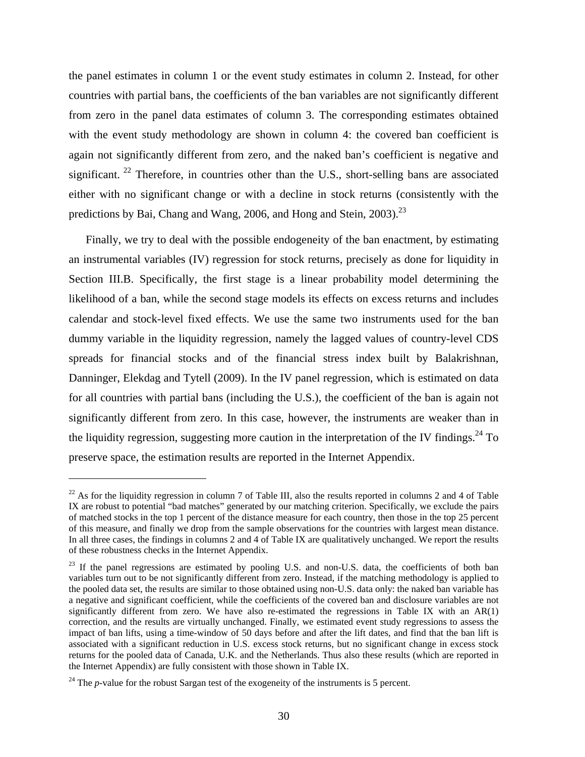the panel estimates in column 1 or the event study estimates in column 2. Instead, for other countries with partial bans, the coefficients of the ban variables are not significantly different from zero in the panel data estimates of column 3. The corresponding estimates obtained with the event study methodology are shown in column 4: the covered ban coefficient is again not significantly different from zero, and the naked ban's coefficient is negative and significant. [22] Therefore, in countries other than the U.S., short-selling bans are associated either with no significant change or with a decline in stock returns (consistently with the predictions by Bai, Chang and Wang, 2006, and Hong and Stein, 2003).[23]

Finally, we try to deal with the possible endogeneity of the ban enactment, by estimating an instrumental variables (IV) regression for stock returns, precisely as done for liquidity in Section III.B. Specifically, the first stage is a linear probability model determining the likelihood of a ban, while the second stage models its effects on excess returns and includes calendar and stock-level fixed effects. We use the same two instruments used for the ban dummy variable in the liquidity regression, namely the lagged values of country-level CDS spreads for financial stocks and of the financial stress index built by Balakrishnan, Danninger, Elekdag and Tytell (2009). In the IV panel regression, which is estimated on data for all countries with partial bans (including the U.S.), the coefficient of the ban is again not significantly different from zero. In this case, however, the instruments are weaker than in the liquidity regression, suggesting more caution in the interpretation of the IV findings.[24] To preserve space, the estimation results are reported in the Internet Appendix.

---

[22] As for the liquidity regression in column 7 of Table III, also the results reported in columns 2 and 4 of Table IX are robust to potential "bad matches" generated by our matching criterion. Specifically, we exclude the pairs of matched stocks in the top 1 percent of the distance measure for each country, then those in the top 25 percent of this measure, and finally we drop from the sample observations for the countries with largest mean distance. In all three cases, the findings in columns 2 and 4 of Table IX are qualitatively unchanged. We report the results of these robustness checks in the Internet Appendix.

[23] If the panel regressions are estimated by pooling U.S. and non-U.S. data, the coefficients of both ban variables turn out to be not significantly different from zero. Instead, if the matching methodology is applied to the pooled data set, the results are similar to those obtained using non-U.S. data only: the naked ban variable has a negative and significant coefficient, while the coefficients of the covered ban and disclosure variables are not significantly different from zero. We have also re-estimated the regressions in Table IX with an AR(1) correction, and the results are virtually unchanged. Finally, we estimated event study regressions to assess the impact of ban lifts, using a time-window of 50 days before and after the lift dates, and find that the ban lift is associated with a significant reduction in U.S. excess stock returns, but no significant change in excess stock returns for the pooled data of Canada, U.K. and the Netherlands. Thus also these results (which are reported in the Internet Appendix) are fully consistent with those shown in Table IX.

[24] The *p*-value for the robust Sargan test of the exogeneity of the instruments is 5 percent.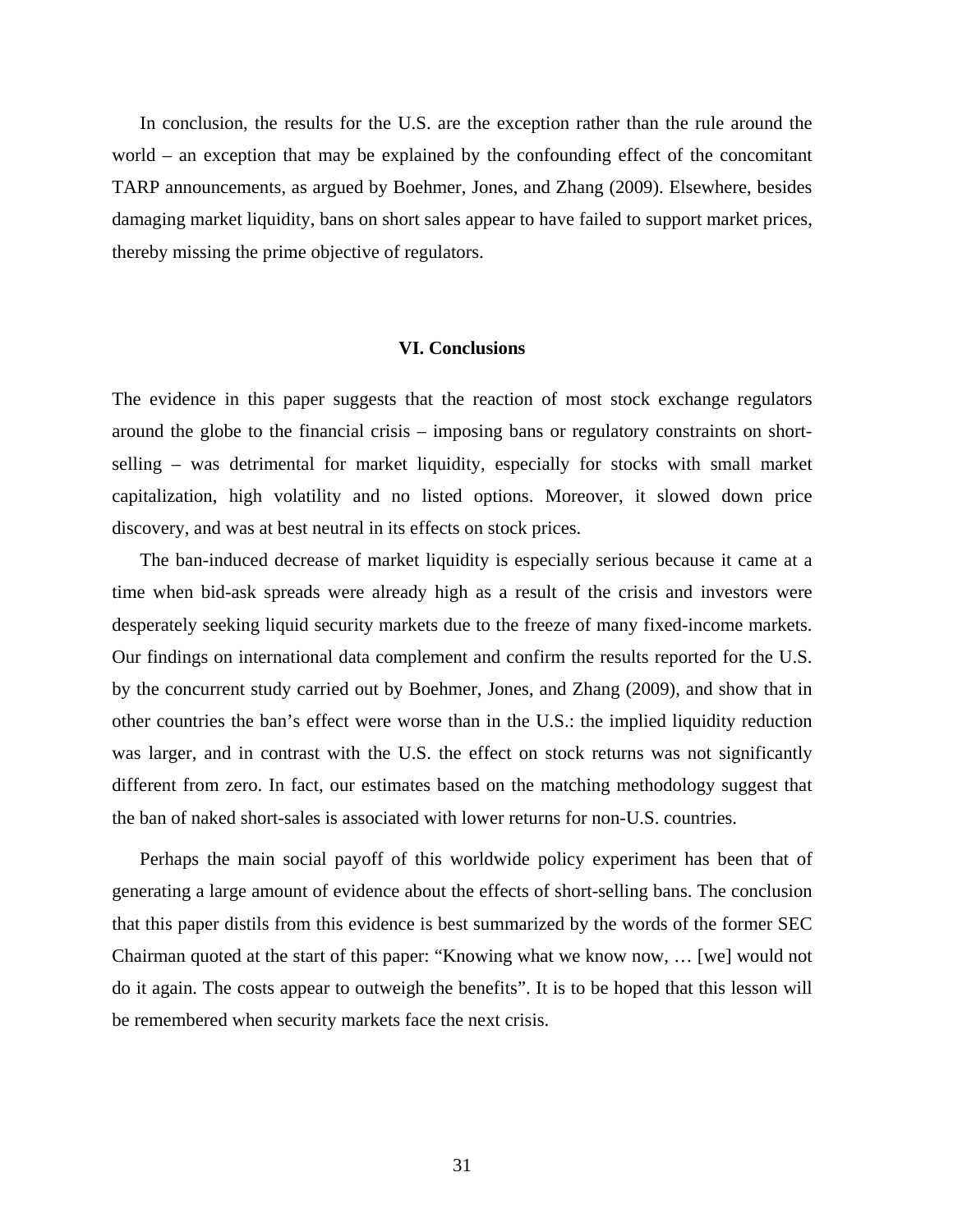In conclusion, the results for the U.S. are the exception rather than the rule around the world – an exception that may be explained by the confounding effect of the concomitant TARP announcements, as argued by Boehmer, Jones, and Zhang (2009). Elsewhere, besides damaging market liquidity, bans on short sales appear to have failed to support market prices, thereby missing the prime objective of regulators.

## VI. Conclusions

The evidence in this paper suggests that the reaction of most stock exchange regulators around the globe to the financial crisis – imposing bans or regulatory constraints on short-selling – was detrimental for market liquidity, especially for stocks with small market capitalization, high volatility and no listed options. Moreover, it slowed down price discovery, and was at best neutral in its effects on stock prices.

The ban-induced decrease of market liquidity is especially serious because it came at a time when bid-ask spreads were already high as a result of the crisis and investors were desperately seeking liquid security markets due to the freeze of many fixed-income markets. Our findings on international data complement and confirm the results reported for the U.S. by the concurrent study carried out by Boehmer, Jones, and Zhang (2009), and show that in other countries the ban's effect were worse than in the U.S.: the implied liquidity reduction was larger, and in contrast with the U.S. the effect on stock returns was not significantly different from zero. In fact, our estimates based on the matching methodology suggest that the ban of naked short-sales is associated with lower returns for non-U.S. countries.

Perhaps the main social payoff of this worldwide policy experiment has been that of generating a large amount of evidence about the effects of short-selling bans. The conclusion that this paper distils from this evidence is best summarized by the words of the former SEC Chairman quoted at the start of this paper: "Knowing what we know now, … [we] would not do it again. The costs appear to outweigh the benefits". It is to be hoped that this lesson will be remembered when security markets face the next crisis.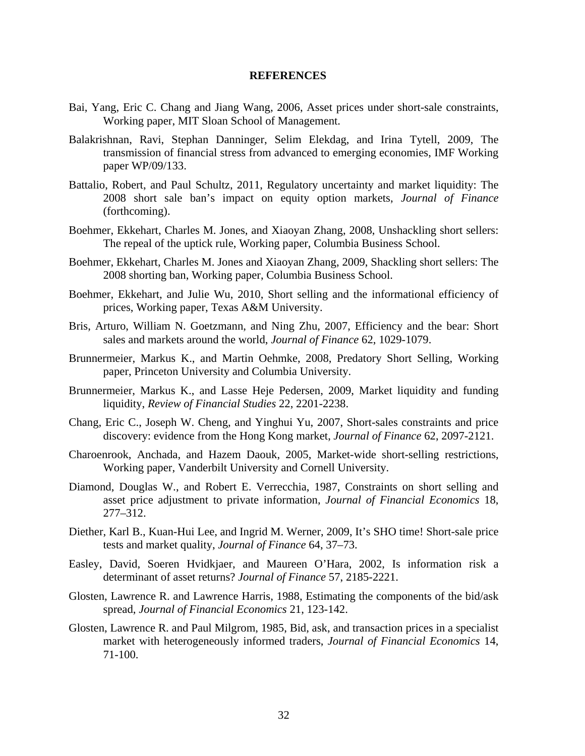## REFERENCES

Bai, Yang, Eric C. Chang and Jiang Wang, 2006, Asset prices under short-sale constraints, Working paper, MIT Sloan School of Management.

Balakrishnan, Ravi, Stephan Danninger, Selim Elekdag, and Irina Tytell, 2009, The transmission of financial stress from advanced to emerging economies, IMF Working paper WP/09/133.

Battalio, Robert, and Paul Schultz, 2011, Regulatory uncertainty and market liquidity: The 2008 short sale ban's impact on equity option markets, *Journal of Finance* (forthcoming).

Boehmer, Ekkehart, Charles M. Jones, and Xiaoyan Zhang, 2008, Unshackling short sellers: The repeal of the uptick rule, Working paper, Columbia Business School.

Boehmer, Ekkehart, Charles M. Jones and Xiaoyan Zhang, 2009, Shackling short sellers: The 2008 shorting ban, Working paper, Columbia Business School.

Boehmer, Ekkehart, and Julie Wu, 2010, Short selling and the informational efficiency of prices, Working paper, Texas A&M University.

Bris, Arturo, William N. Goetzmann, and Ning Zhu, 2007, Efficiency and the bear: Short sales and markets around the world, *Journal of Finance* 62, 1029-1079.

Brunnermeier, Markus K., and Martin Oehmke, 2008, Predatory Short Selling, Working paper, Princeton University and Columbia University.

Brunnermeier, Markus K., and Lasse Heje Pedersen, 2009, Market liquidity and funding liquidity, *Review of Financial Studies* 22, 2201-2238.

Chang, Eric C., Joseph W. Cheng, and Yinghui Yu, 2007, Short-sales constraints and price discovery: evidence from the Hong Kong market, *Journal of Finance* 62, 2097-2121.

Charoenrook, Anchada, and Hazem Daouk, 2005, Market-wide short-selling restrictions, Working paper, Vanderbilt University and Cornell University.

Diamond, Douglas W., and Robert E. Verrecchia, 1987, Constraints on short selling and asset price adjustment to private information, *Journal of Financial Economics* 18, 277–312.

Diether, Karl B., Kuan-Hui Lee, and Ingrid M. Werner, 2009, It's SHO time! Short-sale price tests and market quality, *Journal of Finance* 64, 37–73.

Easley, David, Soeren Hvidkjaer, and Maureen O'Hara, 2002, Is information risk a determinant of asset returns? *Journal of Finance* 57, 2185-2221.

Glosten, Lawrence R. and Lawrence Harris, 1988, Estimating the components of the bid/ask spread, *Journal of Financial Economics* 21, 123-142.

Glosten, Lawrence R. and Paul Milgrom, 1985, Bid, ask, and transaction prices in a specialist market with heterogeneously informed traders, *Journal of Financial Economics* 14, 71-100.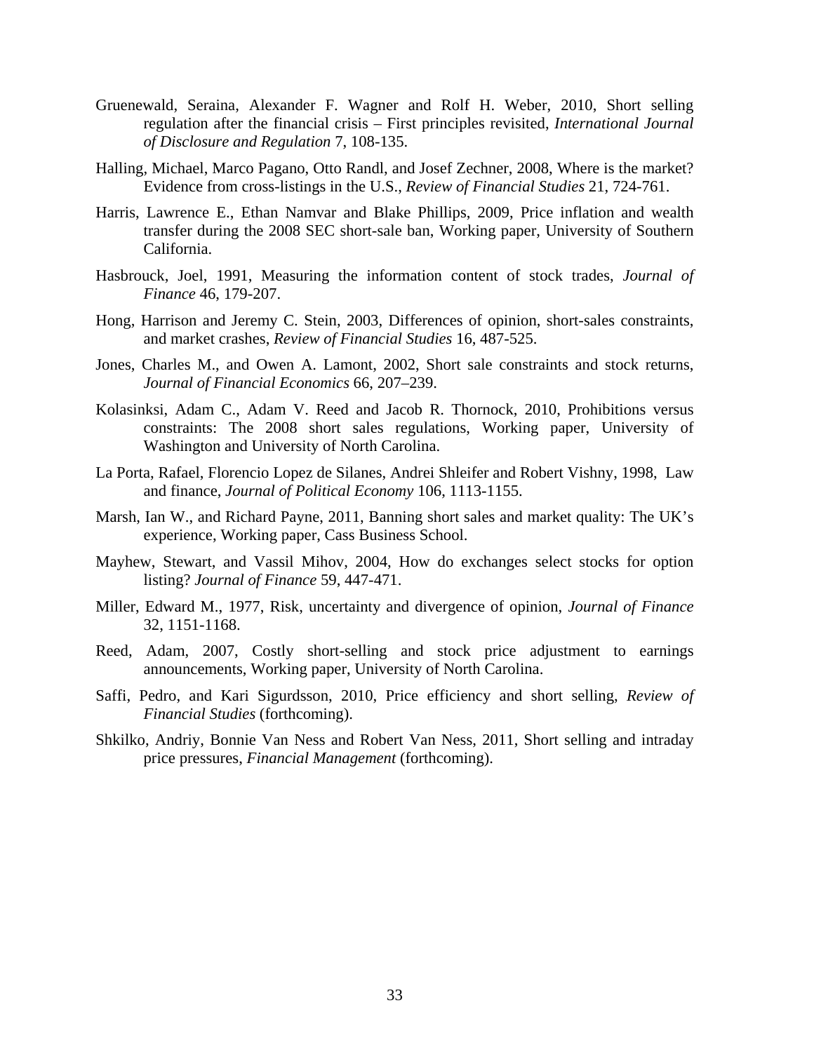Gruenewald, Seraina, Alexander F. Wagner and Rolf H. Weber, 2010, Short selling regulation after the financial crisis – First principles revisited, *International Journal of Disclosure and Regulation* 7, 108-135.

Halling, Michael, Marco Pagano, Otto Randl, and Josef Zechner, 2008, Where is the market? Evidence from cross-listings in the U.S., *Review of Financial Studies* 21, 724-761.

Harris, Lawrence E., Ethan Namvar and Blake Phillips, 2009, Price inflation and wealth transfer during the 2008 SEC short-sale ban, Working paper, University of Southern California.

Hasbrouck, Joel, 1991, Measuring the information content of stock trades, *Journal of Finance* 46, 179-207.

Hong, Harrison and Jeremy C. Stein, 2003, Differences of opinion, short-sales constraints, and market crashes, *Review of Financial Studies* 16, 487-525.

Jones, Charles M., and Owen A. Lamont, 2002, Short sale constraints and stock returns, *Journal of Financial Economics* 66, 207–239.

Kolasinksi, Adam C., Adam V. Reed and Jacob R. Thornock, 2010, Prohibitions versus constraints: The 2008 short sales regulations, Working paper, University of Washington and University of North Carolina.

La Porta, Rafael, Florencio Lopez de Silanes, Andrei Shleifer and Robert Vishny, 1998, Law and finance, *Journal of Political Economy* 106, 1113-1155.

Marsh, Ian W., and Richard Payne, 2011, Banning short sales and market quality: The UK's experience, Working paper, Cass Business School.

Mayhew, Stewart, and Vassil Mihov, 2004, How do exchanges select stocks for option listing? *Journal of Finance* 59, 447-471.

Miller, Edward M., 1977, Risk, uncertainty and divergence of opinion, *Journal of Finance* 32, 1151-1168.

Reed, Adam, 2007, Costly short-selling and stock price adjustment to earnings announcements, Working paper, University of North Carolina.

Saffi, Pedro, and Kari Sigurdsson, 2010, Price efficiency and short selling, *Review of Financial Studies* (forthcoming).

Shkilko, Andriy, Bonnie Van Ness and Robert Van Ness, 2011, Short selling and intraday price pressures, *Financial Management* (forthcoming).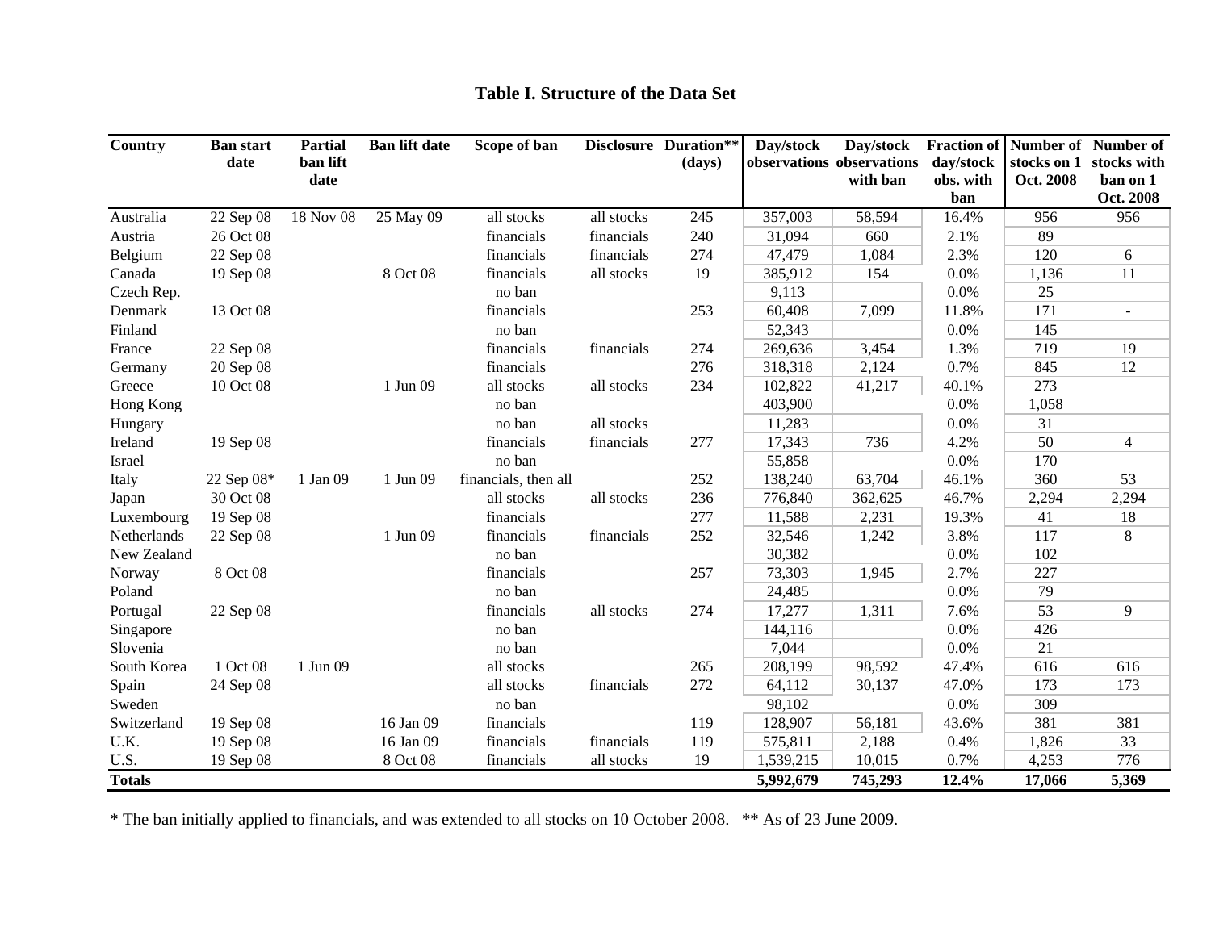# Table I. Structure of the Data Set

| Country | Ban start date | Partial ban lift date | Ban lift date | Scope of ban | Disclosure | Duration** (days) | Day/stock observations | Day/stock observations with ban | Fraction of day/stock obs. with ban | Number of stocks on 1 Oct. 2008 | Number of stocks with ban on 1 Oct. 2008 |
|---|---|---|---|---|---|---|---|---|---|---|---|
| Australia | 22 Sep 08 | 18 Nov 08 | 25 May 09 | all stocks | all stocks | 245 | 357,003 | 58,594 | 16.4% | 956 | 956 |
| Austria | 26 Oct 08 | | | financials | financials | 240 | 31,094 | 660 | 2.1% | 89 | |
| Belgium | 22 Sep 08 | | | financials | financials | 274 | 47,479 | 1,084 | 2.3% | 120 | 6 |
| Canada | 19 Sep 08 | | 8 Oct 08 | financials | all stocks | 19 | 385,912 | 154 | 0.0% | 1,136 | 11 |
| Czech Rep. | | | | no ban | | | 9,113 | | 0.0% | 25 | |
| Denmark | 13 Oct 08 | | | financials | | 253 | 60,408 | 7,099 | 11.8% | 171 | - |
| Finland | | | | no ban | | | 52,343 | | 0.0% | 145 | |
| France | 22 Sep 08 | | | financials | financials | 274 | 269,636 | 3,454 | 1.3% | 719 | 19 |
| Germany | 20 Sep 08 | | | financials | | 276 | 318,318 | 2,124 | 0.7% | 845 | 12 |
| Greece | 10 Oct 08 | | 1 Jun 09 | all stocks | all stocks | 234 | 102,822 | 41,217 | 40.1% | 273 | |
| Hong Kong | | | | no ban | | | 403,900 | | 0.0% | 1,058 | |
| Hungary | | | | no ban | all stocks | | 11,283 | | 0.0% | 31 | |
| Ireland | 19 Sep 08 | | | financials | financials | 277 | 17,343 | 736 | 4.2% | 50 | 4 |
| Israel | | | | no ban | | | 55,858 | | 0.0% | 170 | |
| Italy | 22 Sep 08* | 1 Jan 09 | 1 Jun 09 | financials, then all | | 252 | 138,240 | 63,704 | 46.1% | 360 | 53 |
| Japan | 30 Oct 08 | | | all stocks | all stocks | 236 | 776,840 | 362,625 | 46.7% | 2,294 | 2,294 |
| Luxembourg | 19 Sep 08 | | | financials | | 277 | 11,588 | 2,231 | 19.3% | 41 | 18 |
| Netherlands | 22 Sep 08 | | 1 Jun 09 | financials | financials | 252 | 32,546 | 1,242 | 3.8% | 117 | 8 |
| New Zealand | | | | no ban | | | 30,382 | | 0.0% | 102 | |
| Norway | 8 Oct 08 | | | financials | | 257 | 73,303 | 1,945 | 2.7% | 227 | |
| Poland | | | | no ban | | | 24,485 | | 0.0% | 79 | |
| Portugal | 22 Sep 08 | | | financials | all stocks | 274 | 17,277 | 1,311 | 7.6% | 53 | 9 |
| Singapore | | | | no ban | | | 144,116 | | 0.0% | 426 | |
| Slovenia | | | | no ban | | | 7,044 | | 0.0% | 21 | |
| South Korea | 1 Oct 08 | 1 Jun 09 | | all stocks | | 265 | 208,199 | 98,592 | 47.4% | 616 | 616 |
| Spain | 24 Sep 08 | | | all stocks | financials | 272 | 64,112 | 30,137 | 47.0% | 173 | 173 |
| Sweden | | | | no ban | | | 98,102 | | 0.0% | 309 | |
| Switzerland | 19 Sep 08 | | 16 Jan 09 | financials | | 119 | 128,907 | 56,181 | 43.6% | 381 | 381 |
| U.K. | 19 Sep 08 | | 16 Jan 09 | financials | financials | 119 | 575,811 | 2,188 | 0.4% | 1,826 | 33 |
| U.S. | 19 Sep 08 | | 8 Oct 08 | financials | all stocks | 19 | 1,539,215 | 10,015 | 0.7% | 4,253 | 776 |
| **Totals** | | | | | | | **5,992,679** | **745,293** | **12.4%** | **17,066** | **5,369** |

* The ban initially applied to financials, and was extended to all stocks on 10 October 2008. ** As of 23 June 2009.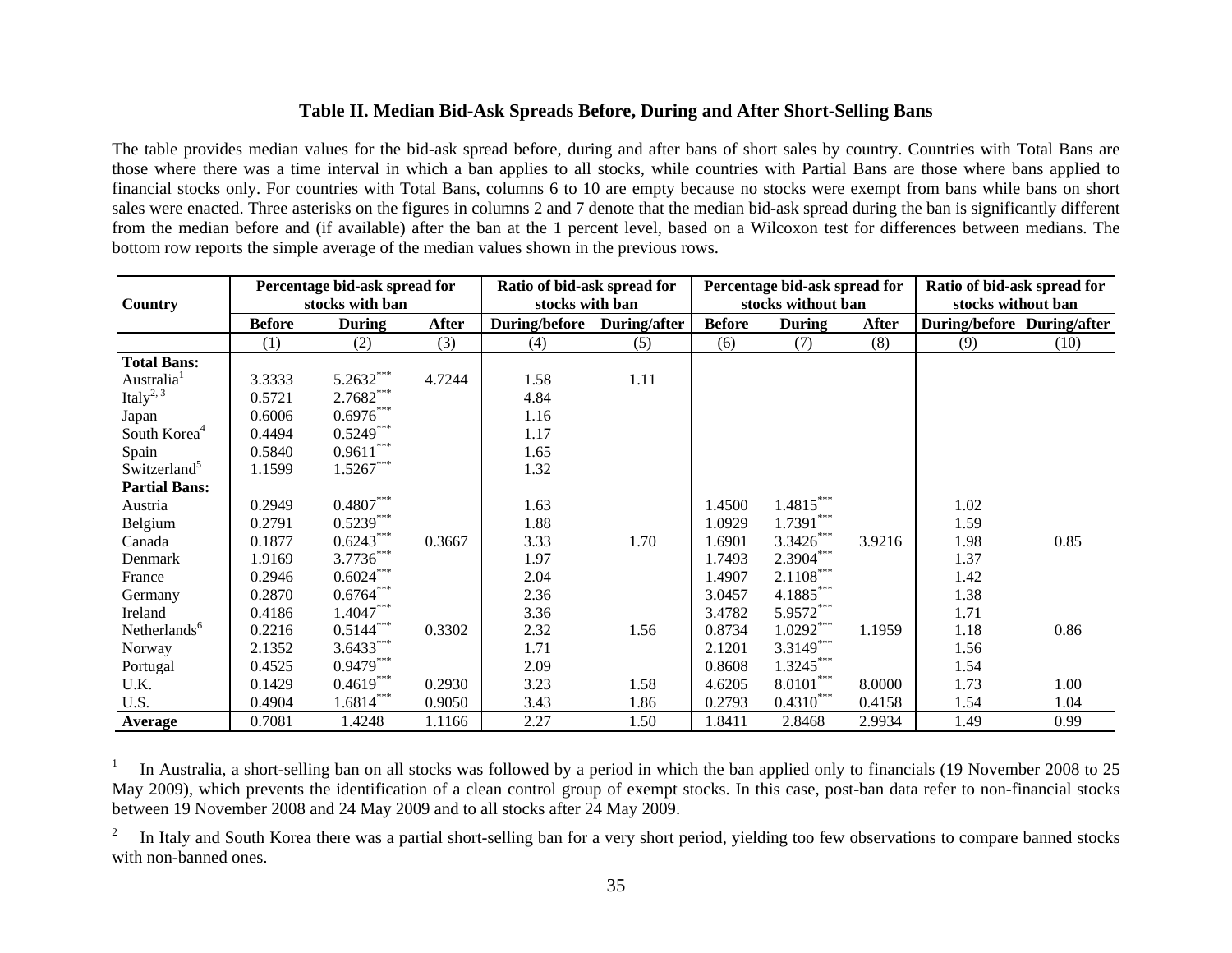### Table II. Median Bid-Ask Spreads Before, During and After Short-Selling Bans

The table provides median values for the bid-ask spread before, during and after bans of short sales by country. Countries with Total Bans are those where there was a time interval in which a ban applies to all stocks, while countries with Partial Bans are those where bans applied to financial stocks only. For countries with Total Bans, columns 6 to 10 are empty because no stocks were exempt from bans while bans on short sales were enacted. Three asterisks on the figures in columns 2 and 7 denote that the median bid-ask spread during the ban is significantly different from the median before and (if available) after the ban at the 1 percent level, based on a Wilcoxon test for differences between medians. The bottom row reports the simple average of the median values shown in the previous rows.

| Country | Percentage bid-ask spread for stocks with ban | | | Ratio of bid-ask spread for stocks with ban | | Percentage bid-ask spread for stocks without ban | | | Ratio of bid-ask spread for stocks without ban | |
|---|---|---|---|---|---|---|---|---|---|---|
| | Before | During | After | During/before | During/after | Before | During | After | During/before | During/after |
| | (1) | (2) | (3) | (4) | (5) | (6) | (7) | (8) | (9) | (10) |
| **Total Bans:** | | | | | | | | | | |
| Australia[1] | 3.3333 | 5.2632*** | 4.7244 | 1.58 | 1.11 | | | | | |
| Italy[2, 3] | 0.5721 | 2.7682*** | | 4.84 | | | | | | |
| Japan | 0.6006 | 0.6976*** | | 1.16 | | | | | | |
| South Korea[4] | 0.4494 | 0.5249*** | | 1.17 | | | | | | |
| Spain | 0.5840 | 0.9611*** | | 1.65 | | | | | | |
| Switzerland[5] | 1.1599 | 1.5267*** | | 1.32 | | | | | | |
| **Partial Bans:** | | | | | | | | | | |
| Austria | 0.2949 | 0.4807*** | | 1.63 | | 1.4500 | 1.4815*** | | 1.02 | |
| Belgium | 0.2791 | 0.5239*** | | 1.88 | | 1.0929 | 1.7391*** | | 1.59 | |
| Canada | 0.1877 | 0.6243*** | 0.3667 | 3.33 | 1.70 | 1.6901 | 3.3426*** | 3.9216 | 1.98 | 0.85 |
| Denmark | 1.9169 | 3.7736*** | | 1.97 | | 1.7493 | 2.3904*** | | 1.37 | |
| France | 0.2946 | 0.6024*** | | 2.04 | | 1.4907 | 2.1108*** | | 1.42 | |
| Germany | 0.2870 | 0.6764*** | | 2.36 | | 3.0457 | 4.1885*** | | 1.38 | |
| Ireland | 0.4186 | 1.4047*** | | 3.36 | | 3.4782 | 5.9572*** | | 1.71 | |
| Netherlands[6] | 0.2216 | 0.5144*** | 0.3302 | 2.32 | 1.56 | 0.8734 | 1.0292*** | 1.1959 | 1.18 | 0.86 |
| Norway | 2.1352 | 3.6433*** | | 1.71 | | 2.1201 | 3.3149*** | | 1.56 | |
| Portugal | 0.4525 | 0.9479*** | | 2.09 | | 0.8608 | 1.3245*** | | 1.54 | |
| U.K. | 0.1429 | 0.4619*** | 0.2930 | 3.23 | 1.58 | 4.6205 | 8.0101*** | 8.0000 | 1.73 | 1.00 |
| U.S. | 0.4904 | 1.6814*** | 0.9050 | 3.43 | 1.86 | 0.2793 | 0.4310*** | 0.4158 | 1.54 | 1.04 |
| **Average** | 0.7081 | 1.4248 | 1.1166 | 2.27 | 1.50 | 1.8411 | 2.8468 | 2.9934 | 1.49 | 0.99 |

[1] In Australia, a short-selling ban on all stocks was followed by a period in which the ban applied only to financials (19 November 2008 to 25 May 2009), which prevents the identification of a clean control group of exempt stocks. In this case, post-ban data refer to non-financial stocks between 19 November 2008 and 24 May 2009 and to all stocks after 24 May 2009.

[2] In Italy and South Korea there was a partial short-selling ban for a very short period, yielding too few observations to compare banned stocks with non-banned ones.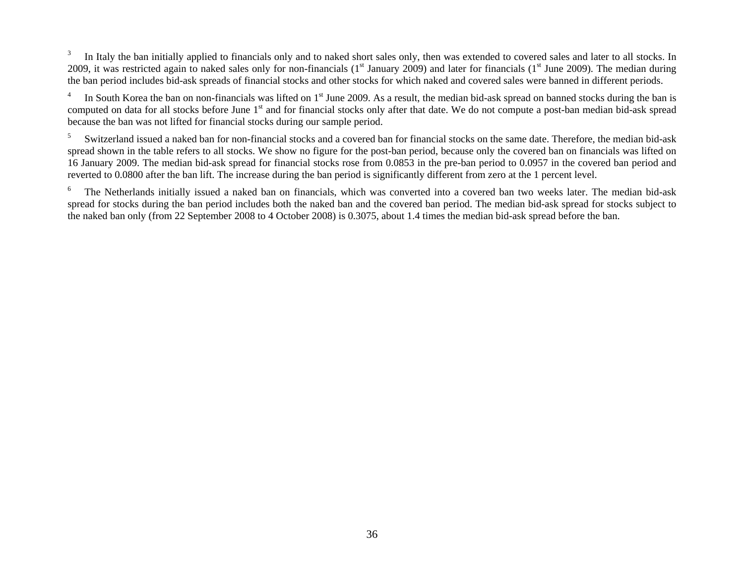[3] In Italy the ban initially applied to financials only and to naked short sales only, then was extended to covered sales and later to all stocks. In 2009, it was restricted again to naked sales only for non-financials (1st January 2009) and later for financials (1st June 2009). The median during the ban period includes bid-ask spreads of financial stocks and other stocks for which naked and covered sales were banned in different periods.

[4] In South Korea the ban on non-financials was lifted on 1st June 2009. As a result, the median bid-ask spread on banned stocks during the ban is computed on data for all stocks before June 1st and for financial stocks only after that date. We do not compute a post-ban median bid-ask spread because the ban was not lifted for financial stocks during our sample period.

[5] Switzerland issued a naked ban for non-financial stocks and a covered ban for financial stocks on the same date. Therefore, the median bid-ask spread shown in the table refers to all stocks. We show no figure for the post-ban period, because only the covered ban on financials was lifted on 16 January 2009. The median bid-ask spread for financial stocks rose from 0.0853 in the pre-ban period to 0.0957 in the covered ban period and reverted to 0.0800 after the ban lift. The increase during the ban period is significantly different from zero at the 1 percent level.

[6] The Netherlands initially issued a naked ban on financials, which was converted into a covered ban two weeks later. The median bid-ask spread for stocks during the ban period includes both the naked ban and the covered ban period. The median bid-ask spread for stocks subject to the naked ban only (from 22 September 2008 to 4 October 2008) is 0.3075, about 1.4 times the median bid-ask spread before the ban.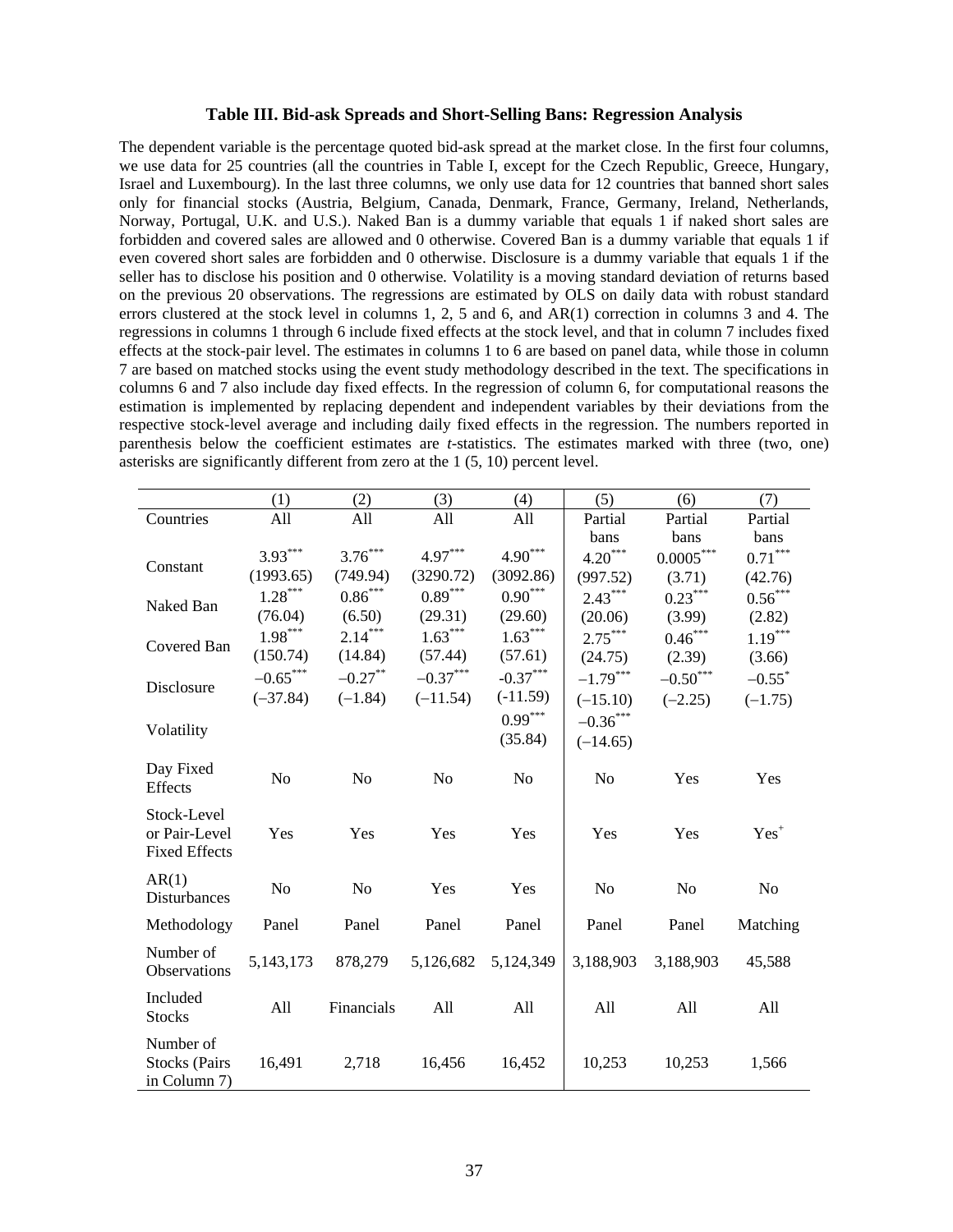**Table III. Bid-ask Spreads and Short-Selling Bans: Regression Analysis**

The dependent variable is the percentage quoted bid-ask spread at the market close. In the first four columns, we use data for 25 countries (all the countries in Table I, except for the Czech Republic, Greece, Hungary, Israel and Luxembourg). In the last three columns, we only use data for 12 countries that banned short sales only for financial stocks (Austria, Belgium, Canada, Denmark, France, Germany, Ireland, Netherlands, Norway, Portugal, U.K. and U.S.). Naked Ban is a dummy variable that equals 1 if naked short sales are forbidden and covered sales are allowed and 0 otherwise. Covered Ban is a dummy variable that equals 1 if even covered short sales are forbidden and 0 otherwise. Disclosure is a dummy variable that equals 1 if the seller has to disclose his position and 0 otherwise. Volatility is a moving standard deviation of returns based on the previous 20 observations. The regressions are estimated by OLS on daily data with robust standard errors clustered at the stock level in columns 1, 2, 5 and 6, and AR(1) correction in columns 3 and 4. The regressions in columns 1 through 6 include fixed effects at the stock level, and that in column 7 includes fixed effects at the stock-pair level. The estimates in columns 1 to 6 are based on panel data, while those in column 7 are based on matched stocks using the event study methodology described in the text. The specifications in columns 6 and 7 also include day fixed effects. In the regression of column 6, for computational reasons the estimation is implemented by replacing dependent and independent variables by their deviations from the respective stock-level average and including daily fixed effects in the regression. The numbers reported in parenthesis below the coefficient estimates are *t*-statistics. The estimates marked with three (two, one) asterisks are significantly different from zero at the 1 (5, 10) percent level.

| | (1) | (2) | (3) | (4) | (5) | (6) | (7) |
|---|---|---|---|---|---|---|---|
| Countries | All | All | All | All | Partial bans | Partial bans | Partial bans |
| Constant | $3.93^{***}$ | $3.76^{***}$ | $4.97^{***}$ | $4.90^{***}$ | $4.20^{***}$ | $0.0005^{***}$ | $0.71^{***}$ |
| | (1993.65) | (749.94) | (3290.72) | (3092.86) | (997.52) | (3.71) | (42.76) |
| Naked Ban | $1.28^{***}$ | $0.86^{***}$ | $0.89^{***}$ | $0.90^{***}$ | $2.43^{***}$ | $0.23^{***}$ | $0.56^{***}$ |
| | (76.04) | (6.50) | (29.31) | (29.60) | (20.06) | (3.99) | (2.82) |
| Covered Ban | $1.98^{***}$ | $2.14^{***}$ | $1.63^{***}$ | $1.63^{***}$ | $2.75^{***}$ | $0.46^{***}$ | $1.19^{***}$ |
| | (150.74) | (14.84) | (57.44) | (57.61) | (24.75) | (2.39) | (3.66) |
| Disclosure | $-0.65^{***}$ | $-0.27^{**}$ | $-0.37^{***}$ | $-0.37^{***}$ | $-1.79^{***}$ | $-0.50^{***}$ | $-0.55^{*}$ |
| | (–37.84) | (–1.84) | (–11.54) | (-11.59) | (–15.10) | (–2.25) | (–1.75) |
| Volatility | | | | $0.99^{***}$ | $-0.36^{***}$ | | |
| | | | | (35.84) | (–14.65) | | |
| Day Fixed Effects | No | No | No | No | No | Yes | Yes |
| Stock-Level or Pair-Level Fixed Effects | Yes | Yes | Yes | Yes | Yes | Yes | Yes$^{+}$ |
| AR(1) Disturbances | No | No | Yes | Yes | No | No | No |
| Methodology | Panel | Panel | Panel | Panel | Panel | Panel | Matching |
| Number of Observations | 5,143,173 | 878,279 | 5,126,682 | 5,124,349 | 3,188,903 | 3,188,903 | 45,588 |
| Included Stocks | All | Financials | All | All | All | All | All |
| Number of Stocks (Pairs in Column 7) | 16,491 | 2,718 | 16,456 | 16,452 | 10,253 | 10,253 | 1,566 |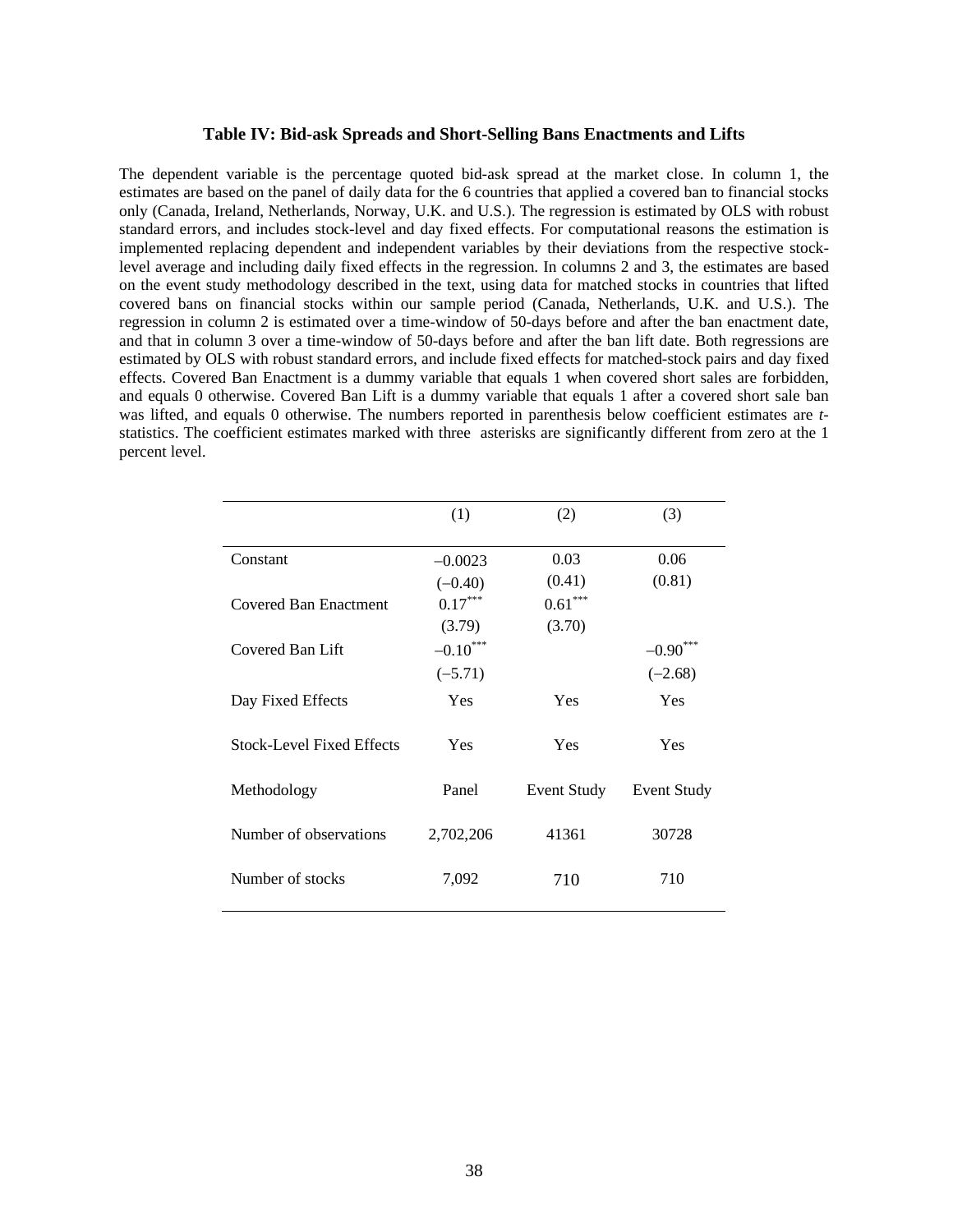### Table IV: Bid-ask Spreads and Short-Selling Bans Enactments and Lifts

The dependent variable is the percentage quoted bid-ask spread at the market close. In column 1, the estimates are based on the panel of daily data for the 6 countries that applied a covered ban to financial stocks only (Canada, Ireland, Netherlands, Norway, U.K. and U.S.). The regression is estimated by OLS with robust standard errors, and includes stock-level and day fixed effects. For computational reasons the estimation is implemented replacing dependent and independent variables by their deviations from the respective stock-level average and including daily fixed effects in the regression. In columns 2 and 3, the estimates are based on the event study methodology described in the text, using data for matched stocks in countries that lifted covered bans on financial stocks within our sample period (Canada, Netherlands, U.K. and U.S.). The regression in column 2 is estimated over a time-window of 50-days before and after the ban enactment date, and that in column 3 over a time-window of 50-days before and after the ban lift date. Both regressions are estimated by OLS with robust standard errors, and include fixed effects for matched-stock pairs and day fixed effects. Covered Ban Enactment is a dummy variable that equals 1 when covered short sales are forbidden, and equals 0 otherwise. Covered Ban Lift is a dummy variable that equals 1 after a covered short sale ban was lifted, and equals 0 otherwise. The numbers reported in parenthesis below coefficient estimates are *t*-statistics. The coefficient estimates marked with three asterisks are significantly different from zero at the 1 percent level.

| | (1) | (2) | (3) |
|---|---|---|---|
| Constant | –0.0023 | 0.03 | 0.06 |
| | (–0.40) | (0.41) | (0.81) |
| Covered Ban Enactment | 0.17*** | 0.61*** | |
| | (3.79) | (3.70) | |
| Covered Ban Lift | –0.10*** | | –0.90*** |
| | (–5.71) | | (–2.68) |
| Day Fixed Effects | Yes | Yes | Yes |
| Stock-Level Fixed Effects | Yes | Yes | Yes |
| Methodology | Panel | Event Study | Event Study |
| Number of observations | 2,702,206 | 41361 | 30728 |
| Number of stocks | 7,092 | 710 | 710 |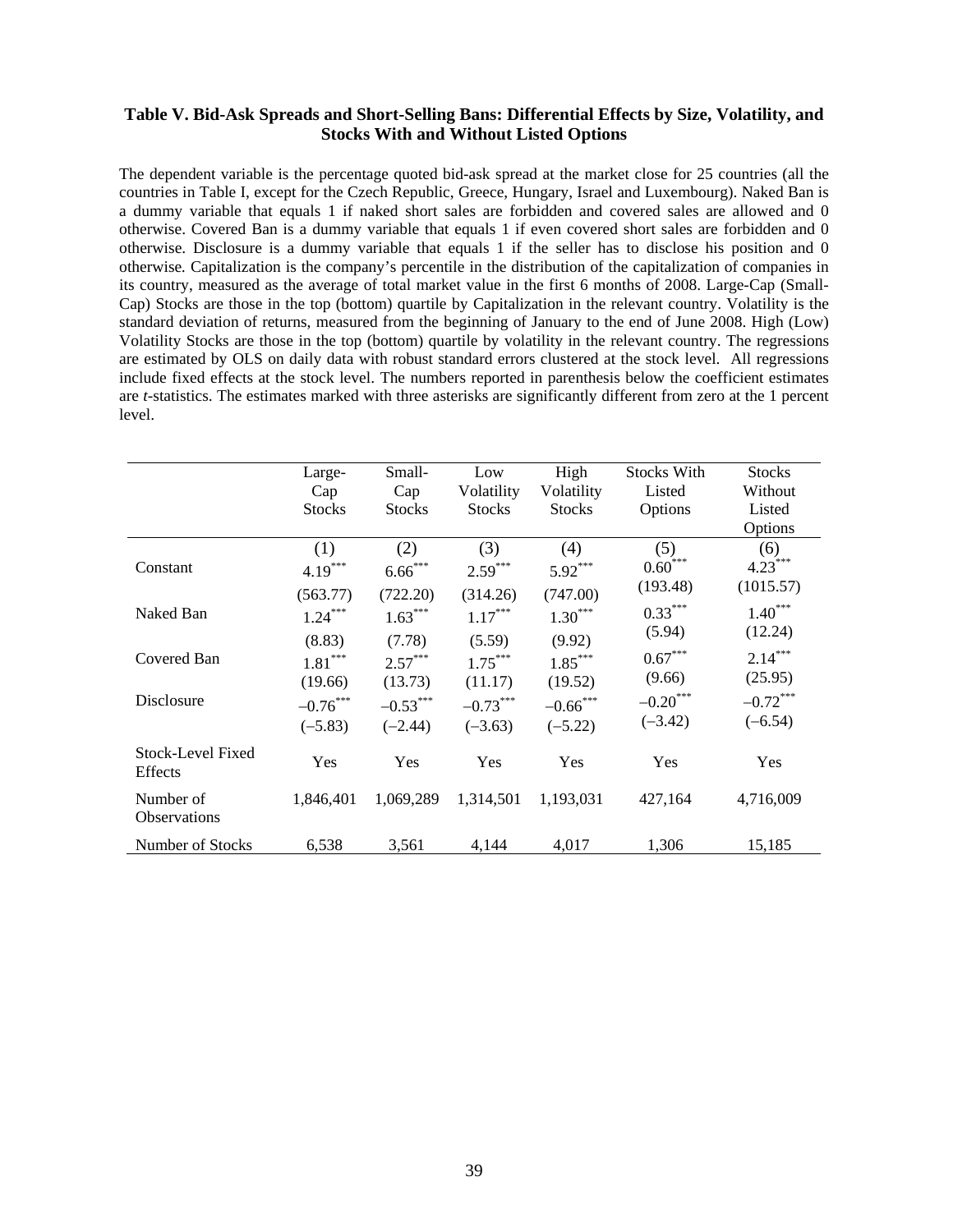**Table V. Bid-Ask Spreads and Short-Selling Bans: Differential Effects by Size, Volatility, and Stocks With and Without Listed Options**

The dependent variable is the percentage quoted bid-ask spread at the market close for 25 countries (all the countries in Table I, except for the Czech Republic, Greece, Hungary, Israel and Luxembourg). Naked Ban is a dummy variable that equals 1 if naked short sales are forbidden and covered sales are allowed and 0 otherwise. Covered Ban is a dummy variable that equals 1 if even covered short sales are forbidden and 0 otherwise. Disclosure is a dummy variable that equals 1 if the seller has to disclose his position and 0 otherwise. Capitalization is the company's percentile in the distribution of the capitalization of companies in its country, measured as the average of total market value in the first 6 months of 2008. Large-Cap (Small-Cap) Stocks are those in the top (bottom) quartile by Capitalization in the relevant country. Volatility is the standard deviation of returns, measured from the beginning of January to the end of June 2008. High (Low) Volatility Stocks are those in the top (bottom) quartile by volatility in the relevant country. The regressions are estimated by OLS on daily data with robust standard errors clustered at the stock level. All regressions include fixed effects at the stock level. The numbers reported in parenthesis below the coefficient estimates are *t*-statistics. The estimates marked with three asterisks are significantly different from zero at the 1 percent level.

| | Large-Cap Stocks | Small-Cap Stocks | Low Volatility Stocks | High Volatility Stocks | Stocks With Listed Options | Stocks Without Listed Options |
|---|---|---|---|---|---|---|
| | (1) | (2) | (3) | (4) | (5) | (6) |
| Constant | 4.19*** | 6.66*** | 2.59*** | 5.92*** | 0.60*** | 4.23*** |
| | (563.77) | (722.20) | (314.26) | (747.00) | (193.48) | (1015.57) |
| Naked Ban | 1.24*** | 1.63*** | 1.17*** | 1.30*** | 0.33*** | 1.40*** |
| | (8.83) | (7.78) | (5.59) | (9.92) | (5.94) | (12.24) |
| Covered Ban | 1.81*** | 2.57*** | 1.75*** | 1.85*** | 0.67*** | 2.14*** |
| | (19.66) | (13.73) | (11.17) | (19.52) | (9.66) | (25.95) |
| Disclosure | –0.76*** | –0.53*** | –0.73*** | –0.66*** | –0.20*** | –0.72*** |
| | (–5.83) | (–2.44) | (–3.63) | (–5.22) | (–3.42) | (–6.54) |
| Stock-Level Fixed Effects | Yes | Yes | Yes | Yes | Yes | Yes |
| Number of Observations | 1,846,401 | 1,069,289 | 1,314,501 | 1,193,031 | 427,164 | 4,716,009 |
| Number of Stocks | 6,538 | 3,561 | 4,144 | 4,017 | 1,306 | 15,185 |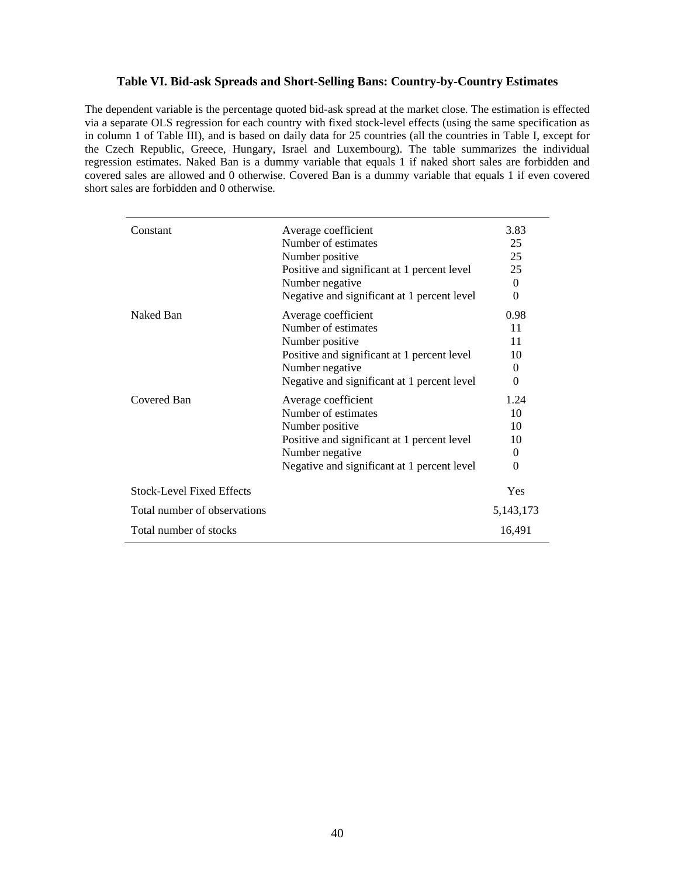### Table VI. Bid-ask Spreads and Short-Selling Bans: Country-by-Country Estimates

The dependent variable is the percentage quoted bid-ask spread at the market close. The estimation is effected via a separate OLS regression for each country with fixed stock-level effects (using the same specification as in column 1 of Table III), and is based on daily data for 25 countries (all the countries in Table I, except for the Czech Republic, Greece, Hungary, Israel and Luxembourg). The table summarizes the individual regression estimates. Naked Ban is a dummy variable that equals 1 if naked short sales are forbidden and covered sales are allowed and 0 otherwise. Covered Ban is a dummy variable that equals 1 if even covered short sales are forbidden and 0 otherwise.

| | | |
|---|---|---|
| Constant | Average coefficient | 3.83 |
| | Number of estimates | 25 |
| | Number positive | 25 |
| | Positive and significant at 1 percent level | 25 |
| | Number negative | 0 |
| | Negative and significant at 1 percent level | 0 |
| Naked Ban | Average coefficient | 0.98 |
| | Number of estimates | 11 |
| | Number positive | 11 |
| | Positive and significant at 1 percent level | 10 |
| | Number negative | 0 |
| | Negative and significant at 1 percent level | 0 |
| Covered Ban | Average coefficient | 1.24 |
| | Number of estimates | 10 |
| | Number positive | 10 |
| | Positive and significant at 1 percent level | 10 |
| | Number negative | 0 |
| | Negative and significant at 1 percent level | 0 |
| Stock-Level Fixed Effects | | Yes |
| Total number of observations | | 5,143,173 |
| Total number of stocks | | 16,491 |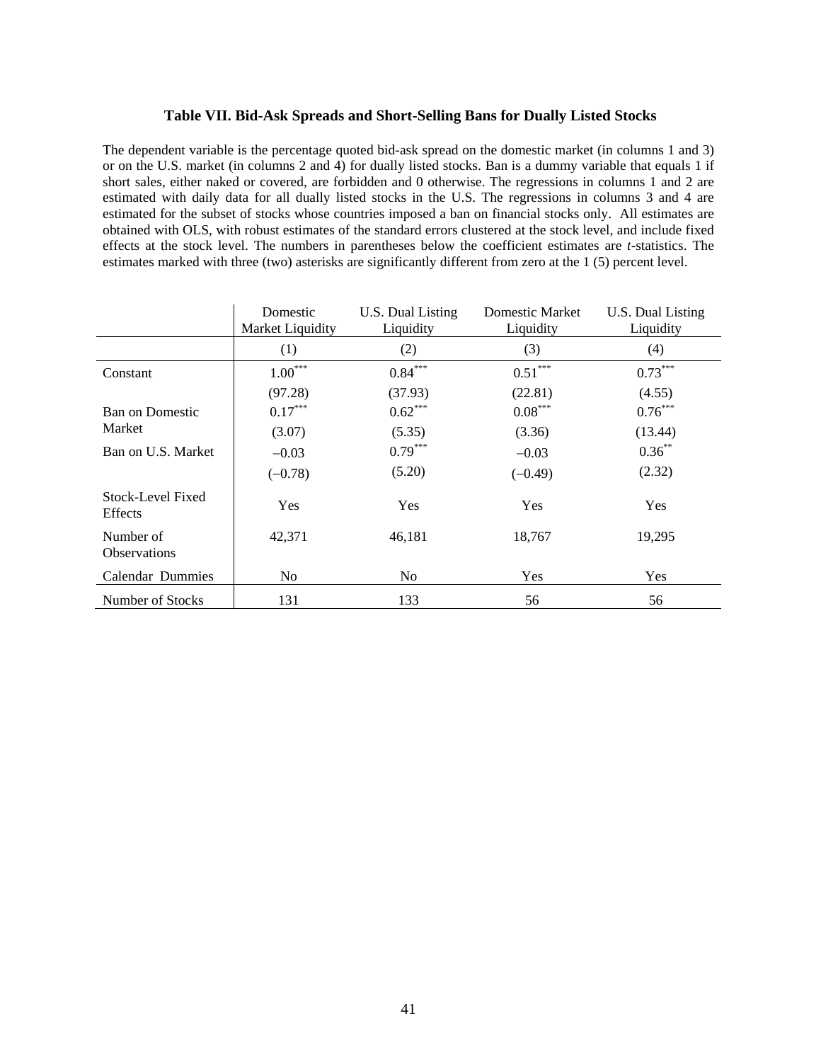### Table VII. Bid-Ask Spreads and Short-Selling Bans for Dually Listed Stocks

The dependent variable is the percentage quoted bid-ask spread on the domestic market (in columns 1 and 3) or on the U.S. market (in columns 2 and 4) for dually listed stocks. Ban is a dummy variable that equals 1 if short sales, either naked or covered, are forbidden and 0 otherwise. The regressions in columns 1 and 2 are estimated with daily data for all dually listed stocks in the U.S. The regressions in columns 3 and 4 are estimated for the subset of stocks whose countries imposed a ban on financial stocks only. All estimates are obtained with OLS, with robust estimates of the standard errors clustered at the stock level, and include fixed effects at the stock level. The numbers in parentheses below the coefficient estimates are *t*-statistics. The estimates marked with three (two) asterisks are significantly different from zero at the 1 (5) percent level.

| | Domestic Market Liquidity | U.S. Dual Listing Liquidity | Domestic Market Liquidity | U.S. Dual Listing Liquidity |
|---|---|---|---|---|
| | (1) | (2) | (3) | (4) |
| Constant | 1.00*** | 0.84*** | 0.51*** | 0.73*** |
| | (97.28) | (37.93) | (22.81) | (4.55) |
| Ban on Domestic Market | 0.17*** | 0.62*** | 0.08*** | 0.76*** |
| | (3.07) | (5.35) | (3.36) | (13.44) |
| Ban on U.S. Market | –0.03 | 0.79*** | –0.03 | 0.36** |
| | (–0.78) | (5.20) | (–0.49) | (2.32) |
| Stock-Level Fixed Effects | Yes | Yes | Yes | Yes |
| Number of Observations | 42,371 | 46,181 | 18,767 | 19,295 |
| Calendar Dummies | No | No | Yes | Yes |
| Number of Stocks | 131 | 133 | 56 | 56 |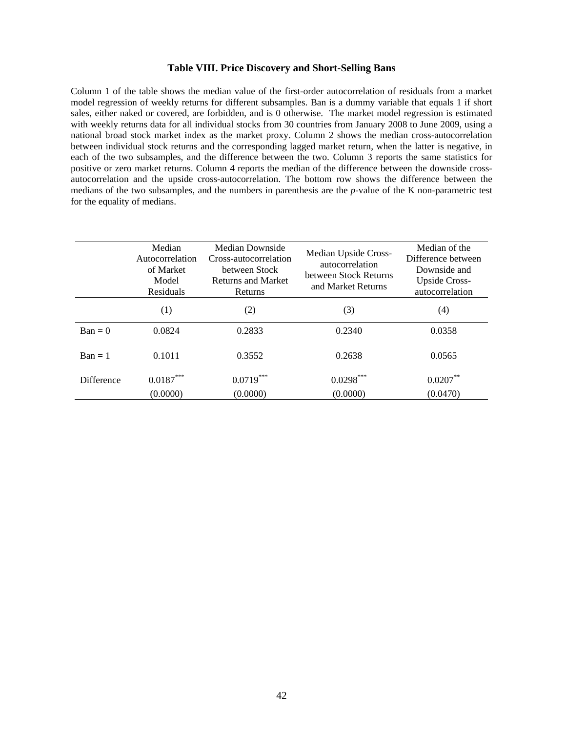# Table VIII. Price Discovery and Short-Selling Bans

Column 1 of the table shows the median value of the first-order autocorrelation of residuals from a market model regression of weekly returns for different subsamples. Ban is a dummy variable that equals 1 if short sales, either naked or covered, are forbidden, and is 0 otherwise. The market model regression is estimated with weekly returns data for all individual stocks from 30 countries from January 2008 to June 2009, using a national broad stock market index as the market proxy. Column 2 shows the median cross-autocorrelation between individual stock returns and the corresponding lagged market return, when the latter is negative, in each of the two subsamples, and the difference between the two. Column 3 reports the same statistics for positive or zero market returns. Column 4 reports the median of the difference between the downside cross-autocorrelation and the upside cross-autocorrelation. The bottom row shows the difference between the medians of the two subsamples, and the numbers in parenthesis are the *p*-value of the K non-parametric test for the equality of medians.

| | Median Autocorrelation of Market Model Residuals | Median Downside Cross-autocorrelation between Stock Returns and Market Returns | Median Upside Cross-autocorrelation between Stock Returns and Market Returns | Median of the Difference between Downside and Upside Cross-autocorrelation |
|---|---|---|---|---|
| | (1) | (2) | (3) | (4) |
| Ban = 0 | 0.0824 | 0.2833 | 0.2340 | 0.0358 |
| Ban = 1 | 0.1011 | 0.3552 | 0.2638 | 0.0565 |
| Difference | 0.0187*** | 0.0719*** | 0.0298*** | 0.0207** |
| | (0.0000) | (0.0000) | (0.0000) | (0.0470) |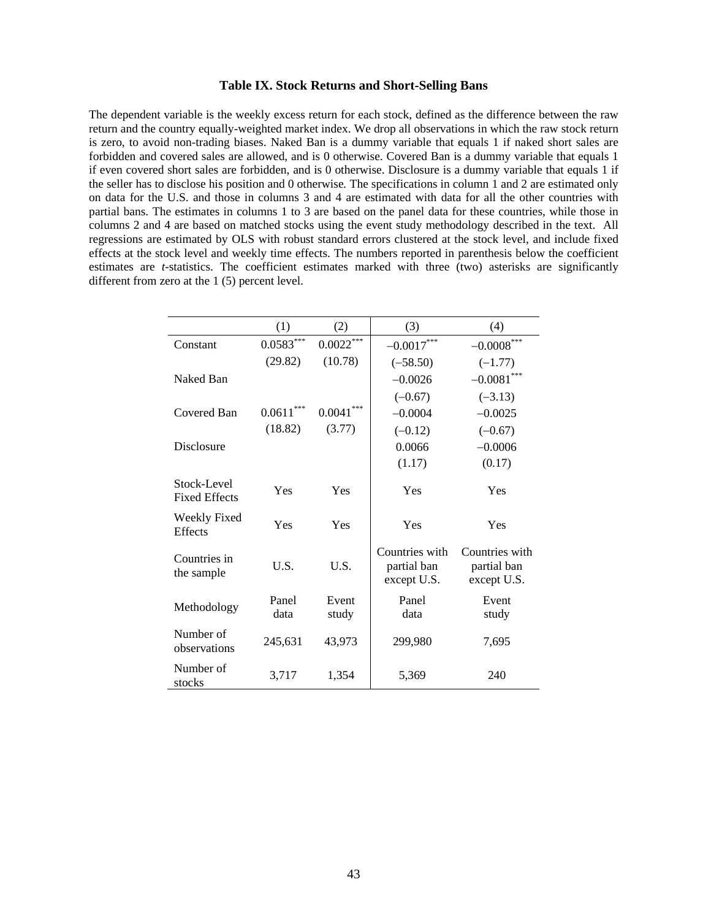### Table IX. Stock Returns and Short-Selling Bans

The dependent variable is the weekly excess return for each stock, defined as the difference between the raw return and the country equally-weighted market index. We drop all observations in which the raw stock return is zero, to avoid non-trading biases. Naked Ban is a dummy variable that equals 1 if naked short sales are forbidden and covered sales are allowed, and is 0 otherwise. Covered Ban is a dummy variable that equals 1 if even covered short sales are forbidden, and is 0 otherwise. Disclosure is a dummy variable that equals 1 if the seller has to disclose his position and 0 otherwise. The specifications in column 1 and 2 are estimated only on data for the U.S. and those in columns 3 and 4 are estimated with data for all the other countries with partial bans. The estimates in columns 1 to 3 are based on the panel data for these countries, while those in columns 2 and 4 are based on matched stocks using the event study methodology described in the text. All regressions are estimated by OLS with robust standard errors clustered at the stock level, and include fixed effects at the stock level and weekly time effects. The numbers reported in parenthesis below the coefficient estimates are *t*-statistics. The coefficient estimates marked with three (two) asterisks are significantly different from zero at the 1 (5) percent level.

| | (1) | (2) | (3) | (4) |
|---|---|---|---|---|
| Constant | 0.0583*** | 0.0022*** | –0.0017*** | –0.0008*** |
| | (29.82) | (10.78) | (–58.50) | (–1.77) |
| Naked Ban | | | –0.0026 | –0.0081*** |
| | | | (–0.67) | (–3.13) |
| Covered Ban | 0.0611*** | 0.0041*** | –0.0004 | –0.0025 |
| | (18.82) | (3.77) | (–0.12) | (–0.67) |
| Disclosure | | | 0.0066 | –0.0006 |
| | | | (1.17) | (0.17) |
| Stock-Level Fixed Effects | Yes | Yes | Yes | Yes |
| Weekly Fixed Effects | Yes | Yes | Yes | Yes |
| Countries in the sample | U.S. | U.S. | Countries with partial ban except U.S. | Countries with partial ban except U.S. |
| Methodology | Panel data | Event study | Panel data | Event study |
| Number of observations | 245,631 | 43,973 | 299,980 | 7,695 |
| Number of stocks | 3,717 | 1,354 | 5,369 | 240 |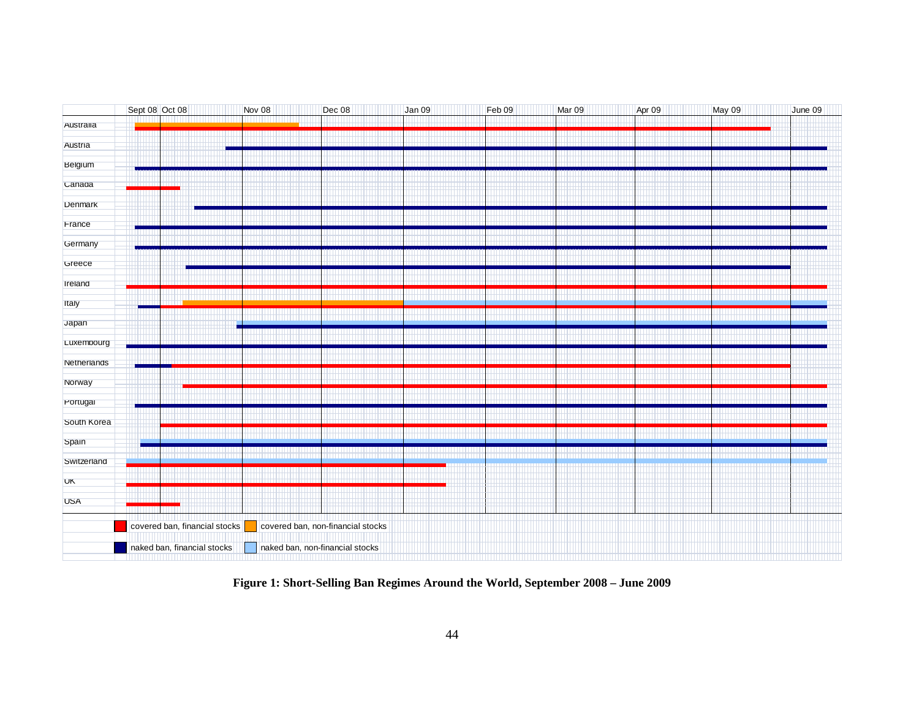**Figure 1: Short-Selling Ban Regimes Around the World, September 2008 – June 2009**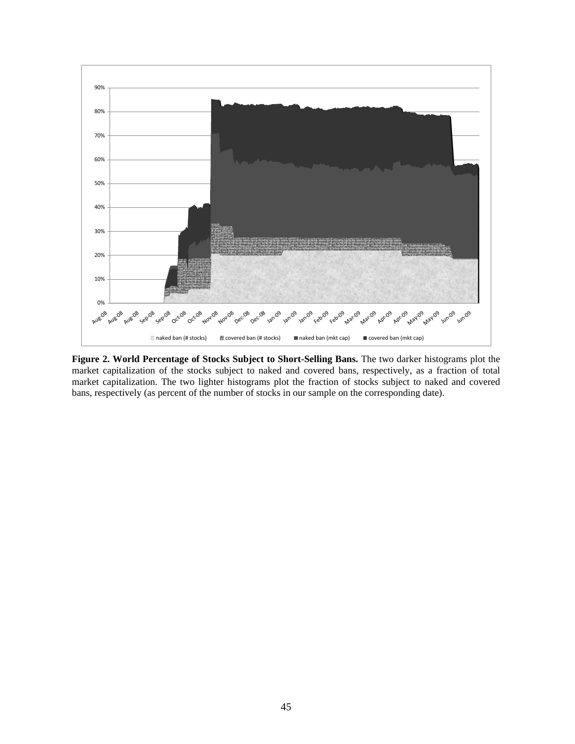**Figure 2. World Percentage of Stocks Subject to Short-Selling Bans.** The two darker histograms plot the market capitalization of the stocks subject to naked and covered bans, respectively, as a fraction of total market capitalization. The two lighter histograms plot the fraction of stocks subject to naked and covered bans, respectively (as percent of the number of stocks in our sample on the corresponding date).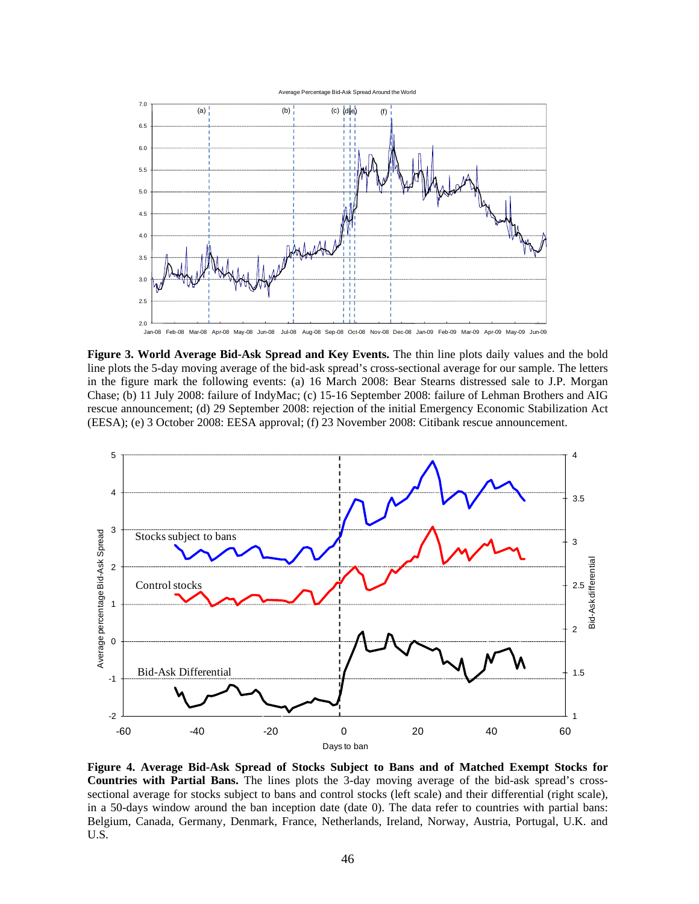**Figure 3. World Average Bid-Ask Spread and Key Events.** The thin line plots daily values and the bold line plots the 5-day moving average of the bid-ask spread's cross-sectional average for our sample. The letters in the figure mark the following events: (a) 16 March 2008: Bear Stearns distressed sale to J.P. Morgan Chase; (b) 11 July 2008: failure of IndyMac; (c) 15-16 September 2008: failure of Lehman Brothers and AIG rescue announcement; (d) 29 September 2008: rejection of the initial Emergency Economic Stabilization Act (EESA); (e) 3 October 2008: EESA approval; (f) 23 November 2008: Citibank rescue announcement.

**Figure 4. Average Bid-Ask Spread of Stocks Subject to Bans and of Matched Exempt Stocks for Countries with Partial Bans.** The lines plots the 3-day moving average of the bid-ask spread's cross-sectional average for stocks subject to bans and control stocks (left scale) and their differential (right scale), in a 50-days window around the ban inception date (date 0). The data refer to countries with partial bans: Belgium, Canada, Germany, Denmark, France, Netherlands, Ireland, Norway, Austria, Portugal, U.K. and U.S.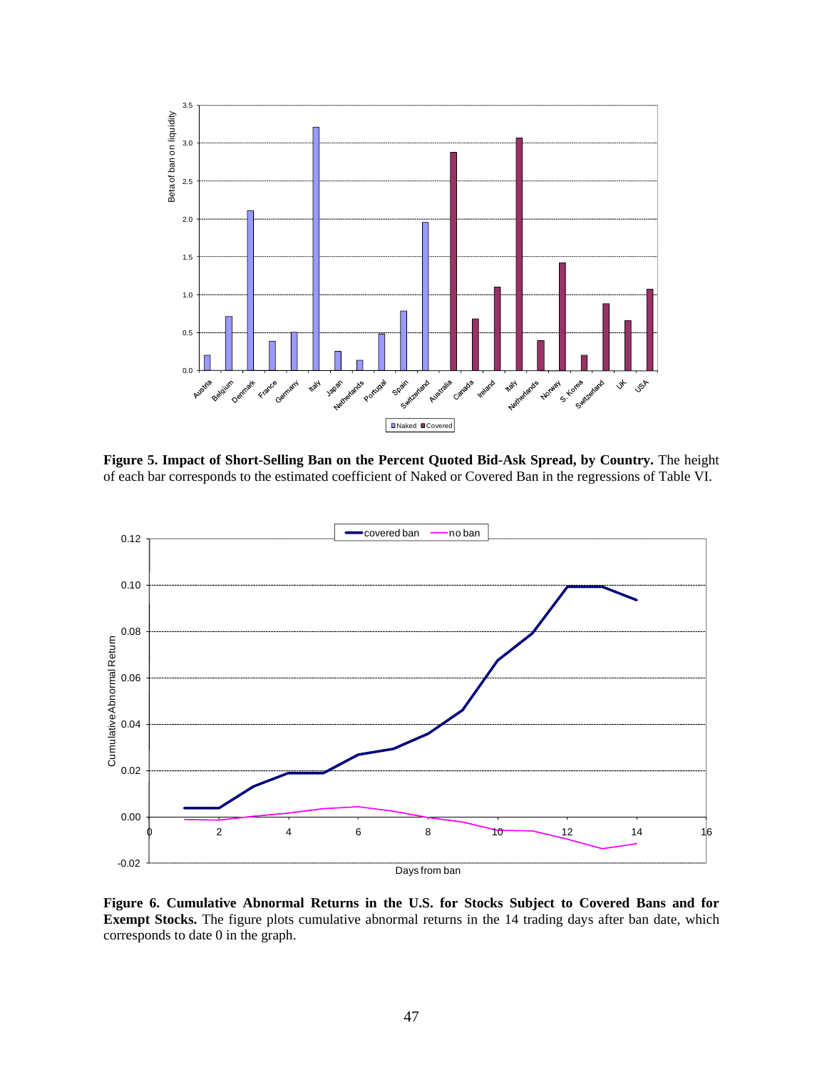**Figure 5. Impact of Short-Selling Ban on the Percent Quoted Bid-Ask Spread, by Country.** The height of each bar corresponds to the estimated coefficient of Naked or Covered Ban in the regressions of Table VI.

**Figure 6. Cumulative Abnormal Returns in the U.S. for Stocks Subject to Covered Bans and for Exempt Stocks.** The figure plots cumulative abnormal returns in the 14 trading days after ban date, which corresponds to date 0 in the graph.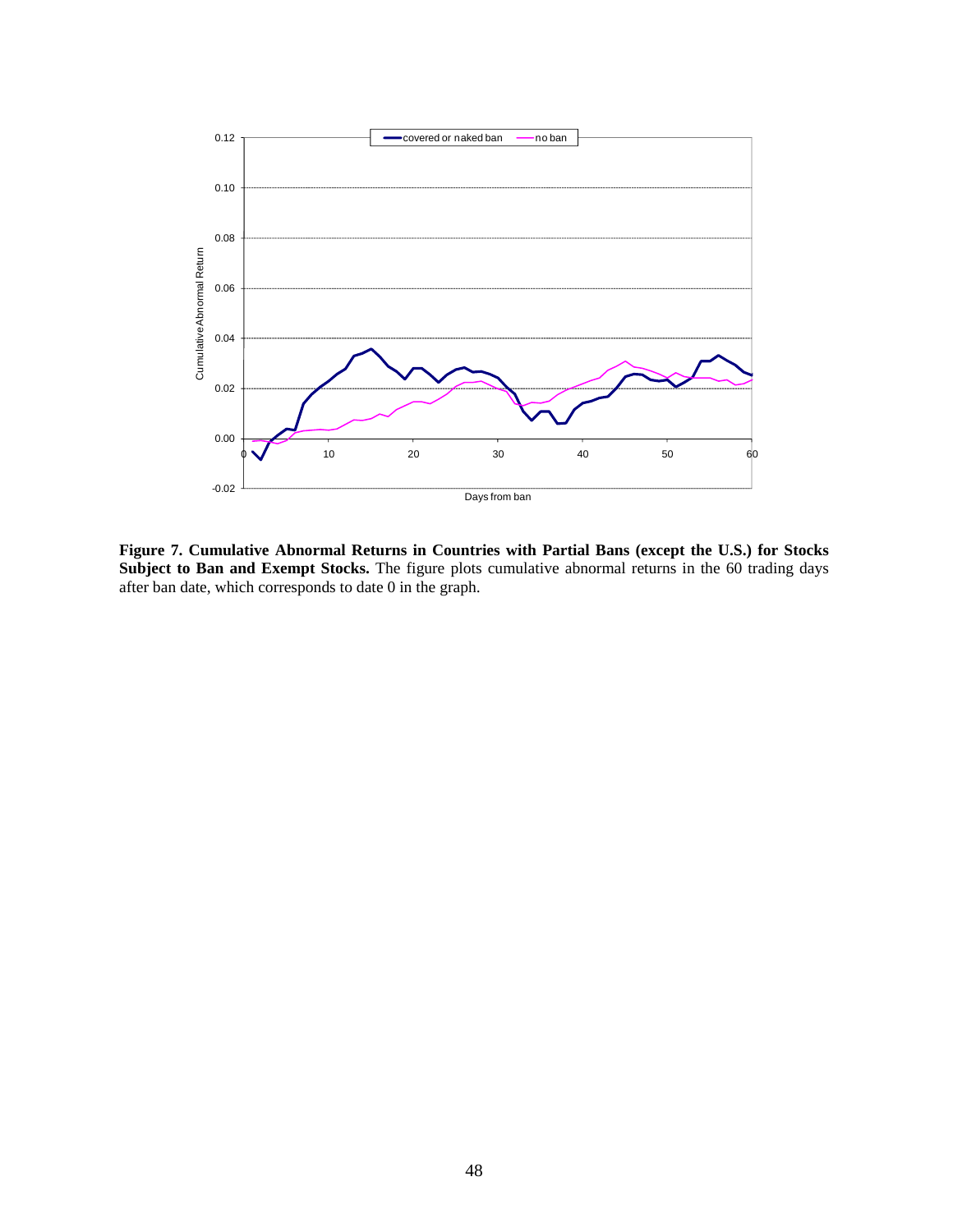**Figure 7. Cumulative Abnormal Returns in Countries with Partial Bans (except the U.S.) for Stocks Subject to Ban and Exempt Stocks.** The figure plots cumulative abnormal returns in the 60 trading days after ban date, which corresponds to date 0 in the graph.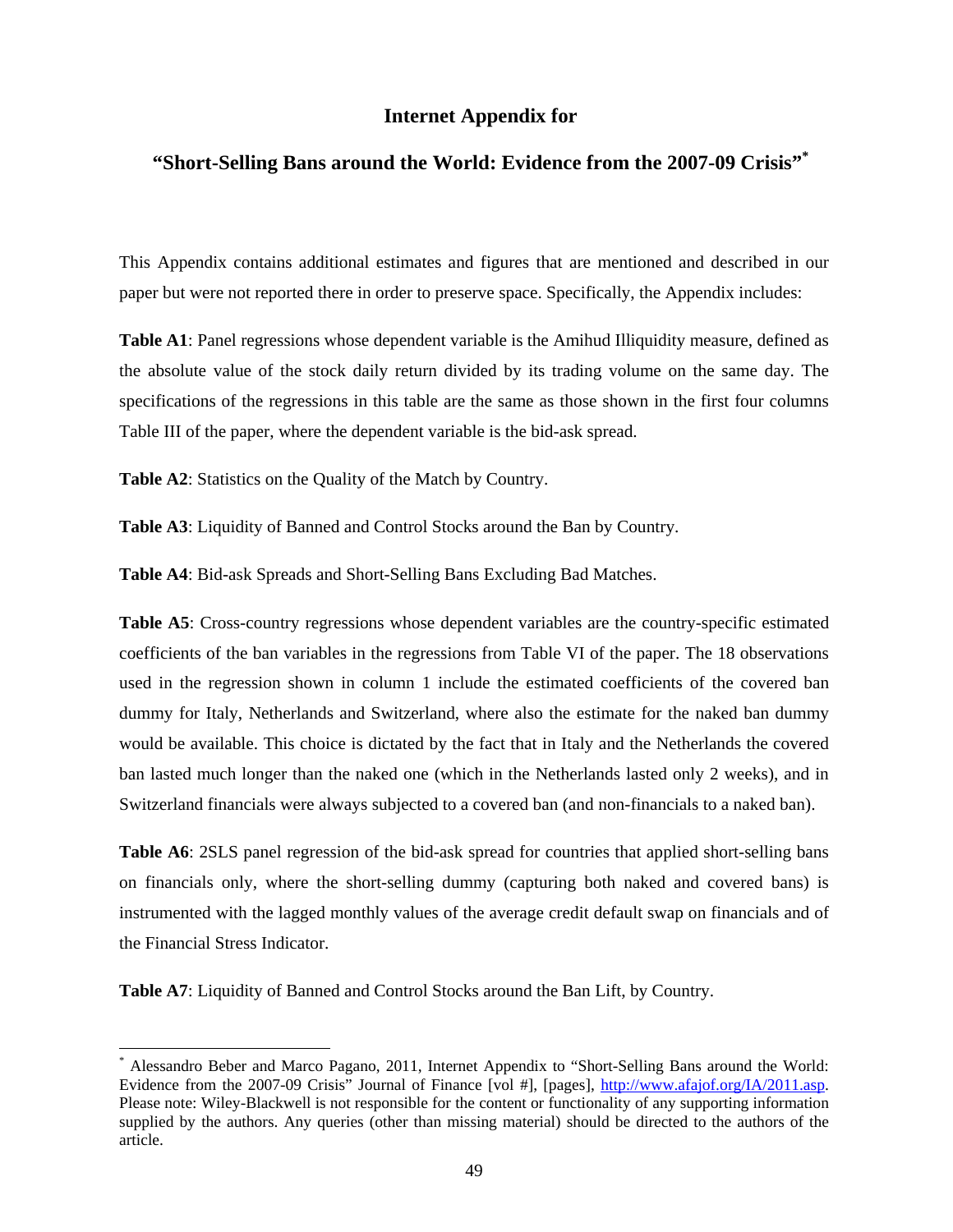# Internet Appendix for

## "Short-Selling Bans around the World: Evidence from the 2007-09 Crisis"*

This Appendix contains additional estimates and figures that are mentioned and described in our paper but were not reported there in order to preserve space. Specifically, the Appendix includes:

**Table A1**: Panel regressions whose dependent variable is the Amihud Illiquidity measure, defined as the absolute value of the stock daily return divided by its trading volume on the same day. The specifications of the regressions in this table are the same as those shown in the first four columns Table III of the paper, where the dependent variable is the bid-ask spread.

**Table A2**: Statistics on the Quality of the Match by Country.

**Table A3**: Liquidity of Banned and Control Stocks around the Ban by Country.

**Table A4**: Bid-ask Spreads and Short-Selling Bans Excluding Bad Matches.

**Table A5**: Cross-country regressions whose dependent variables are the country-specific estimated coefficients of the ban variables in the regressions from Table VI of the paper. The 18 observations used in the regression shown in column 1 include the estimated coefficients of the covered ban dummy for Italy, Netherlands and Switzerland, where also the estimate for the naked ban dummy would be available. This choice is dictated by the fact that in Italy and the Netherlands the covered ban lasted much longer than the naked one (which in the Netherlands lasted only 2 weeks), and in Switzerland financials were always subjected to a covered ban (and non-financials to a naked ban).

**Table A6**: 2SLS panel regression of the bid-ask spread for countries that applied short-selling bans on financials only, where the short-selling dummy (capturing both naked and covered bans) is instrumented with the lagged monthly values of the average credit default swap on financials and of the Financial Stress Indicator.

**Table A7**: Liquidity of Banned and Control Stocks around the Ban Lift, by Country.

---

* Alessandro Beber and Marco Pagano, 2011, Internet Appendix to "Short-Selling Bans around the World: Evidence from the 2007-09 Crisis" Journal of Finance [vol #], [pages], http://www.afajof.org/IA/2011.asp. Please note: Wiley-Blackwell is not responsible for the content or functionality of any supporting information supplied by the authors. Any queries (other than missing material) should be directed to the authors of the article.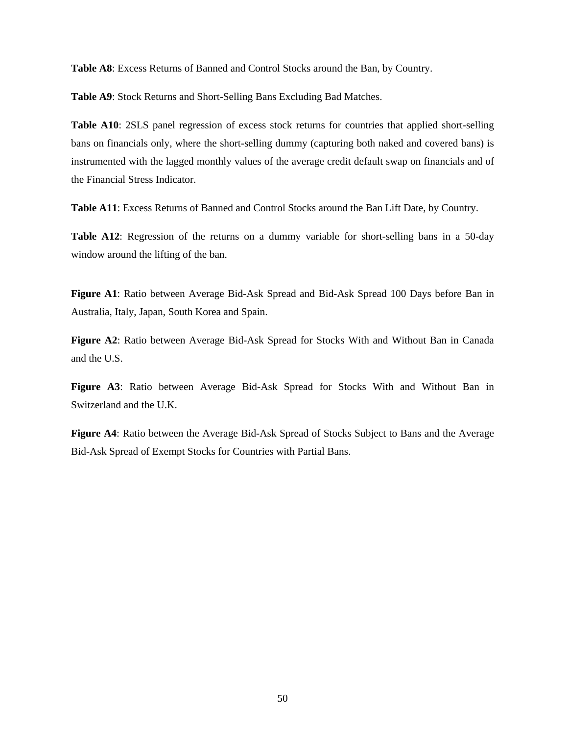**Table A8**: Excess Returns of Banned and Control Stocks around the Ban, by Country.

**Table A9**: Stock Returns and Short-Selling Bans Excluding Bad Matches.

**Table A10**: 2SLS panel regression of excess stock returns for countries that applied short-selling bans on financials only, where the short-selling dummy (capturing both naked and covered bans) is instrumented with the lagged monthly values of the average credit default swap on financials and of the Financial Stress Indicator.

**Table A11**: Excess Returns of Banned and Control Stocks around the Ban Lift Date, by Country.

**Table A12**: Regression of the returns on a dummy variable for short-selling bans in a 50-day window around the lifting of the ban.

**Figure A1**: Ratio between Average Bid-Ask Spread and Bid-Ask Spread 100 Days before Ban in Australia, Italy, Japan, South Korea and Spain.

**Figure A2**: Ratio between Average Bid-Ask Spread for Stocks With and Without Ban in Canada and the U.S.

**Figure A3**: Ratio between Average Bid-Ask Spread for Stocks With and Without Ban in Switzerland and the U.K.

**Figure A4**: Ratio between the Average Bid-Ask Spread of Stocks Subject to Bans and the Average Bid-Ask Spread of Exempt Stocks for Countries with Partial Bans.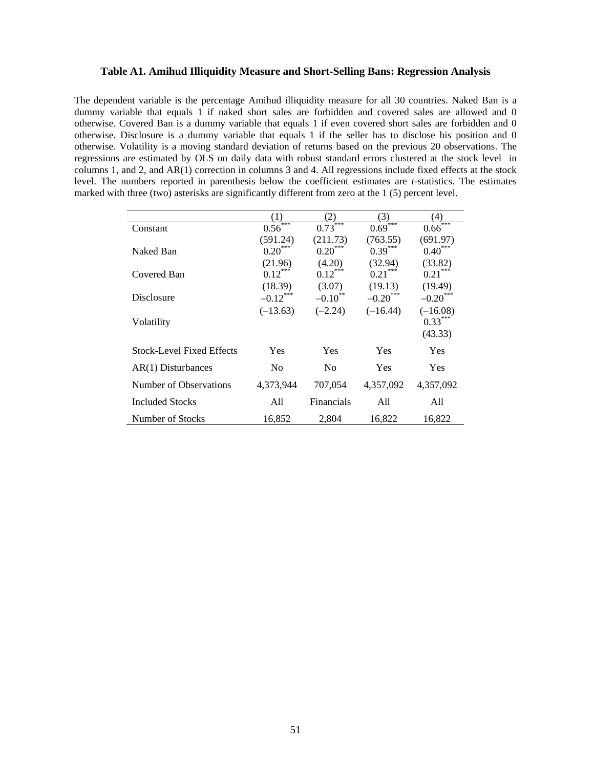**Table A1. Amihud Illiquidity Measure and Short-Selling Bans: Regression Analysis**

The dependent variable is the percentage Amihud illiquidity measure for all 30 countries. Naked Ban is a dummy variable that equals 1 if naked short sales are forbidden and covered sales are allowed and 0 otherwise. Covered Ban is a dummy variable that equals 1 if even covered short sales are forbidden and 0 otherwise. Disclosure is a dummy variable that equals 1 if the seller has to disclose his position and 0 otherwise. Volatility is a moving standard deviation of returns based on the previous 20 observations. The regressions are estimated by OLS on daily data with robust standard errors clustered at the stock level in columns 1, and 2, and AR(1) correction in columns 3 and 4. All regressions include fixed effects at the stock level. The numbers reported in parenthesis below the coefficient estimates are *t*-statistics. The estimates marked with three (two) asterisks are significantly different from zero at the 1 (5) percent level.

| | (1) | (2) | (3) | (4) |
|---|---|---|---|---|
| Constant | 0.56*** | 0.73*** | 0.69*** | 0.66*** |
| | (591.24) | (211.73) | (763.55) | (691.97) |
| Naked Ban | 0.20*** | 0.20*** | 0.39*** | 0.40*** |
| | (21.96) | (4.20) | (32.94) | (33.82) |
| Covered Ban | 0.12*** | 0.12*** | 0.21*** | 0.21*** |
| | (18.39) | (3.07) | (19.13) | (19.49) |
| Disclosure | –0.12*** | –0.10** | –0.20*** | –0.20*** |
| | (–13.63) | (–2.24) | (–16.44) | (–16.08) |
| Volatility | | | | 0.33*** |
| | | | | (43.33) |
| Stock-Level Fixed Effects | Yes | Yes | Yes | Yes |
| AR(1) Disturbances | No | No | Yes | Yes |
| Number of Observations | 4,373,944 | 707,054 | 4,357,092 | 4,357,092 |
| Included Stocks | All | Financials | All | All |
| Number of Stocks | 16,852 | 2,804 | 16,822 | 16,822 |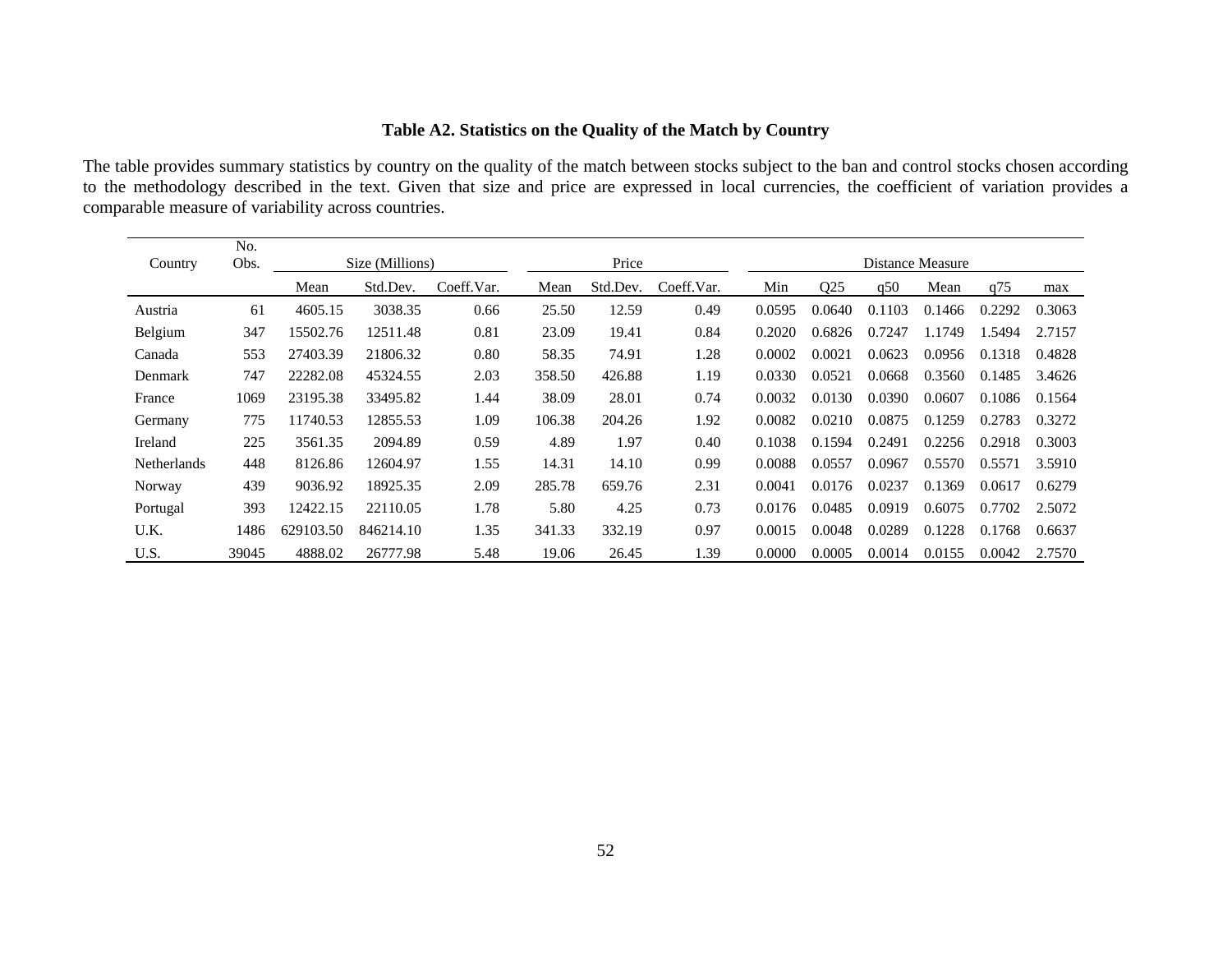**Table A2. Statistics on the Quality of the Match by Country**

The table provides summary statistics by country on the quality of the match between stocks subject to the ban and control stocks chosen according to the methodology described in the text. Given that size and price are expressed in local currencies, the coefficient of variation provides a comparable measure of variability across countries.

| Country | No. Obs. | Size (Millions) | | | Price | | | Distance Measure | | | | | |
|---|---|---|---|---|---|---|---|---|---|---|---|---|---|
| | | Mean | Std.Dev. | Coeff.Var. | Mean | Std.Dev. | Coeff.Var. | Min | Q25 | q50 | Mean | q75 | max |
| Austria | 61 | 4605.15 | 3038.35 | 0.66 | 25.50 | 12.59 | 0.49 | 0.0595 | 0.0640 | 0.1103 | 0.1466 | 0.2292 | 0.3063 |
| Belgium | 347 | 15502.76 | 12511.48 | 0.81 | 23.09 | 19.41 | 0.84 | 0.2020 | 0.6826 | 0.7247 | 1.1749 | 1.5494 | 2.7157 |
| Canada | 553 | 27403.39 | 21806.32 | 0.80 | 58.35 | 74.91 | 1.28 | 0.0002 | 0.0021 | 0.0623 | 0.0956 | 0.1318 | 0.4828 |
| Denmark | 747 | 22282.08 | 45324.55 | 2.03 | 358.50 | 426.88 | 1.19 | 0.0330 | 0.0521 | 0.0668 | 0.3560 | 0.1485 | 3.4626 |
| France | 1069 | 23195.38 | 33495.82 | 1.44 | 38.09 | 28.01 | 0.74 | 0.0032 | 0.0130 | 0.0390 | 0.0607 | 0.1086 | 0.1564 |
| Germany | 775 | 11740.53 | 12855.53 | 1.09 | 106.38 | 204.26 | 1.92 | 0.0082 | 0.0210 | 0.0875 | 0.1259 | 0.2783 | 0.3272 |
| Ireland | 225 | 3561.35 | 2094.89 | 0.59 | 4.89 | 1.97 | 0.40 | 0.1038 | 0.1594 | 0.2491 | 0.2256 | 0.2918 | 0.3003 |
| Netherlands | 448 | 8126.86 | 12604.97 | 1.55 | 14.31 | 14.10 | 0.99 | 0.0088 | 0.0557 | 0.0967 | 0.5570 | 0.5571 | 3.5910 |
| Norway | 439 | 9036.92 | 18925.35 | 2.09 | 285.78 | 659.76 | 2.31 | 0.0041 | 0.0176 | 0.0237 | 0.1369 | 0.0617 | 0.6279 |
| Portugal | 393 | 12422.15 | 22110.05 | 1.78 | 5.80 | 4.25 | 0.73 | 0.0176 | 0.0485 | 0.0919 | 0.6075 | 0.7702 | 2.5072 |
| U.K. | 1486 | 629103.50 | 846214.10 | 1.35 | 341.33 | 332.19 | 0.97 | 0.0015 | 0.0048 | 0.0289 | 0.1228 | 0.1768 | 0.6637 |
| U.S. | 39045 | 4888.02 | 26777.98 | 5.48 | 19.06 | 26.45 | 1.39 | 0.0000 | 0.0005 | 0.0014 | 0.0155 | 0.0042 | 2.7570 |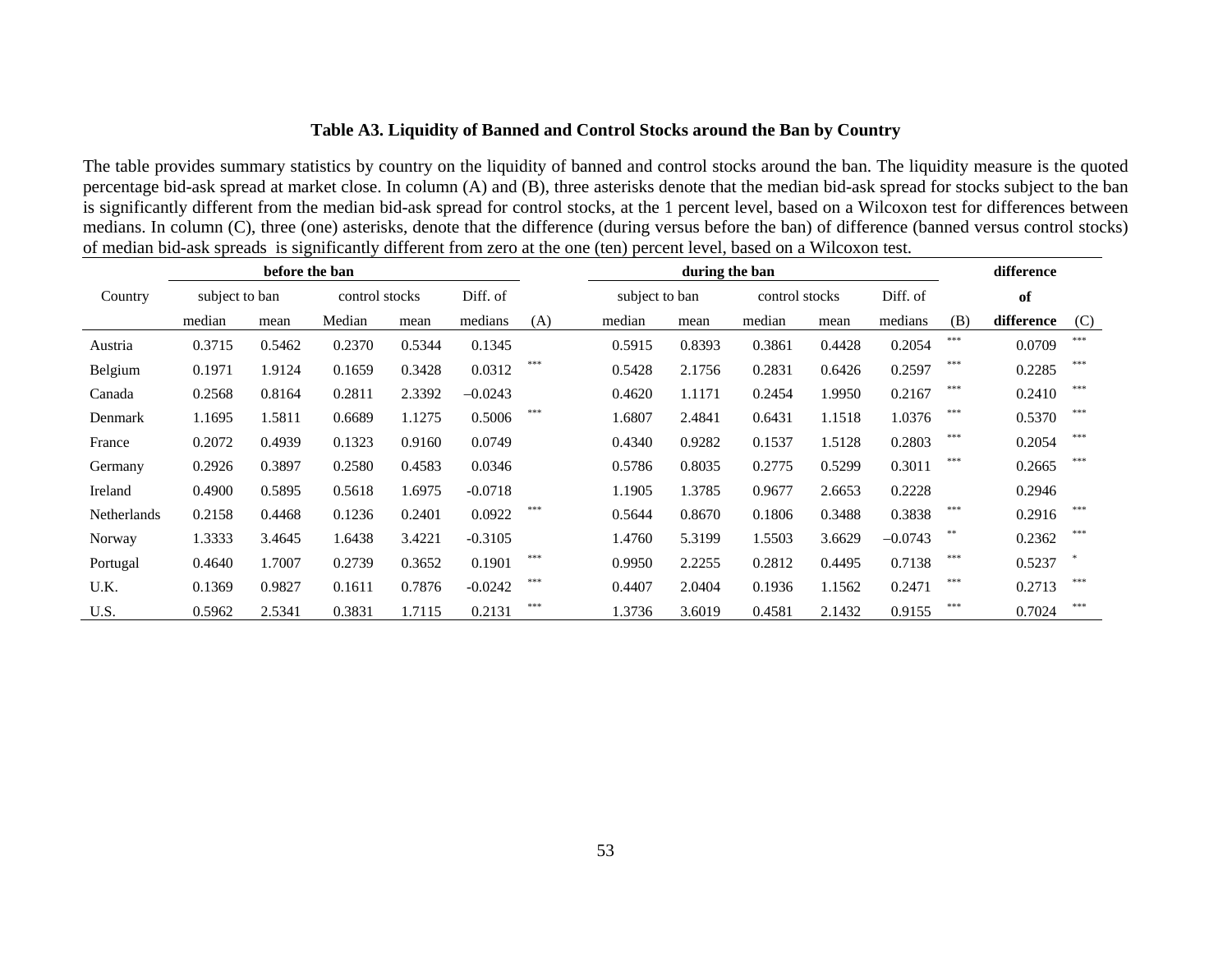**Table A3. Liquidity of Banned and Control Stocks around the Ban by Country**

The table provides summary statistics by country on the liquidity of banned and control stocks around the ban. The liquidity measure is the quoted percentage bid-ask spread at market close. In column (A) and (B), three asterisks denote that the median bid-ask spread for stocks subject to the ban is significantly different from the median bid-ask spread for control stocks, at the 1 percent level, based on a Wilcoxon test for differences between medians. In column (C), three (one) asterisks, denote that the difference (during versus before the ban) of difference (banned versus control stocks) of median bid-ask spreads is significantly different from zero at the one (ten) percent level, based on a Wilcoxon test.

| | **before the ban** | | | | | | **during the ban** | | | | | | **difference** | |
|---|---|---|---|---|---|---|---|---|---|---|---|---|---|---|
| Country | subject to ban | | control stocks | | Diff. of | | subject to ban | | control stocks | | Diff. of | | **of** | |
| | median | mean | Median | mean | medians | (A) | median | mean | median | mean | medians | (B) | **difference** | (C) |
| Austria | 0.3715 | 0.5462 | 0.2370 | 0.5344 | 0.1345 | | 0.5915 | 0.8393 | 0.3861 | 0.4428 | 0.2054 | *** | 0.0709 | *** |
| Belgium | 0.1971 | 1.9124 | 0.1659 | 0.3428 | 0.0312 | *** | 0.5428 | 2.1756 | 0.2831 | 0.6426 | 0.2597 | *** | 0.2285 | *** |
| Canada | 0.2568 | 0.8164 | 0.2811 | 2.3392 | –0.0243 | | 0.4620 | 1.1171 | 0.2454 | 1.9950 | 0.2167 | *** | 0.2410 | *** |
| Denmark | 1.1695 | 1.5811 | 0.6689 | 1.1275 | 0.5006 | *** | 1.6807 | 2.4841 | 0.6431 | 1.1518 | 1.0376 | *** | 0.5370 | *** |
| France | 0.2072 | 0.4939 | 0.1323 | 0.9160 | 0.0749 | | 0.4340 | 0.9282 | 0.1537 | 1.5128 | 0.2803 | *** | 0.2054 | *** |
| Germany | 0.2926 | 0.3897 | 0.2580 | 0.4583 | 0.0346 | | 0.5786 | 0.8035 | 0.2775 | 0.5299 | 0.3011 | *** | 0.2665 | *** |
| Ireland | 0.4900 | 0.5895 | 0.5618 | 1.6975 | -0.0718 | | 1.1905 | 1.3785 | 0.9677 | 2.6653 | 0.2228 | | 0.2946 | |
| Netherlands | 0.2158 | 0.4468 | 0.1236 | 0.2401 | 0.0922 | *** | 0.5644 | 0.8670 | 0.1806 | 0.3488 | 0.3838 | *** | 0.2916 | *** |
| Norway | 1.3333 | 3.4645 | 1.6438 | 3.4221 | -0.3105 | | 1.4760 | 5.3199 | 1.5503 | 3.6629 | –0.0743 | ** | 0.2362 | *** |
| Portugal | 0.4640 | 1.7007 | 0.2739 | 0.3652 | 0.1901 | *** | 0.9950 | 2.2255 | 0.2812 | 0.4495 | 0.7138 | *** | 0.5237 | * |
| U.K. | 0.1369 | 0.9827 | 0.1611 | 0.7876 | -0.0242 | *** | 0.4407 | 2.0404 | 0.1936 | 1.1562 | 0.2471 | *** | 0.2713 | *** |
| U.S. | 0.5962 | 2.5341 | 0.3831 | 1.7115 | 0.2131 | *** | 1.3736 | 3.6019 | 0.4581 | 2.1432 | 0.9155 | *** | 0.7024 | *** |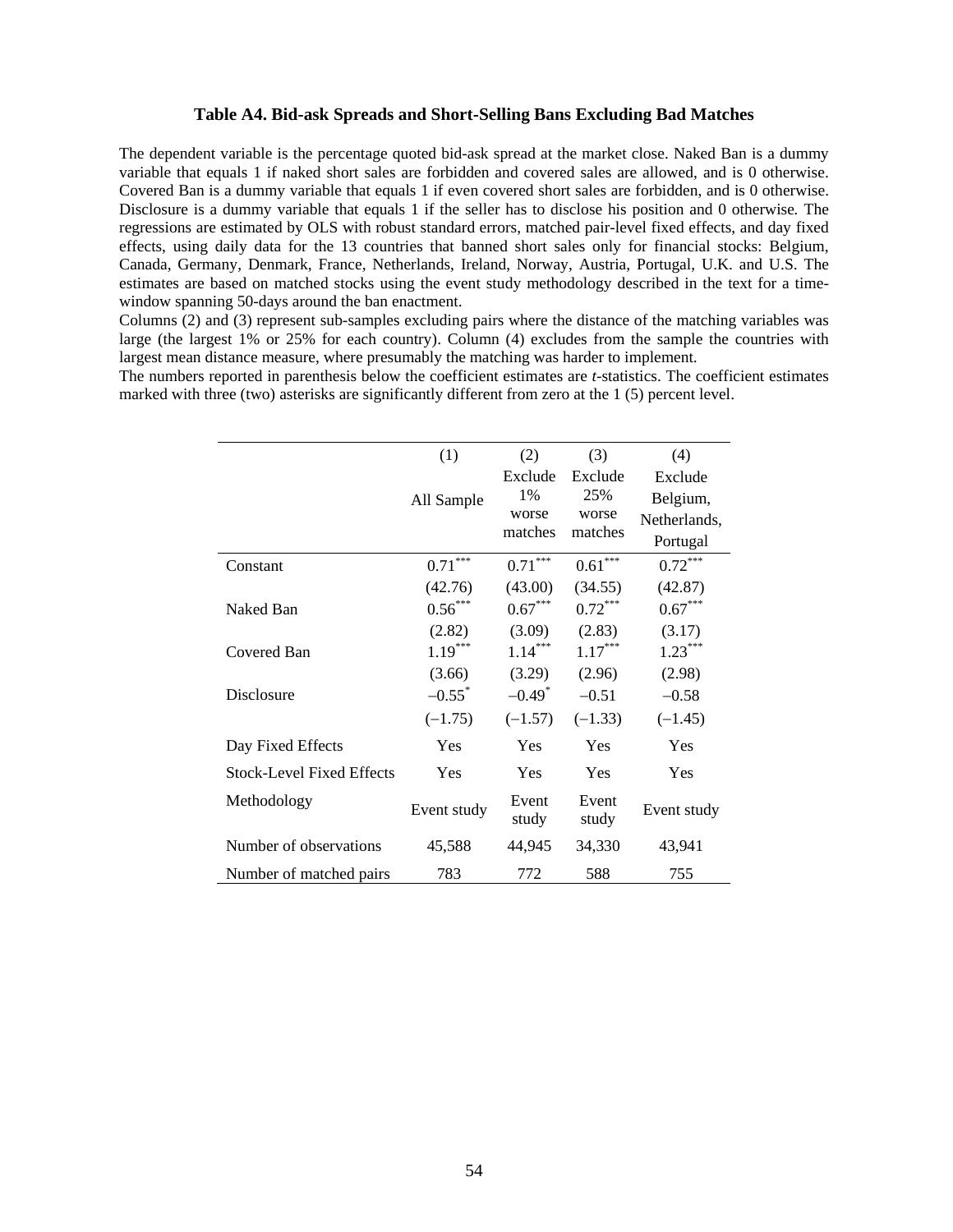### Table A4. Bid-ask Spreads and Short-Selling Bans Excluding Bad Matches

The dependent variable is the percentage quoted bid-ask spread at the market close. Naked Ban is a dummy variable that equals 1 if naked short sales are forbidden and covered sales are allowed, and is 0 otherwise. Covered Ban is a dummy variable that equals 1 if even covered short sales are forbidden, and is 0 otherwise. Disclosure is a dummy variable that equals 1 if the seller has to disclose his position and 0 otherwise. The regressions are estimated by OLS with robust standard errors, matched pair-level fixed effects, and day fixed effects, using daily data for the 13 countries that banned short sales only for financial stocks: Belgium, Canada, Germany, Denmark, France, Netherlands, Ireland, Norway, Austria, Portugal, U.K. and U.S. The estimates are based on matched stocks using the event study methodology described in the text for a time-window spanning 50-days around the ban enactment.

Columns (2) and (3) represent sub-samples excluding pairs where the distance of the matching variables was large (the largest 1% or 25% for each country). Column (4) excludes from the sample the countries with largest mean distance measure, where presumably the matching was harder to implement.

The numbers reported in parenthesis below the coefficient estimates are *t*-statistics. The coefficient estimates marked with three (two) asterisks are significantly different from zero at the 1 (5) percent level.

| | (1) All Sample | (2) Exclude 1% worse matches | (3) Exclude 25% worse matches | (4) Exclude Belgium, Netherlands, Portugal |
|---|---|---|---|---|
| Constant | 0.71*** | 0.71*** | 0.61*** | 0.72*** |
| | (42.76) | (43.00) | (34.55) | (42.87) |
| Naked Ban | 0.56*** | 0.67*** | 0.72*** | 0.67*** |
| | (2.82) | (3.09) | (2.83) | (3.17) |
| Covered Ban | 1.19*** | 1.14*** | 1.17*** | 1.23*** |
| | (3.66) | (3.29) | (2.96) | (2.98) |
| Disclosure | –0.55* | –0.49* | –0.51 | –0.58 |
| | (–1.75) | (–1.57) | (–1.33) | (–1.45) |
| Day Fixed Effects | Yes | Yes | Yes | Yes |
| Stock-Level Fixed Effects | Yes | Yes | Yes | Yes |
| Methodology | Event study | Event study | Event study | Event study |
| Number of observations | 45,588 | 44,945 | 34,330 | 43,941 |
| Number of matched pairs | 783 | 772 | 588 | 755 |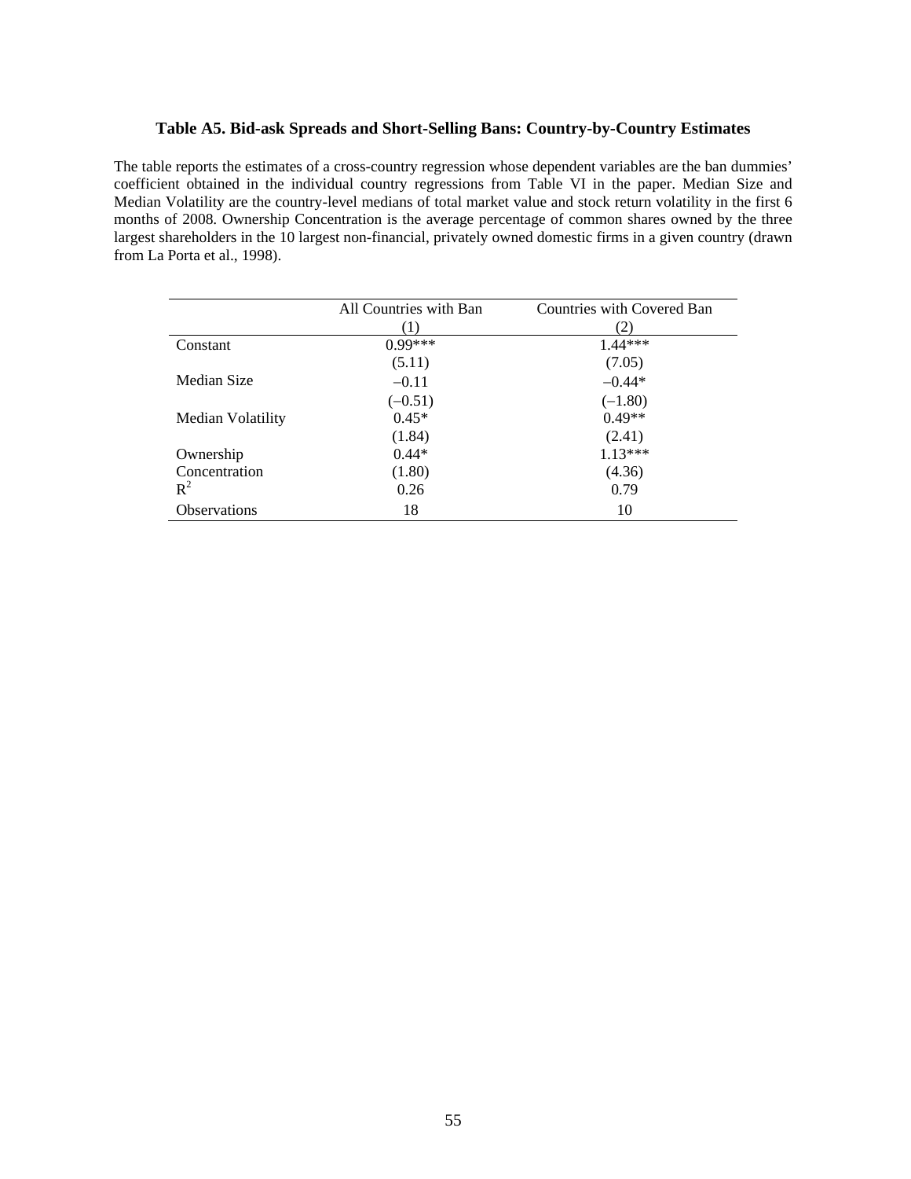### Table A5. Bid-ask Spreads and Short-Selling Bans: Country-by-Country Estimates

The table reports the estimates of a cross-country regression whose dependent variables are the ban dummies' coefficient obtained in the individual country regressions from Table VI in the paper. Median Size and Median Volatility are the country-level medians of total market value and stock return volatility in the first 6 months of 2008. Ownership Concentration is the average percentage of common shares owned by the three largest shareholders in the 10 largest non-financial, privately owned domestic firms in a given country (drawn from La Porta et al., 1998).

| | All Countries with Ban | Countries with Covered Ban |
|---|---|---|
| | (1) | (2) |
| Constant | 0.99*** | 1.44*** |
| | (5.11) | (7.05) |
| Median Size | −0.11 | −0.44* |
| | (−0.51) | (−1.80) |
| Median Volatility | 0.45* | 0.49** |
| | (1.84) | (2.41) |
| Ownership Concentration | 0.44* | 1.13*** |
| | (1.80) | (4.36) |
| $R^2$ | 0.26 | 0.79 |
| Observations | 18 | 10 |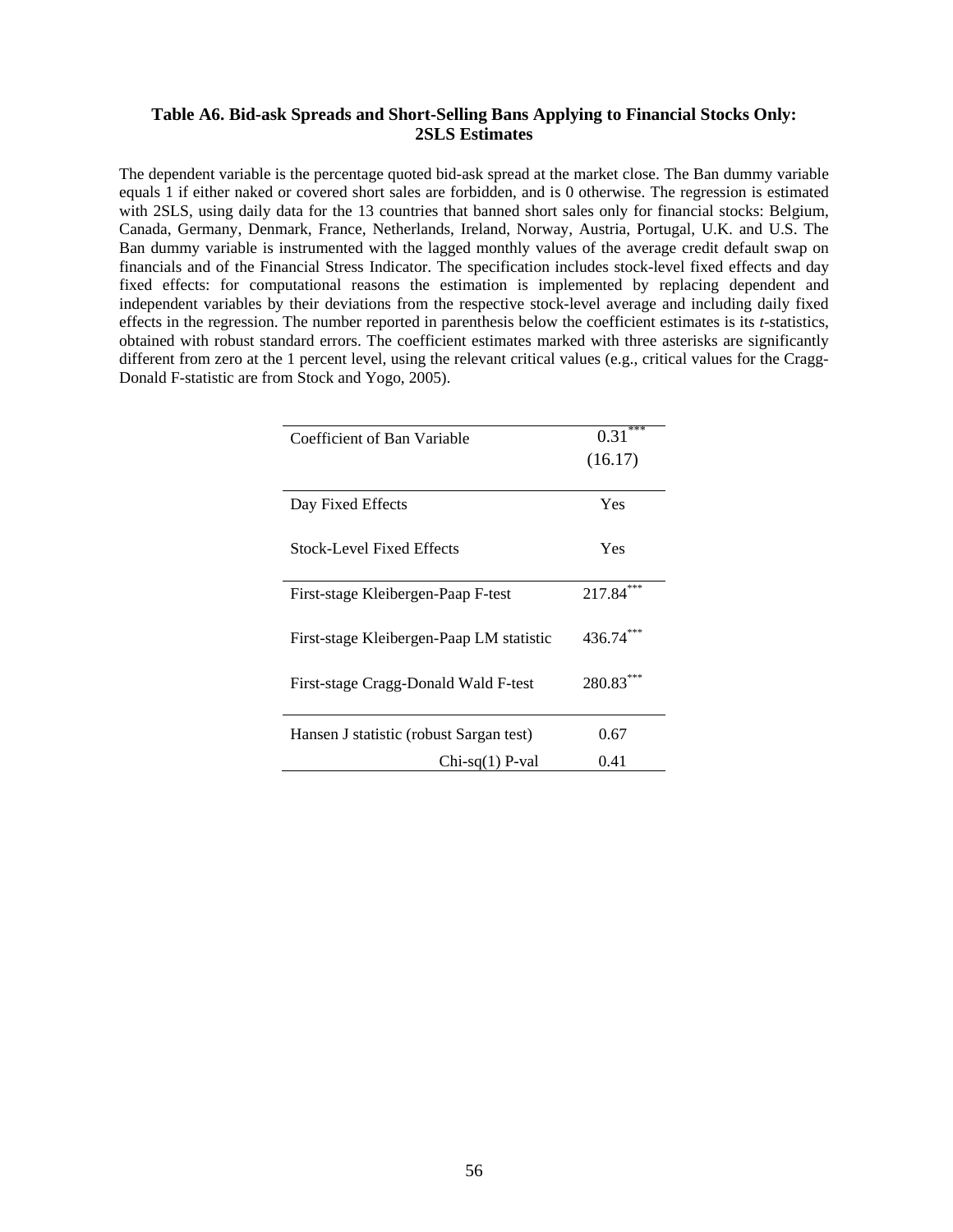### Table A6. Bid-ask Spreads and Short-Selling Bans Applying to Financial Stocks Only: 2SLS Estimates

The dependent variable is the percentage quoted bid-ask spread at the market close. The Ban dummy variable equals 1 if either naked or covered short sales are forbidden, and is 0 otherwise. The regression is estimated with 2SLS, using daily data for the 13 countries that banned short sales only for financial stocks: Belgium, Canada, Germany, Denmark, France, Netherlands, Ireland, Norway, Austria, Portugal, U.K. and U.S. The Ban dummy variable is instrumented with the lagged monthly values of the average credit default swap on financials and of the Financial Stress Indicator. The specification includes stock-level fixed effects and day fixed effects: for computational reasons the estimation is implemented by replacing dependent and independent variables by their deviations from the respective stock-level average and including daily fixed effects in the regression. The number reported in parenthesis below the coefficient estimates is its *t*-statistics, obtained with robust standard errors. The coefficient estimates marked with three asterisks are significantly different from zero at the 1 percent level, using the relevant critical values (e.g., critical values for the Cragg-Donald F-statistic are from Stock and Yogo, 2005).

| | |
|---|---|
| Coefficient of Ban Variable | 0.31*** |
| | (16.17) |
| Day Fixed Effects | Yes |
| Stock-Level Fixed Effects | Yes |
| First-stage Kleibergen-Paap F-test | 217.84*** |
| First-stage Kleibergen-Paap LM statistic | 436.74*** |
| First-stage Cragg-Donald Wald F-test | 280.83*** |
| Hansen J statistic (robust Sargan test) | 0.67 |
| Chi-sq(1) P-val | 0.41 |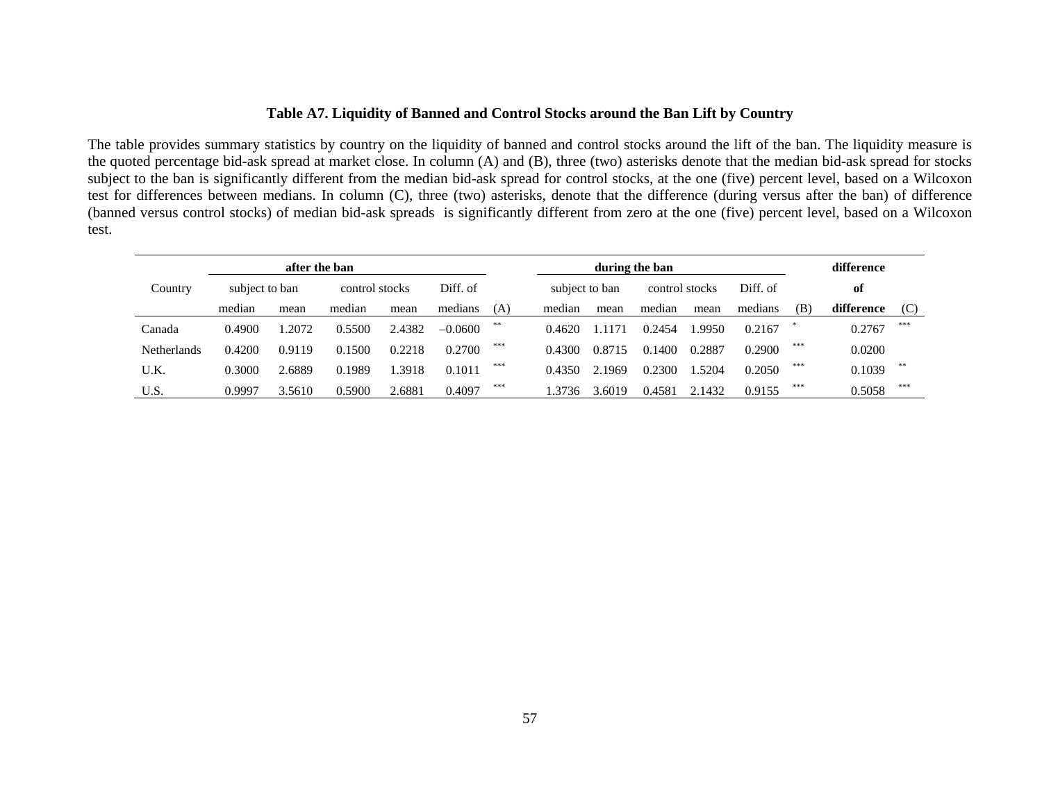**Table A7. Liquidity of Banned and Control Stocks around the Ban Lift by Country**

The table provides summary statistics by country on the liquidity of banned and control stocks around the lift of the ban. The liquidity measure is the quoted percentage bid-ask spread at market close. In column (A) and (B), three (two) asterisks denote that the median bid-ask spread for stocks subject to the ban is significantly different from the median bid-ask spread for control stocks, at the one (five) percent level, based on a Wilcoxon test for differences between medians. In column (C), three (two) asterisks, denote that the difference (during versus after the ban) of difference (banned versus control stocks) of median bid-ask spreads is significantly different from zero at the one (five) percent level, based on a Wilcoxon test.

| Country | **after the ban** | | | | | | **during the ban** | | | | | | **difference of difference** | |
|---|---|---|---|---|---|---|---|---|---|---|---|---|---|---|
| | subject to ban | | control stocks | | Diff. of | | subject to ban | | control stocks | | Diff. of | | | |
| | median | mean | median | mean | medians | (A) | median | mean | median | mean | medians | (B) | | (C) |
| Canada | 0.4900 | 1.2072 | 0.5500 | 2.4382 | −0.0600 | ** | 0.4620 | 1.1171 | 0.2454 | 1.9950 | 0.2167 | * | 0.2767 | *** |
| Netherlands | 0.4200 | 0.9119 | 0.1500 | 0.2218 | 0.2700 | *** | 0.4300 | 0.8715 | 0.1400 | 0.2887 | 0.2900 | *** | 0.0200 | |
| U.K. | 0.3000 | 2.6889 | 0.1989 | 1.3918 | 0.1011 | *** | 0.4350 | 2.1969 | 0.2300 | 1.5204 | 0.2050 | *** | 0.1039 | ** |
| U.S. | 0.9997 | 3.5610 | 0.5900 | 2.6881 | 0.4097 | *** | 1.3736 | 3.6019 | 0.4581 | 2.1432 | 0.9155 | *** | 0.5058 | *** |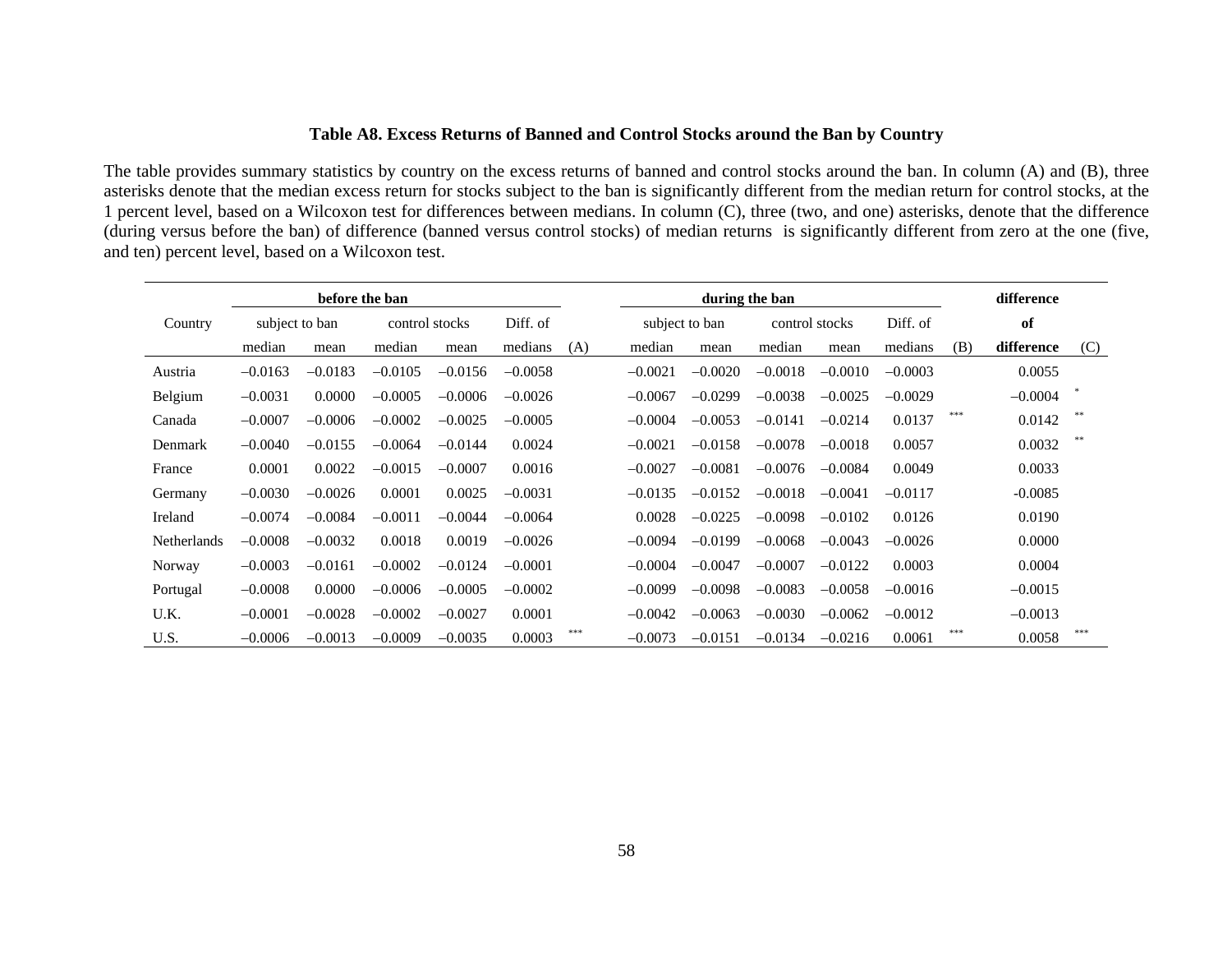### Table A8. Excess Returns of Banned and Control Stocks around the Ban by Country

The table provides summary statistics by country on the excess returns of banned and control stocks around the ban. In column (A) and (B), three asterisks denote that the median excess return for stocks subject to the ban is significantly different from the median return for control stocks, at the 1 percent level, based on a Wilcoxon test for differences between medians. In column (C), three (two, and one) asterisks, denote that the difference (during versus before the ban) of difference (banned versus control stocks) of median returns is significantly different from zero at the one (five, and ten) percent level, based on a Wilcoxon test.

| | before the ban | | | | | | during the ban | | | | | | difference | |
|---|---|---|---|---|---|---|---|---|---|---|---|---|---|---|
| Country | subject to ban | | control stocks | | Diff. of | | subject to ban | | control stocks | | Diff. of | | of | |
| | median | mean | median | mean | medians | (A) | median | mean | median | mean | medians | (B) | difference | (C) |
| Austria | −0.0163 | −0.0183 | −0.0105 | −0.0156 | −0.0058 | | −0.0021 | −0.0020 | −0.0018 | −0.0010 | −0.0003 | | 0.0055 | |
| Belgium | −0.0031 | 0.0000 | −0.0005 | −0.0006 | −0.0026 | | −0.0067 | −0.0299 | −0.0038 | −0.0025 | −0.0029 | | −0.0004 | * |
| Canada | −0.0007 | −0.0006 | −0.0002 | −0.0025 | −0.0005 | | −0.0004 | −0.0053 | −0.0141 | −0.0214 | 0.0137 | *** | 0.0142 | ** |
| Denmark | −0.0040 | −0.0155 | −0.0064 | −0.0144 | 0.0024 | | −0.0021 | −0.0158 | −0.0078 | −0.0018 | 0.0057 | | 0.0032 | ** |
| France | 0.0001 | 0.0022 | −0.0015 | −0.0007 | 0.0016 | | −0.0027 | −0.0081 | −0.0076 | −0.0084 | 0.0049 | | 0.0033 | |
| Germany | −0.0030 | −0.0026 | 0.0001 | 0.0025 | −0.0031 | | −0.0135 | −0.0152 | −0.0018 | −0.0041 | −0.0117 | | -0.0085 | |
| Ireland | −0.0074 | −0.0084 | −0.0011 | −0.0044 | −0.0064 | | 0.0028 | −0.0225 | −0.0098 | −0.0102 | 0.0126 | | 0.0190 | |
| Netherlands | −0.0008 | −0.0032 | 0.0018 | 0.0019 | −0.0026 | | −0.0094 | −0.0199 | −0.0068 | −0.0043 | −0.0026 | | 0.0000 | |
| Norway | −0.0003 | −0.0161 | −0.0002 | −0.0124 | −0.0001 | | −0.0004 | −0.0047 | −0.0007 | −0.0122 | 0.0003 | | 0.0004 | |
| Portugal | −0.0008 | 0.0000 | −0.0006 | −0.0005 | −0.0002 | | −0.0099 | −0.0098 | −0.0083 | −0.0058 | −0.0016 | | −0.0015 | |
| U.K. | −0.0001 | −0.0028 | −0.0002 | −0.0027 | 0.0001 | | −0.0042 | −0.0063 | −0.0030 | −0.0062 | −0.0012 | | −0.0013 | |
| U.S. | −0.0006 | −0.0013 | −0.0009 | −0.0035 | 0.0003 | *** | −0.0073 | −0.0151 | −0.0134 | −0.0216 | 0.0061 | *** | 0.0058 | *** |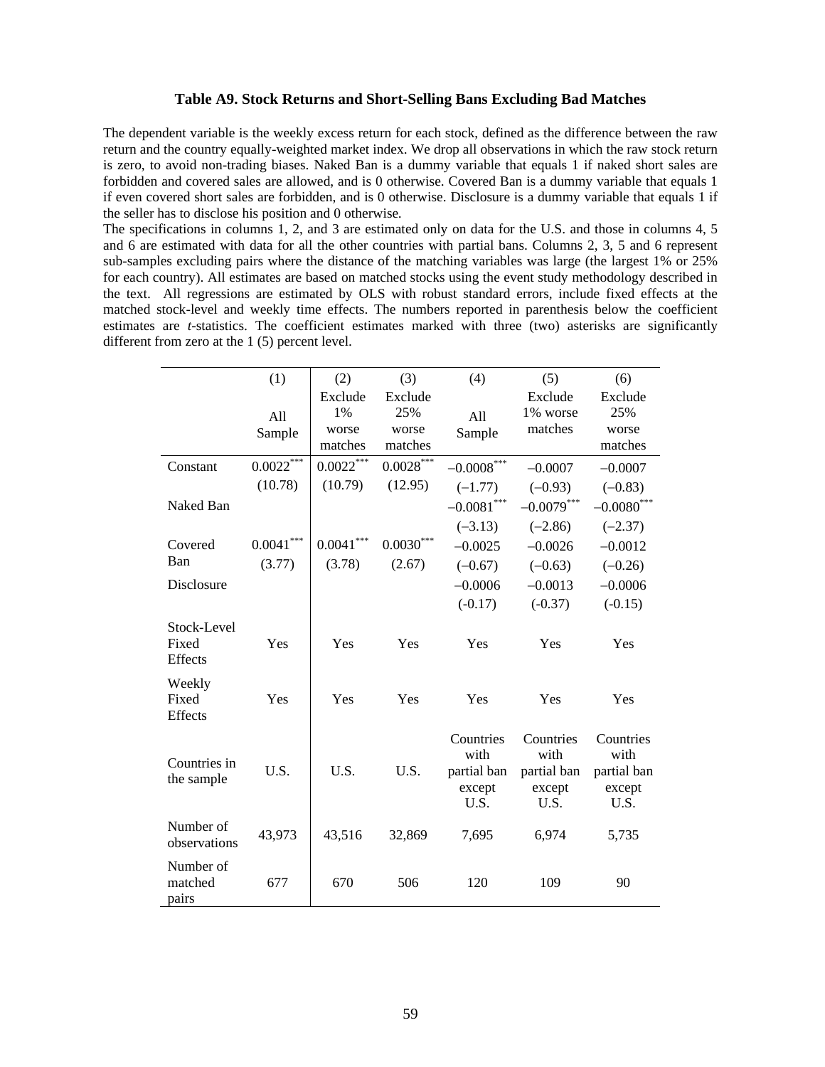**Table A9. Stock Returns and Short-Selling Bans Excluding Bad Matches**

The dependent variable is the weekly excess return for each stock, defined as the difference between the raw return and the country equally-weighted market index. We drop all observations in which the raw stock return is zero, to avoid non-trading biases. Naked Ban is a dummy variable that equals 1 if naked short sales are forbidden and covered sales are allowed, and is 0 otherwise. Covered Ban is a dummy variable that equals 1 if even covered short sales are forbidden, and is 0 otherwise. Disclosure is a dummy variable that equals 1 if the seller has to disclose his position and 0 otherwise.

The specifications in columns 1, 2, and 3 are estimated only on data for the U.S. and those in columns 4, 5 and 6 are estimated with data for all the other countries with partial bans. Columns 2, 3, 5 and 6 represent sub-samples excluding pairs where the distance of the matching variables was large (the largest 1% or 25% for each country). All estimates are based on matched stocks using the event study methodology described in the text. All regressions are estimated by OLS with robust standard errors, include fixed effects at the matched stock-level and weekly time effects. The numbers reported in parenthesis below the coefficient estimates are *t*-statistics. The coefficient estimates marked with three (two) asterisks are significantly different from zero at the 1 (5) percent level.

| | (1) | (2) | (3) | (4) | (5) | (6) |
|---|---|---|---|---|---|---|
| | All Sample | Exclude 1% worse matches | Exclude 25% worse matches | All Sample | Exclude 1% worse matches | Exclude 25% worse matches |
| Constant | 0.0022*** | 0.0022*** | 0.0028*** | −0.0008*** | −0.0007 | −0.0007 |
| | (10.78) | (10.79) | (12.95) | (−1.77) | (−0.93) | (−0.83) |
| Naked Ban | | | | −0.0081*** | −0.0079*** | −0.0080*** |
| | | | | (−3.13) | (−2.86) | (−2.37) |
| Covered Ban | 0.0041*** | 0.0041*** | 0.0030*** | −0.0025 | −0.0026 | −0.0012 |
| | (3.77) | (3.78) | (2.67) | (−0.67) | (−0.63) | (−0.26) |
| Disclosure | | | | −0.0006 | −0.0013 | −0.0006 |
| | | | | (-0.17) | (-0.37) | (-0.15) |
| Stock-Level Fixed Effects | Yes | Yes | Yes | Yes | Yes | Yes |
| Weekly Fixed Effects | Yes | Yes | Yes | Yes | Yes | Yes |
| Countries in the sample | U.S. | U.S. | U.S. | Countries with partial ban except U.S. | Countries with partial ban except U.S. | Countries with partial ban except U.S. |
| Number of observations | 43,973 | 43,516 | 32,869 | 7,695 | 6,974 | 5,735 |
| Number of matched pairs | 677 | 670 | 506 | 120 | 109 | 90 |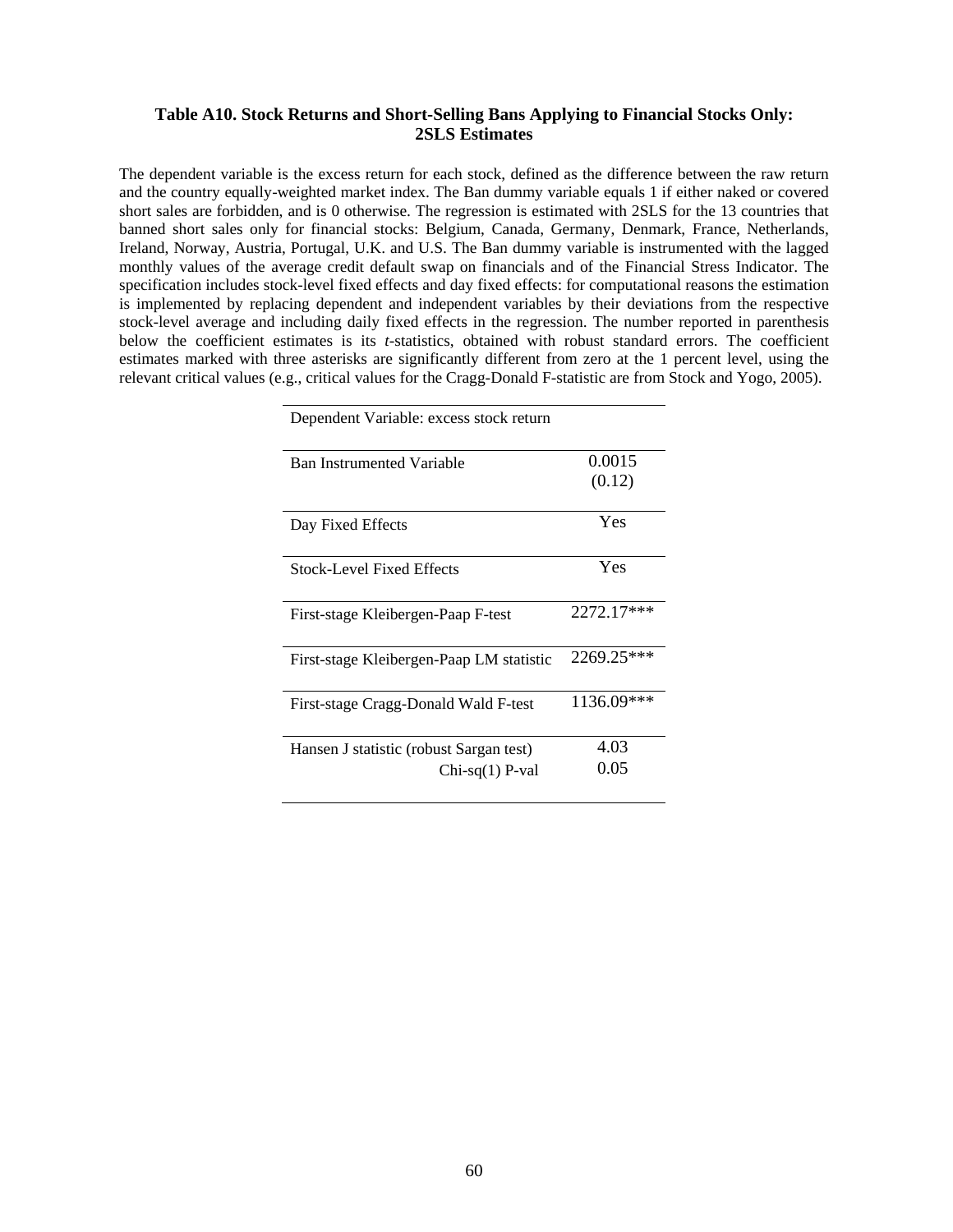### Table A10. Stock Returns and Short-Selling Bans Applying to Financial Stocks Only: 2SLS Estimates

The dependent variable is the excess return for each stock, defined as the difference between the raw return and the country equally-weighted market index. The Ban dummy variable equals 1 if either naked or covered short sales are forbidden, and is 0 otherwise. The regression is estimated with 2SLS for the 13 countries that banned short sales only for financial stocks: Belgium, Canada, Germany, Denmark, France, Netherlands, Ireland, Norway, Austria, Portugal, U.K. and U.S. The Ban dummy variable is instrumented with the lagged monthly values of the average credit default swap on financials and of the Financial Stress Indicator. The specification includes stock-level fixed effects and day fixed effects: for computational reasons the estimation is implemented by replacing dependent and independent variables by their deviations from the respective stock-level average and including daily fixed effects in the regression. The number reported in parenthesis below the coefficient estimates is its *t*-statistics, obtained with robust standard errors. The coefficient estimates marked with three asterisks are significantly different from zero at the 1 percent level, using the relevant critical values (e.g., critical values for the Cragg-Donald F-statistic are from Stock and Yogo, 2005).

| Dependent Variable: excess stock return | |
|---|---|
| Ban Instrumented Variable | 0.0015<br>(0.12) |
| Day Fixed Effects | Yes |
| Stock-Level Fixed Effects | Yes |
| First-stage Kleibergen-Paap F-test | 2272.17*** |
| First-stage Kleibergen-Paap LM statistic | 2269.25*** |
| First-stage Cragg-Donald Wald F-test | 1136.09*** |
| Hansen J statistic (robust Sargan test)<br>Chi-sq(1) P-val | 4.03<br>0.05 |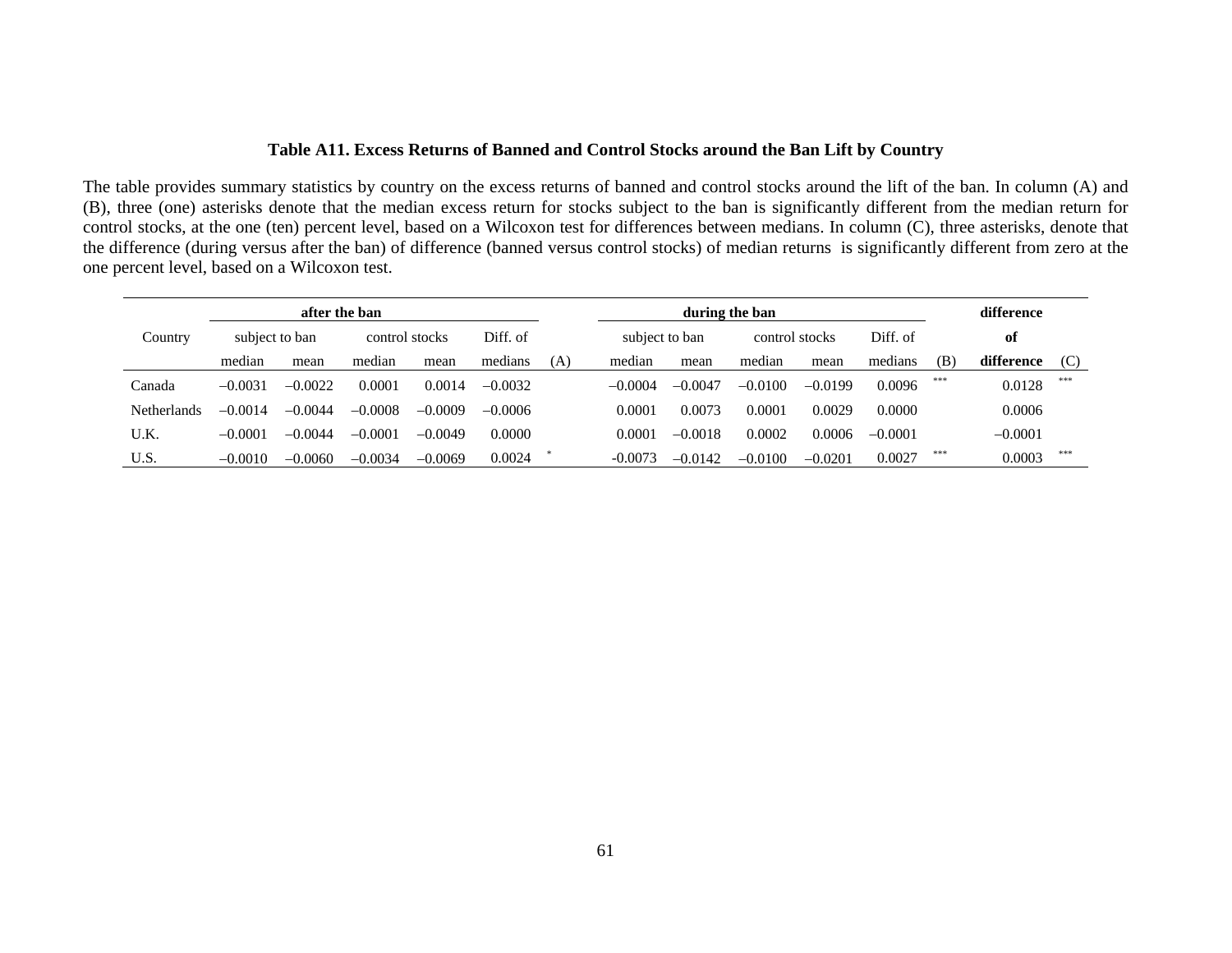**Table A11. Excess Returns of Banned and Control Stocks around the Ban Lift by Country**

The table provides summary statistics by country on the excess returns of banned and control stocks around the lift of the ban. In column (A) and (B), three (one) asterisks denote that the median excess return for stocks subject to the ban is significantly different from the median return for control stocks, at the one (ten) percent level, based on a Wilcoxon test for differences between medians. In column (C), three asterisks, denote that the difference (during versus after the ban) of difference (banned versus control stocks) of median returns is significantly different from zero at the one percent level, based on a Wilcoxon test.

| Country | after the ban | | | | | | during the ban | | | | | | difference of difference | |
|---|---|---|---|---|---|---|---|---|---|---|---|---|---|---|
| | subject to ban | | control stocks | | Diff. of | | subject to ban | | control stocks | | Diff. of | | | |
| | median | mean | median | mean | medians | (A) | median | mean | median | mean | medians | (B) | | (C) |
| Canada | –0.0031 | –0.0022 | 0.0001 | 0.0014 | –0.0032 | | –0.0004 | –0.0047 | –0.0100 | –0.0199 | 0.0096 | *** | 0.0128 | *** |
| Netherlands | –0.0014 | –0.0044 | –0.0008 | –0.0009 | –0.0006 | | 0.0001 | 0.0073 | 0.0001 | 0.0029 | 0.0000 | | 0.0006 | |
| U.K. | –0.0001 | –0.0044 | –0.0001 | –0.0049 | 0.0000 | | 0.0001 | –0.0018 | 0.0002 | 0.0006 | –0.0001 | | –0.0001 | |
| U.S. | –0.0010 | –0.0060 | –0.0034 | –0.0069 | 0.0024 | * | -0.0073 | –0.0142 | –0.0100 | –0.0201 | 0.0027 | *** | 0.0003 | *** |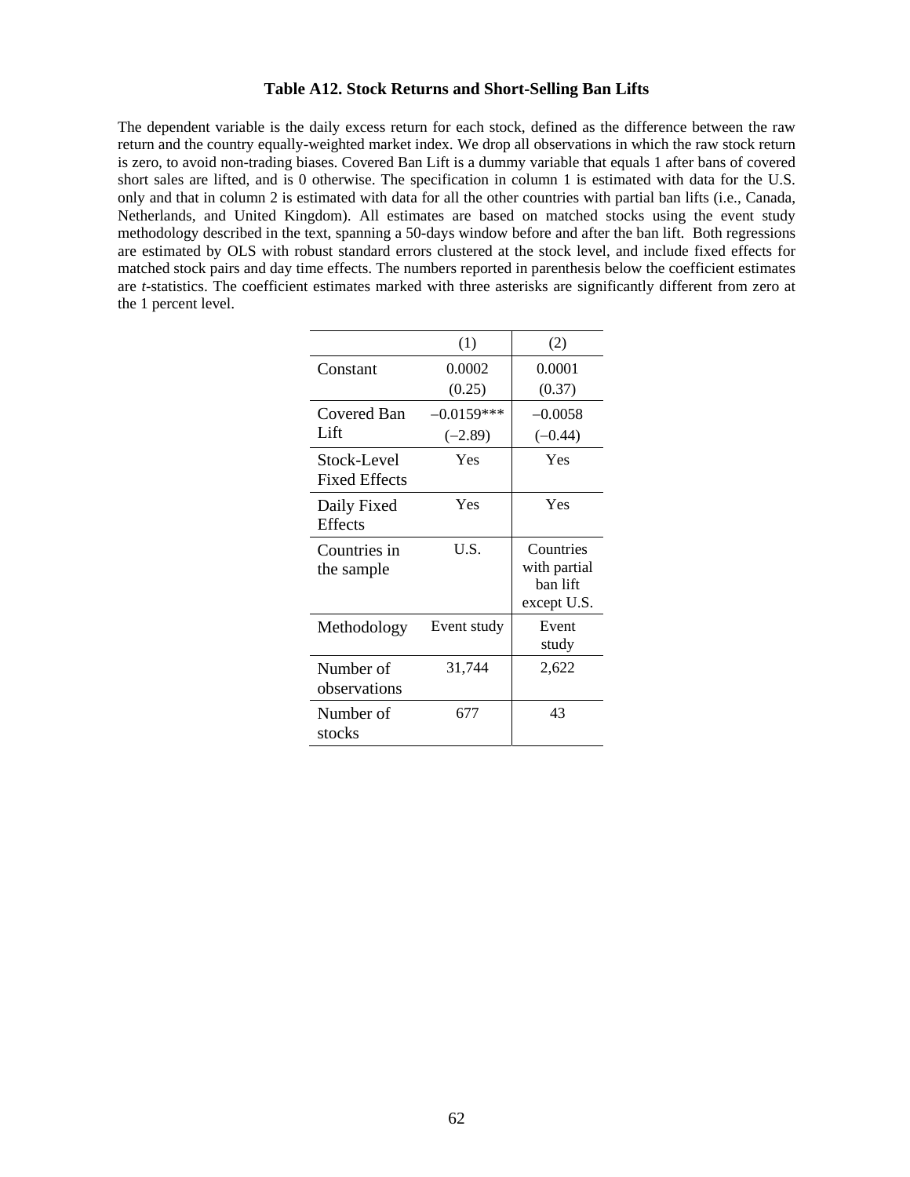### Table A12. Stock Returns and Short-Selling Ban Lifts

The dependent variable is the daily excess return for each stock, defined as the difference between the raw return and the country equally-weighted market index. We drop all observations in which the raw stock return is zero, to avoid non-trading biases. Covered Ban Lift is a dummy variable that equals 1 after bans of covered short sales are lifted, and is 0 otherwise. The specification in column 1 is estimated with data for the U.S. only and that in column 2 is estimated with data for all the other countries with partial ban lifts (i.e., Canada, Netherlands, and United Kingdom). All estimates are based on matched stocks using the event study methodology described in the text, spanning a 50-days window before and after the ban lift. Both regressions are estimated by OLS with robust standard errors clustered at the stock level, and include fixed effects for matched stock pairs and day time effects. The numbers reported in parenthesis below the coefficient estimates are *t*-statistics. The coefficient estimates marked with three asterisks are significantly different from zero at the 1 percent level.

| | (1) | (2) |
|---|---|---|
| Constant | 0.0002<br>(0.25) | 0.0001<br>(0.37) |
| Covered Ban Lift | –0.0159***<br>(–2.89) | –0.0058<br>(–0.44) |
| Stock-Level Fixed Effects | Yes | Yes |
| Daily Fixed Effects | Yes | Yes |
| Countries in the sample | U.S. | Countries with partial ban lift except U.S. |
| Methodology | Event study | Event study |
| Number of observations | 31,744 | 2,622 |
| Number of stocks | 677 | 43 |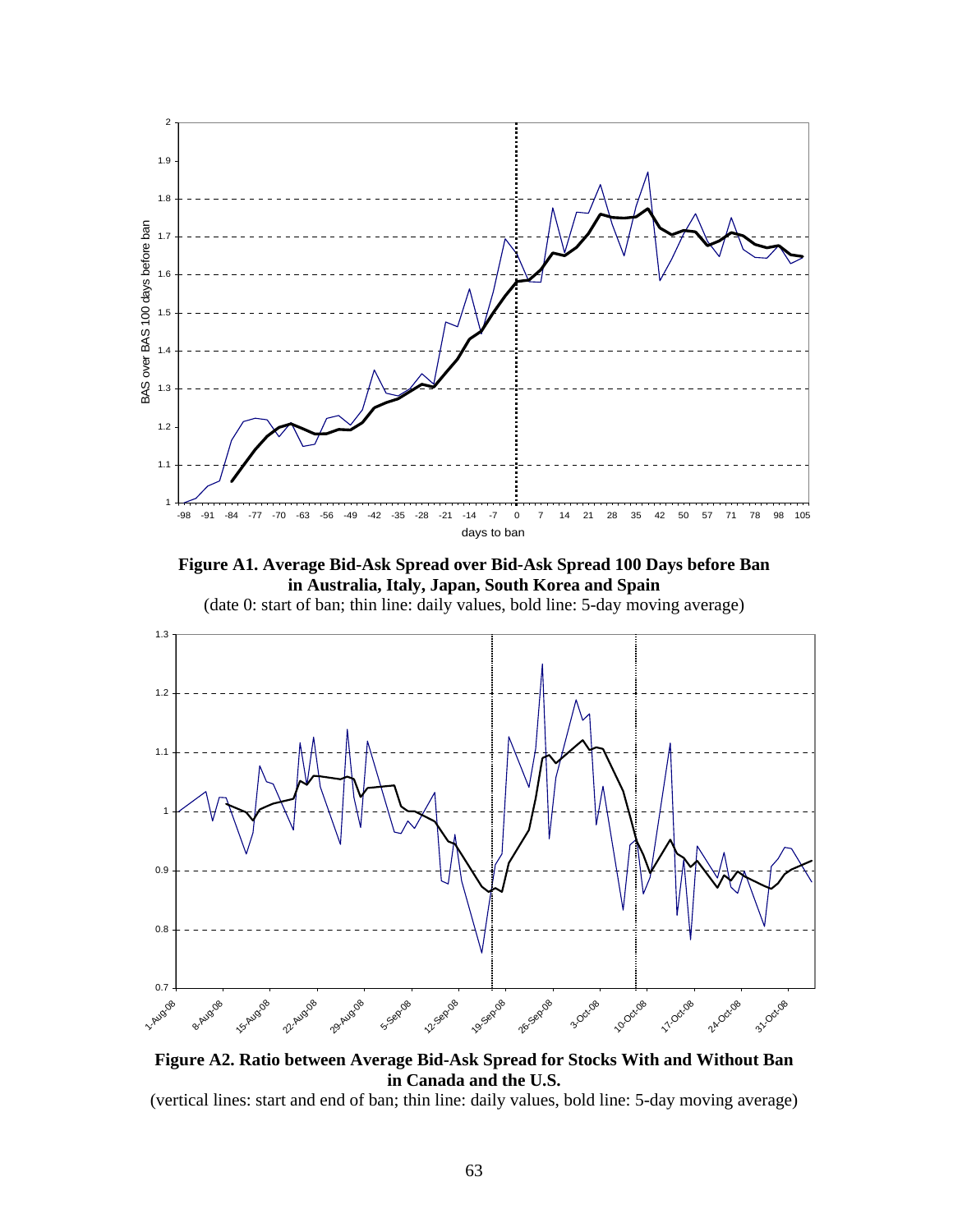**Figure A1. Average Bid-Ask Spread over Bid-Ask Spread 100 Days before Ban in Australia, Italy, Japan, South Korea and Spain**

(date 0: start of ban; thin line: daily values, bold line: 5-day moving average)

**Figure A2. Ratio between Average Bid-Ask Spread for Stocks With and Without Ban in Canada and the U.S.**

(vertical lines: start and end of ban; thin line: daily values, bold line: 5-day moving average)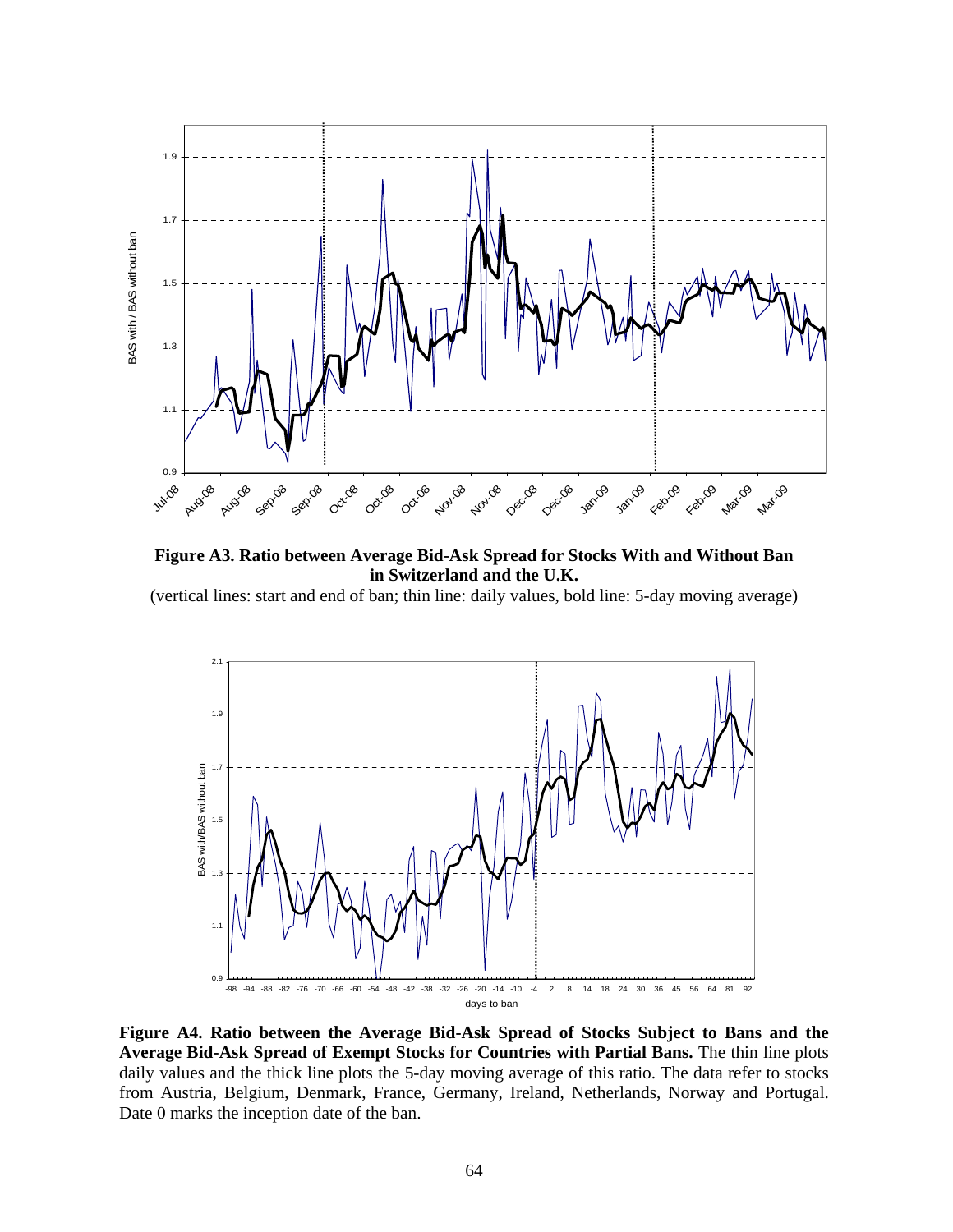BAS with / BAS without ban

1.9

1.7

1.5

1.3

1.1

0.9

Jul-08 Aug-08 Aug-08 Sep-08 Sep-08 Oct-08 Oct-08 Oct-08 Nov-08 Nov-08 Dec-08 Dec-08 Jan-09 Jan-09 Feb-09 Feb-09 Mar-09 Mar-09

**Figure A3. Ratio between Average Bid-Ask Spread for Stocks With and Without Ban in Switzerland and the U.K.**

(vertical lines: start and end of ban; thin line: daily values, bold line: 5-day moving average)

BAS with/BAS without ban

2.1

1.9

1.7

1.5

1.3

1.1

0.9

-98 -94 -88 -82 -76 -70 -66 -60 -54 -48 -42 -38 -32 -26 -20 -14 -10 -4 2 8 14 18 24 30 36 45 56 64 81 92

days to ban

**Figure A4. Ratio between the Average Bid-Ask Spread of Stocks Subject to Bans and the Average Bid-Ask Spread of Exempt Stocks for Countries with Partial Bans.** The thin line plots daily values and the thick line plots the 5-day moving average of this ratio. The data refer to stocks from Austria, Belgium, Denmark, France, Germany, Ireland, Netherlands, Norway and Portugal. Date 0 marks the inception date of the ban.